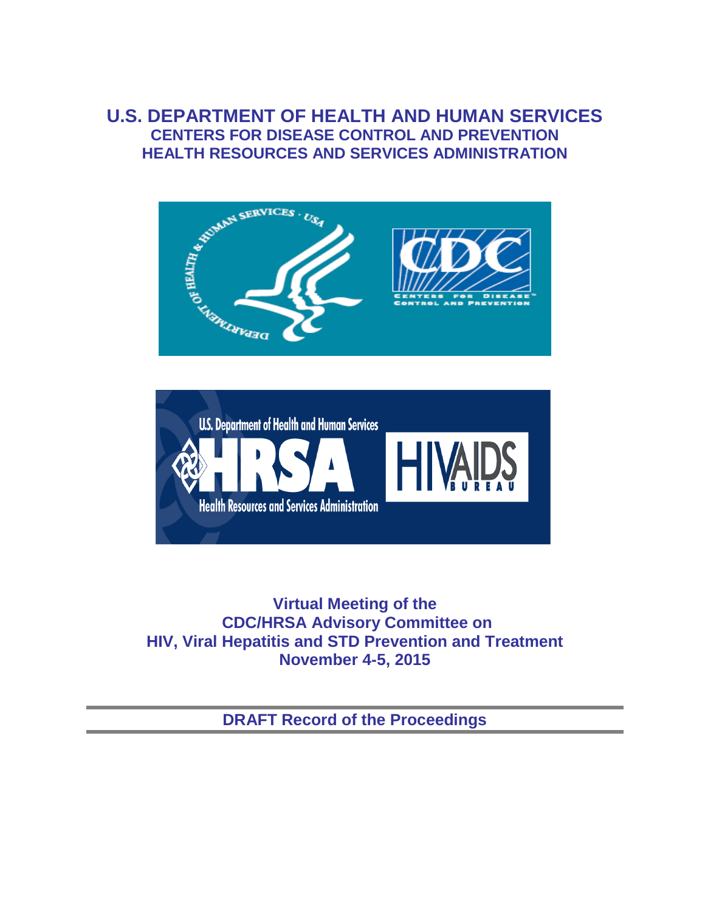# U.S. DEPARTMENT OF HEALTH AND HUMAN SERVICES

## CENTERS FOR DISEASE CONTROL AND PREVENTION

## HEALTH RESOURCES AND SERVICES ADMINISTRATION

**Virtual Meeting of the**
**CDC/HRSA Advisory Committee on**
**HIV, Viral Hepatitis and STD Prevention and Treatment**
**November 4-5, 2015**

---

**DRAFT Record of the Proceedings**

---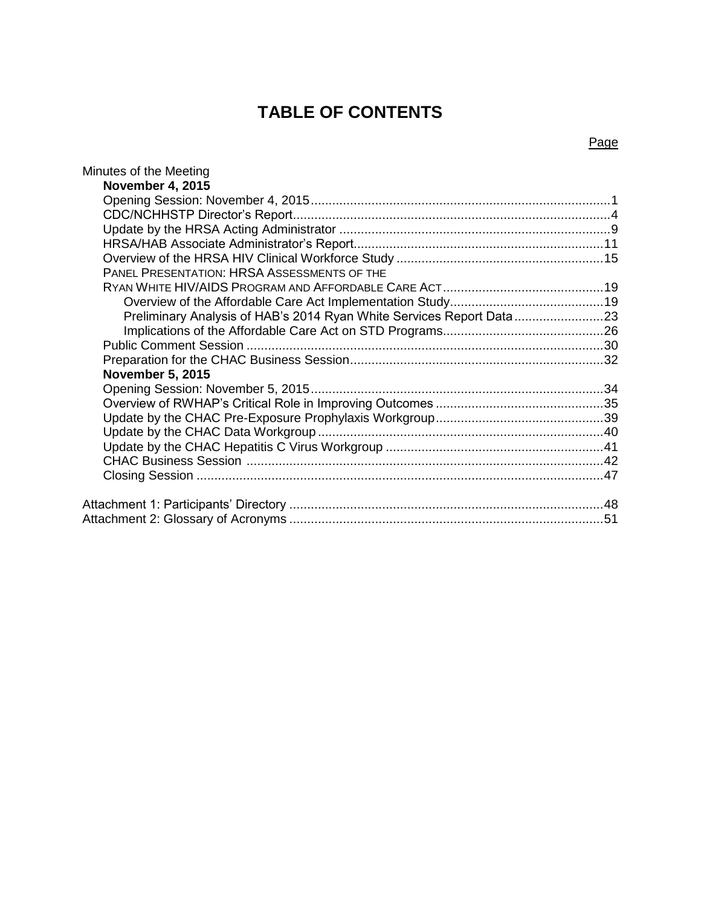# TABLE OF CONTENTS

| | Page |
|---|---|
| Minutes of the Meeting | |
| **November 4, 2015** | |
| Opening Session: November 4, 2015 | 1 |
| CDC/NCHHSTP Director's Report | 4 |
| Update by the HRSA Acting Administrator | 9 |
| HRSA/HAB Associate Administrator's Report | 11 |
| Overview of the HRSA HIV Clinical Workforce Study | 15 |
| PANEL PRESENTATION: HRSA ASSESSMENTS OF THE RYAN WHITE HIV/AIDS PROGRAM AND AFFORDABLE CARE ACT | 19 |
| Overview of the Affordable Care Act Implementation Study | 19 |
| Preliminary Analysis of HAB's 2014 Ryan White Services Report Data | 23 |
| Implications of the Affordable Care Act on STD Programs | 26 |
| Public Comment Session | 30 |
| Preparation for the CHAC Business Session | 32 |
| **November 5, 2015** | |
| Opening Session: November 5, 2015 | 34 |
| Overview of RWHAP's Critical Role in Improving Outcomes | 35 |
| Update by the CHAC Pre-Exposure Prophylaxis Workgroup | 39 |
| Update by the CHAC Data Workgroup | 40 |
| Update by the CHAC Hepatitis C Virus Workgroup | 41 |
| CHAC Business Session | 42 |
| Closing Session | 47 |
| Attachment 1: Participants' Directory | 48 |
| Attachment 2: Glossary of Acronyms | 51 |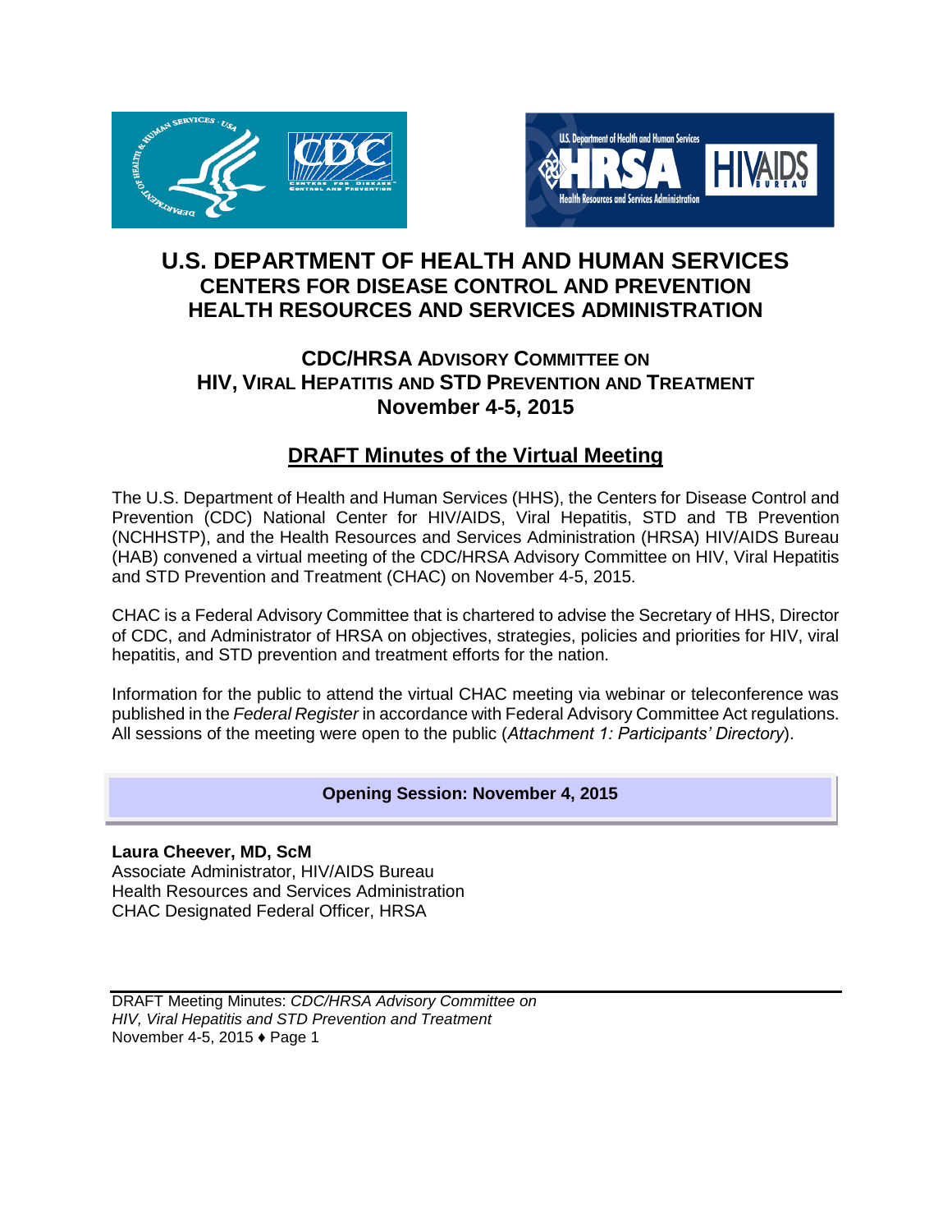# U.S. DEPARTMENT OF HEALTH AND HUMAN SERVICES
## CENTERS FOR DISEASE CONTROL AND PREVENTION
## HEALTH RESOURCES AND SERVICES ADMINISTRATION

### CDC/HRSA ADVISORY COMMITTEE ON HIV, VIRAL HEPATITIS AND STD PREVENTION AND TREATMENT
### November 4-5, 2015

## DRAFT Minutes of the Virtual Meeting

The U.S. Department of Health and Human Services (HHS), the Centers for Disease Control and Prevention (CDC) National Center for HIV/AIDS, Viral Hepatitis, STD and TB Prevention (NCHHSTP), and the Health Resources and Services Administration (HRSA) HIV/AIDS Bureau (HAB) convened a virtual meeting of the CDC/HRSA Advisory Committee on HIV, Viral Hepatitis and STD Prevention and Treatment (CHAC) on November 4-5, 2015.

CHAC is a Federal Advisory Committee that is chartered to advise the Secretary of HHS, Director of CDC, and Administrator of HRSA on objectives, strategies, policies and priorities for HIV, viral hepatitis, and STD prevention and treatment efforts for the nation.

Information for the public to attend the virtual CHAC meeting via webinar or teleconference was published in the *Federal Register* in accordance with Federal Advisory Committee Act regulations. All sessions of the meeting were open to the public (*Attachment 1: Participants' Directory*).

**Opening Session: November 4, 2015**

**Laura Cheever, MD, ScM**
Associate Administrator, HIV/AIDS Bureau
Health Resources and Services Administration
CHAC Designated Federal Officer, HRSA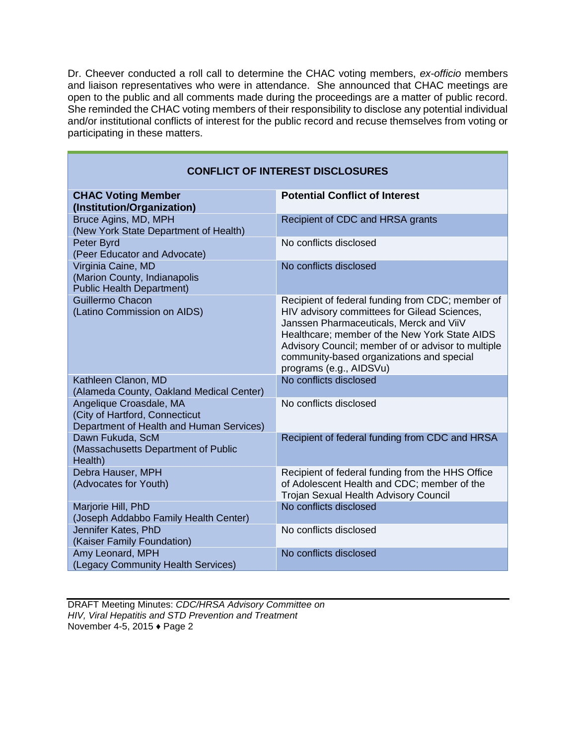Dr. Cheever conducted a roll call to determine the CHAC voting members, *ex-officio* members and liaison representatives who were in attendance. She announced that CHAC meetings are open to the public and all comments made during the proceedings are a matter of public record. She reminded the CHAC voting members of their responsibility to disclose any potential individual and/or institutional conflicts of interest for the public record and recuse themselves from voting or participating in these matters.

| **CONFLICT OF INTEREST DISCLOSURES** | |
|---|---|
| **CHAC Voting Member (Institution/Organization)** | **Potential Conflict of Interest** |
| Bruce Agins, MD, MPH (New York State Department of Health) | Recipient of CDC and HRSA grants |
| Peter Byrd (Peer Educator and Advocate) | No conflicts disclosed |
| Virginia Caine, MD (Marion County, Indianapolis Public Health Department) | No conflicts disclosed |
| Guillermo Chacon (Latino Commission on AIDS) | Recipient of federal funding from CDC; member of HIV advisory committees for Gilead Sciences, Janssen Pharmaceuticals, Merck and ViiV Healthcare; member of the New York State AIDS Advisory Council; member of or advisor to multiple community-based organizations and special programs (e.g., AIDSVu) |
| Kathleen Clanon, MD (Alameda County, Oakland Medical Center) | No conflicts disclosed |
| Angelique Croasdale, MA (City of Hartford, Connecticut Department of Health and Human Services) | No conflicts disclosed |
| Dawn Fukuda, ScM (Massachusetts Department of Public Health) | Recipient of federal funding from CDC and HRSA |
| Debra Hauser, MPH (Advocates for Youth) | Recipient of federal funding from the HHS Office of Adolescent Health and CDC; member of the Trojan Sexual Health Advisory Council |
| Marjorie Hill, PhD (Joseph Addabbo Family Health Center) | No conflicts disclosed |
| Jennifer Kates, PhD (Kaiser Family Foundation) | No conflicts disclosed |
| Amy Leonard, MPH (Legacy Community Health Services) | No conflicts disclosed |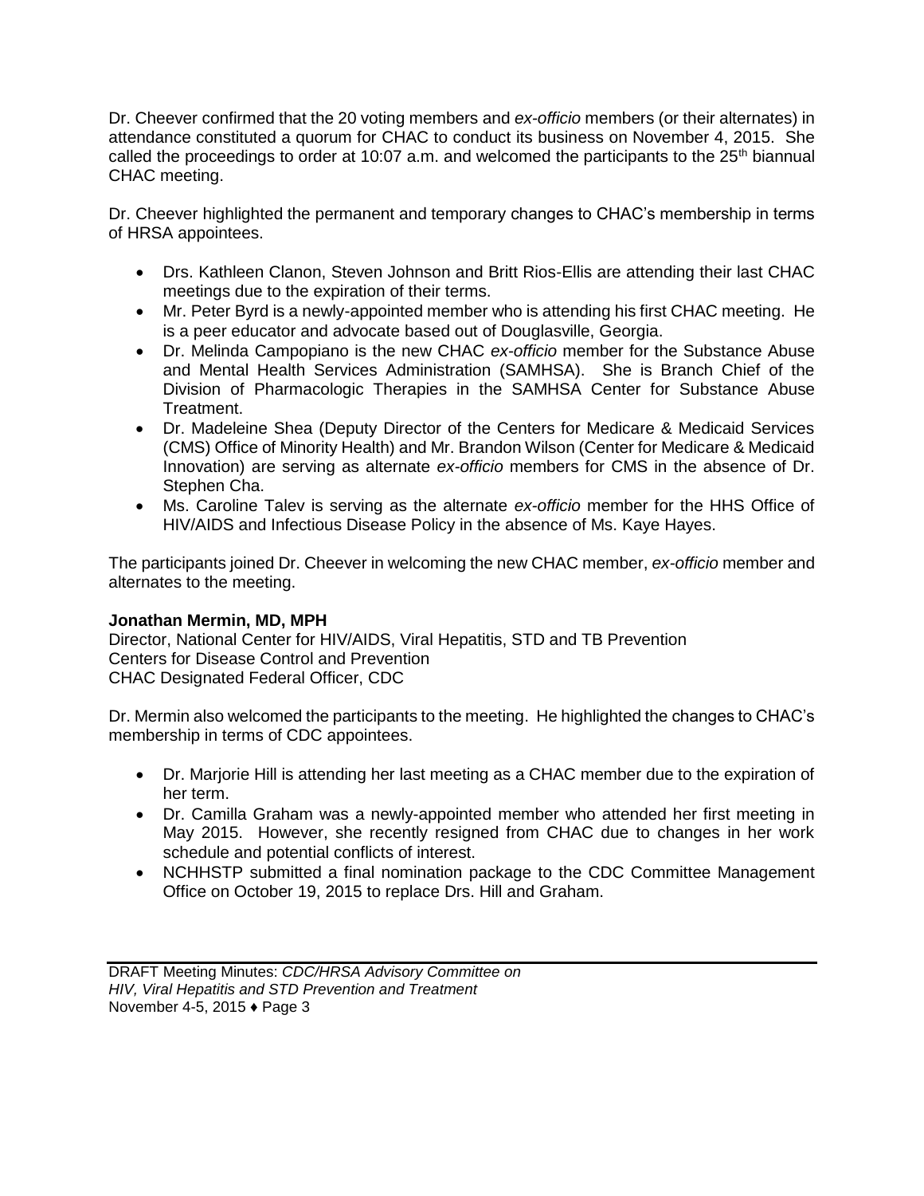Dr. Cheever confirmed that the 20 voting members and *ex-officio* members (or their alternates) in attendance constituted a quorum for CHAC to conduct its business on November 4, 2015. She called the proceedings to order at 10:07 a.m. and welcomed the participants to the 25th biannual CHAC meeting.

Dr. Cheever highlighted the permanent and temporary changes to CHAC's membership in terms of HRSA appointees.

- Drs. Kathleen Clanon, Steven Johnson and Britt Rios-Ellis are attending their last CHAC meetings due to the expiration of their terms.
- Mr. Peter Byrd is a newly-appointed member who is attending his first CHAC meeting. He is a peer educator and advocate based out of Douglasville, Georgia.
- Dr. Melinda Campopiano is the new CHAC *ex-officio* member for the Substance Abuse and Mental Health Services Administration (SAMHSA). She is Branch Chief of the Division of Pharmacologic Therapies in the SAMHSA Center for Substance Abuse Treatment.
- Dr. Madeleine Shea (Deputy Director of the Centers for Medicare & Medicaid Services (CMS) Office of Minority Health) and Mr. Brandon Wilson (Center for Medicare & Medicaid Innovation) are serving as alternate *ex-officio* members for CMS in the absence of Dr. Stephen Cha.
- Ms. Caroline Talev is serving as the alternate *ex-officio* member for the HHS Office of HIV/AIDS and Infectious Disease Policy in the absence of Ms. Kaye Hayes.

The participants joined Dr. Cheever in welcoming the new CHAC member, *ex-officio* member and alternates to the meeting.

**Jonathan Mermin, MD, MPH**
Director, National Center for HIV/AIDS, Viral Hepatitis, STD and TB Prevention
Centers for Disease Control and Prevention
CHAC Designated Federal Officer, CDC

Dr. Mermin also welcomed the participants to the meeting. He highlighted the changes to CHAC's membership in terms of CDC appointees.

- Dr. Marjorie Hill is attending her last meeting as a CHAC member due to the expiration of her term.
- Dr. Camilla Graham was a newly-appointed member who attended her first meeting in May 2015. However, she recently resigned from CHAC due to changes in her work schedule and potential conflicts of interest.
- NCHHSTP submitted a final nomination package to the CDC Committee Management Office on October 19, 2015 to replace Drs. Hill and Graham.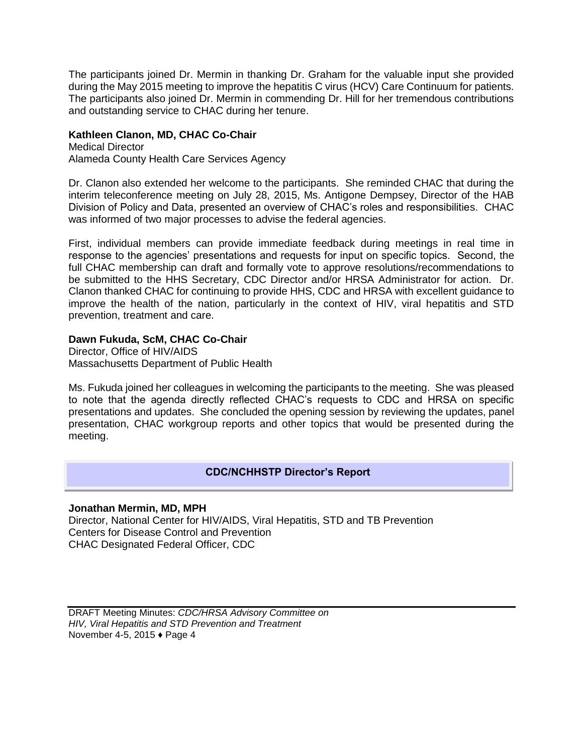The participants joined Dr. Mermin in thanking Dr. Graham for the valuable input she provided during the May 2015 meeting to improve the hepatitis C virus (HCV) Care Continuum for patients. The participants also joined Dr. Mermin in commending Dr. Hill for her tremendous contributions and outstanding service to CHAC during her tenure.

**Kathleen Clanon, MD, CHAC Co-Chair**
Medical Director
Alameda County Health Care Services Agency

Dr. Clanon also extended her welcome to the participants. She reminded CHAC that during the interim teleconference meeting on July 28, 2015, Ms. Antigone Dempsey, Director of the HAB Division of Policy and Data, presented an overview of CHAC's roles and responsibilities. CHAC was informed of two major processes to advise the federal agencies.

First, individual members can provide immediate feedback during meetings in real time in response to the agencies' presentations and requests for input on specific topics. Second, the full CHAC membership can draft and formally vote to approve resolutions/recommendations to be submitted to the HHS Secretary, CDC Director and/or HRSA Administrator for action. Dr. Clanon thanked CHAC for continuing to provide HHS, CDC and HRSA with excellent guidance to improve the health of the nation, particularly in the context of HIV, viral hepatitis and STD prevention, treatment and care.

**Dawn Fukuda, ScM, CHAC Co-Chair**
Director, Office of HIV/AIDS
Massachusetts Department of Public Health

Ms. Fukuda joined her colleagues in welcoming the participants to the meeting. She was pleased to note that the agenda directly reflected CHAC's requests to CDC and HRSA on specific presentations and updates. She concluded the opening session by reviewing the updates, panel presentation, CHAC workgroup reports and other topics that would be presented during the meeting.

## CDC/NCHHSTP Director's Report

**Jonathan Mermin, MD, MPH**
Director, National Center for HIV/AIDS, Viral Hepatitis, STD and TB Prevention
Centers for Disease Control and Prevention
CHAC Designated Federal Officer, CDC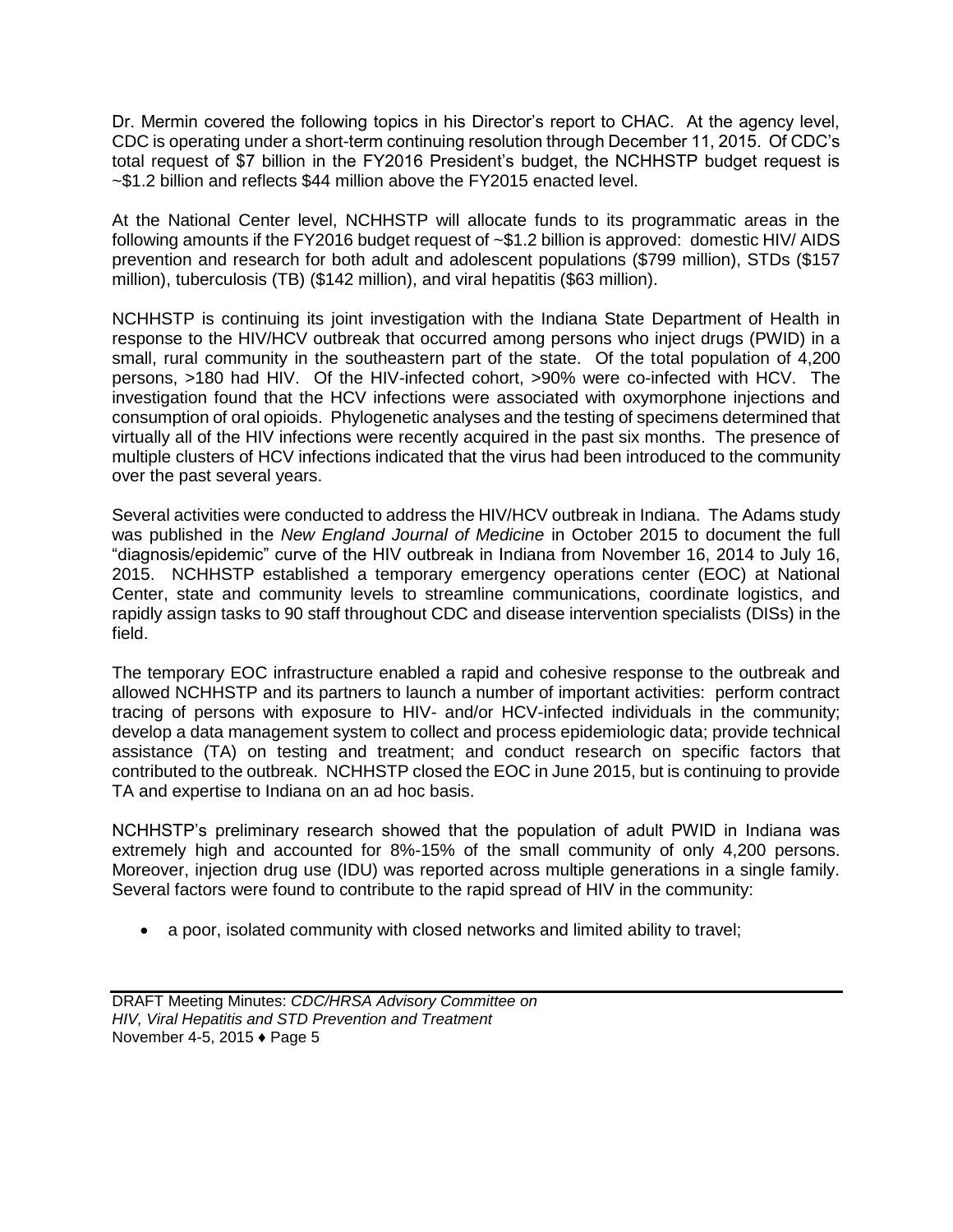Dr. Mermin covered the following topics in his Director's report to CHAC. At the agency level, CDC is operating under a short-term continuing resolution through December 11, 2015. Of CDC's total request of $7 billion in the FY2016 President's budget, the NCHHSTP budget request is ~$1.2 billion and reflects $44 million above the FY2015 enacted level.

At the National Center level, NCHHSTP will allocate funds to its programmatic areas in the following amounts if the FY2016 budget request of ~$1.2 billion is approved: domestic HIV/ AIDS prevention and research for both adult and adolescent populations ($799 million), STDs ($157 million), tuberculosis (TB) ($142 million), and viral hepatitis ($63 million).

NCHHSTP is continuing its joint investigation with the Indiana State Department of Health in response to the HIV/HCV outbreak that occurred among persons who inject drugs (PWID) in a small, rural community in the southeastern part of the state. Of the total population of 4,200 persons, >180 had HIV. Of the HIV-infected cohort, >90% were co-infected with HCV. The investigation found that the HCV infections were associated with oxymorphone injections and consumption of oral opioids. Phylogenetic analyses and the testing of specimens determined that virtually all of the HIV infections were recently acquired in the past six months. The presence of multiple clusters of HCV infections indicated that the virus had been introduced to the community over the past several years.

Several activities were conducted to address the HIV/HCV outbreak in Indiana. The Adams study was published in the *New England Journal of Medicine* in October 2015 to document the full "diagnosis/epidemic" curve of the HIV outbreak in Indiana from November 16, 2014 to July 16, 2015. NCHHSTP established a temporary emergency operations center (EOC) at National Center, state and community levels to streamline communications, coordinate logistics, and rapidly assign tasks to 90 staff throughout CDC and disease intervention specialists (DISs) in the field.

The temporary EOC infrastructure enabled a rapid and cohesive response to the outbreak and allowed NCHHSTP and its partners to launch a number of important activities: perform contract tracing of persons with exposure to HIV- and/or HCV-infected individuals in the community; develop a data management system to collect and process epidemiologic data; provide technical assistance (TA) on testing and treatment; and conduct research on specific factors that contributed to the outbreak. NCHHSTP closed the EOC in June 2015, but is continuing to provide TA and expertise to Indiana on an ad hoc basis.

NCHHSTP's preliminary research showed that the population of adult PWID in Indiana was extremely high and accounted for 8%-15% of the small community of only 4,200 persons. Moreover, injection drug use (IDU) was reported across multiple generations in a single family. Several factors were found to contribute to the rapid spread of HIV in the community:

- a poor, isolated community with closed networks and limited ability to travel;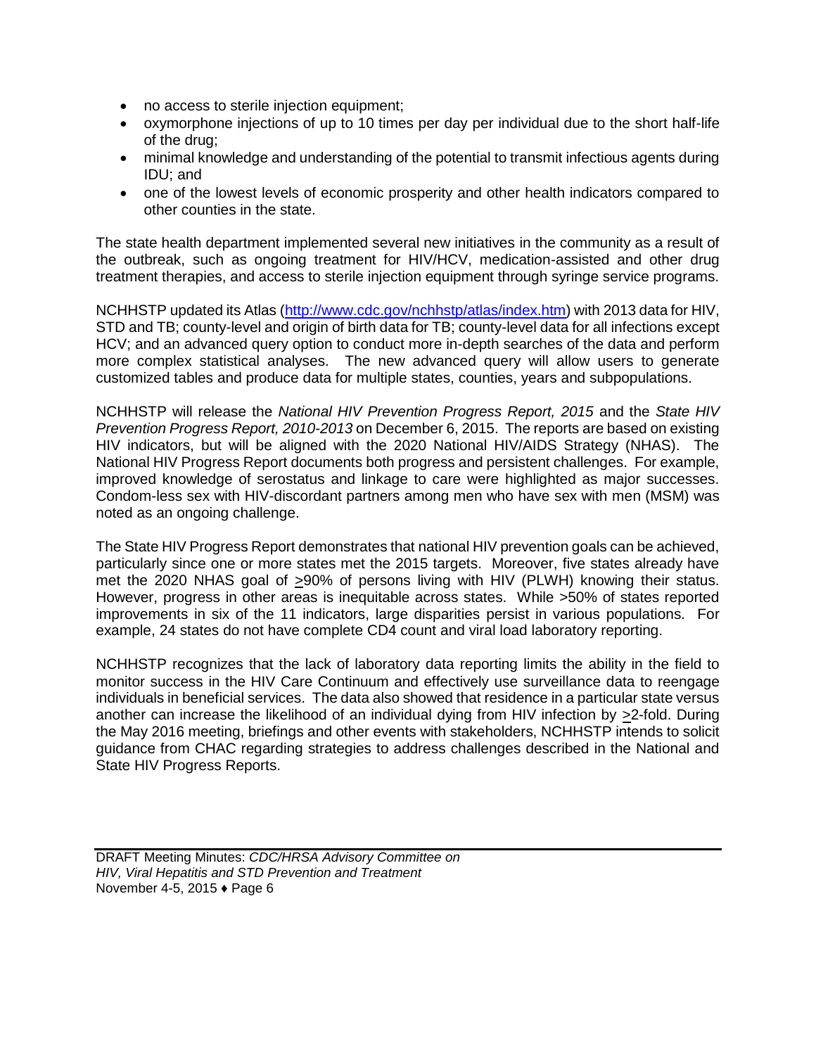- no access to sterile injection equipment;
- oxymorphone injections of up to 10 times per day per individual due to the short half-life of the drug;
- minimal knowledge and understanding of the potential to transmit infectious agents during IDU; and
- one of the lowest levels of economic prosperity and other health indicators compared to other counties in the state.

The state health department implemented several new initiatives in the community as a result of the outbreak, such as ongoing treatment for HIV/HCV, medication-assisted and other drug treatment therapies, and access to sterile injection equipment through syringe service programs.

NCHHSTP updated its Atlas (http://www.cdc.gov/nchhstp/atlas/index.htm) with 2013 data for HIV, STD and TB; county-level and origin of birth data for TB; county-level data for all infections except HCV; and an advanced query option to conduct more in-depth searches of the data and perform more complex statistical analyses. The new advanced query will allow users to generate customized tables and produce data for multiple states, counties, years and subpopulations.

NCHHSTP will release the *National HIV Prevention Progress Report, 2015* and the *State HIV Prevention Progress Report, 2010-2013* on December 6, 2015. The reports are based on existing HIV indicators, but will be aligned with the 2020 National HIV/AIDS Strategy (NHAS). The National HIV Progress Report documents both progress and persistent challenges. For example, improved knowledge of serostatus and linkage to care were highlighted as major successes. Condom-less sex with HIV-discordant partners among men who have sex with men (MSM) was noted as an ongoing challenge.

The State HIV Progress Report demonstrates that national HIV prevention goals can be achieved, particularly since one or more states met the 2015 targets. Moreover, five states already have met the 2020 NHAS goal of ≥90% of persons living with HIV (PLWH) knowing their status. However, progress in other areas is inequitable across states. While >50% of states reported improvements in six of the 11 indicators, large disparities persist in various populations. For example, 24 states do not have complete CD4 count and viral load laboratory reporting.

NCHHSTP recognizes that the lack of laboratory data reporting limits the ability in the field to monitor success in the HIV Care Continuum and effectively use surveillance data to reengage individuals in beneficial services. The data also showed that residence in a particular state versus another can increase the likelihood of an individual dying from HIV infection by ≥2-fold. During the May 2016 meeting, briefings and other events with stakeholders, NCHHSTP intends to solicit guidance from CHAC regarding strategies to address challenges described in the National and State HIV Progress Reports.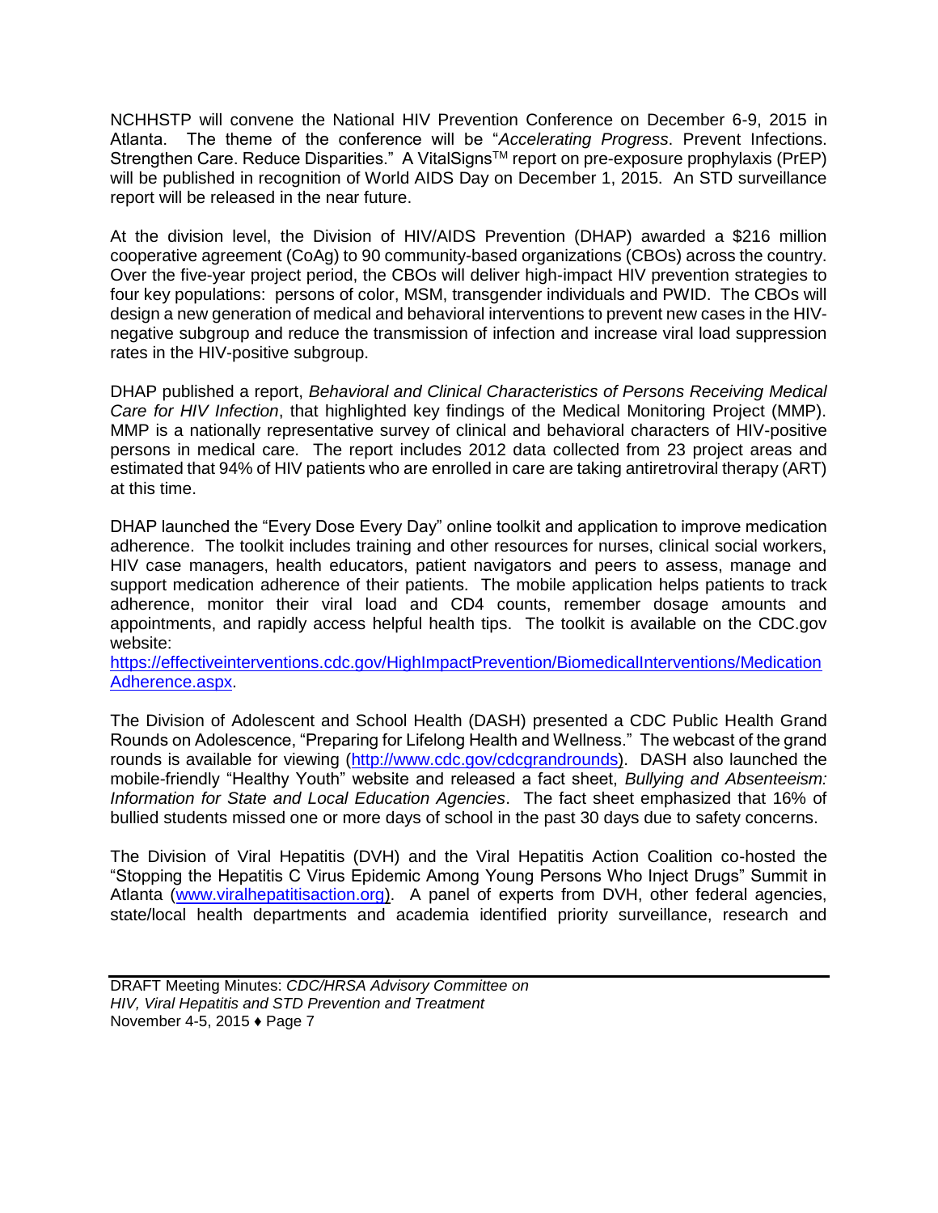NCHHSTP will convene the National HIV Prevention Conference on December 6-9, 2015 in Atlanta. The theme of the conference will be "*Accelerating Progress*. Prevent Infections. Strengthen Care. Reduce Disparities." A VitalSigns™ report on pre-exposure prophylaxis (PrEP) will be published in recognition of World AIDS Day on December 1, 2015. An STD surveillance report will be released in the near future.

At the division level, the Division of HIV/AIDS Prevention (DHAP) awarded a $216 million cooperative agreement (CoAg) to 90 community-based organizations (CBOs) across the country. Over the five-year project period, the CBOs will deliver high-impact HIV prevention strategies to four key populations: persons of color, MSM, transgender individuals and PWID. The CBOs will design a new generation of medical and behavioral interventions to prevent new cases in the HIV-negative subgroup and reduce the transmission of infection and increase viral load suppression rates in the HIV-positive subgroup.

DHAP published a report, *Behavioral and Clinical Characteristics of Persons Receiving Medical Care for HIV Infection*, that highlighted key findings of the Medical Monitoring Project (MMP). MMP is a nationally representative survey of clinical and behavioral characters of HIV-positive persons in medical care. The report includes 2012 data collected from 23 project areas and estimated that 94% of HIV patients who are enrolled in care are taking antiretroviral therapy (ART) at this time.

DHAP launched the "Every Dose Every Day" online toolkit and application to improve medication adherence. The toolkit includes training and other resources for nurses, clinical social workers, HIV case managers, health educators, patient navigators and peers to assess, manage and support medication adherence of their patients. The mobile application helps patients to track adherence, monitor their viral load and CD4 counts, remember dosage amounts and appointments, and rapidly access helpful health tips. The toolkit is available on the CDC.gov website: https://effectiveinterventions.cdc.gov/HighImpactPrevention/BiomedicalInterventions/MedicationAdherence.aspx.

The Division of Adolescent and School Health (DASH) presented a CDC Public Health Grand Rounds on Adolescence, "Preparing for Lifelong Health and Wellness." The webcast of the grand rounds is available for viewing (http://www.cdc.gov/cdcgrandrounds). DASH also launched the mobile-friendly "Healthy Youth" website and released a fact sheet, *Bullying and Absenteeism: Information for State and Local Education Agencies*. The fact sheet emphasized that 16% of bullied students missed one or more days of school in the past 30 days due to safety concerns.

The Division of Viral Hepatitis (DVH) and the Viral Hepatitis Action Coalition co-hosted the "Stopping the Hepatitis C Virus Epidemic Among Young Persons Who Inject Drugs" Summit in Atlanta (www.viralhepatitisaction.org). A panel of experts from DVH, other federal agencies, state/local health departments and academia identified priority surveillance, research and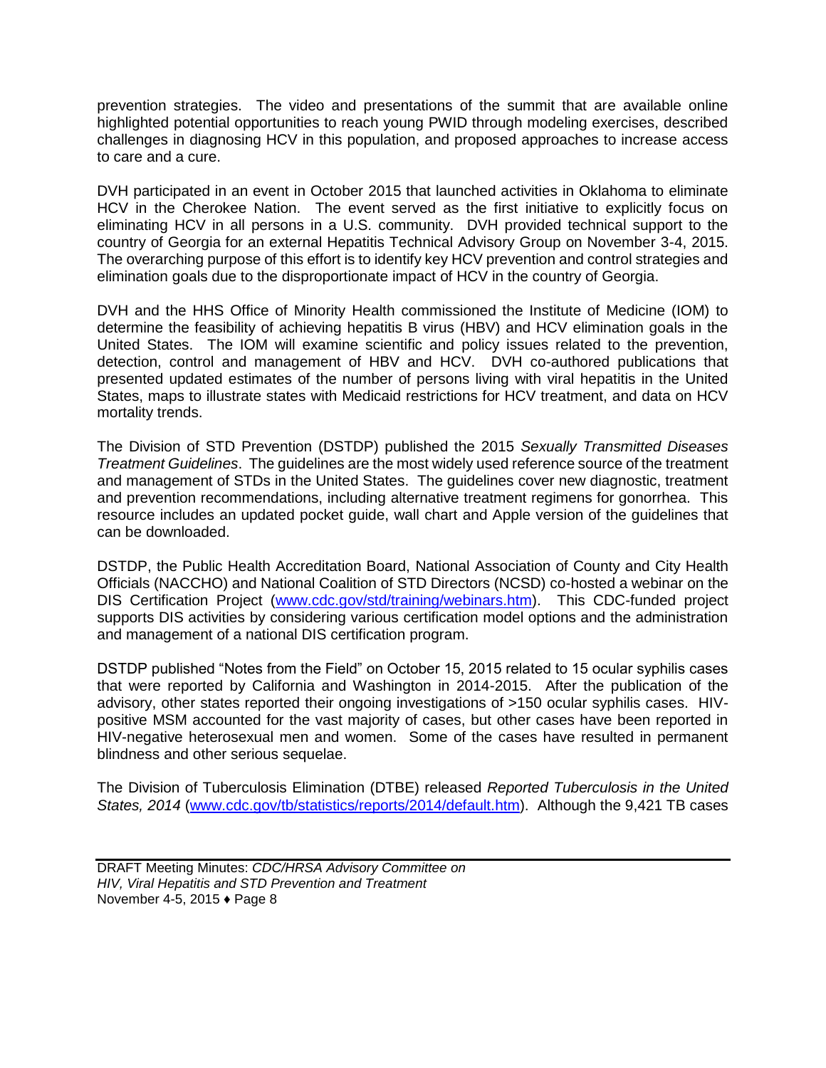prevention strategies. The video and presentations of the summit that are available online highlighted potential opportunities to reach young PWID through modeling exercises, described challenges in diagnosing HCV in this population, and proposed approaches to increase access to care and a cure.

DVH participated in an event in October 2015 that launched activities in Oklahoma to eliminate HCV in the Cherokee Nation. The event served as the first initiative to explicitly focus on eliminating HCV in all persons in a U.S. community. DVH provided technical support to the country of Georgia for an external Hepatitis Technical Advisory Group on November 3-4, 2015. The overarching purpose of this effort is to identify key HCV prevention and control strategies and elimination goals due to the disproportionate impact of HCV in the country of Georgia.

DVH and the HHS Office of Minority Health commissioned the Institute of Medicine (IOM) to determine the feasibility of achieving hepatitis B virus (HBV) and HCV elimination goals in the United States. The IOM will examine scientific and policy issues related to the prevention, detection, control and management of HBV and HCV. DVH co-authored publications that presented updated estimates of the number of persons living with viral hepatitis in the United States, maps to illustrate states with Medicaid restrictions for HCV treatment, and data on HCV mortality trends.

The Division of STD Prevention (DSTDP) published the 2015 *Sexually Transmitted Diseases Treatment Guidelines*. The guidelines are the most widely used reference source of the treatment and management of STDs in the United States. The guidelines cover new diagnostic, treatment and prevention recommendations, including alternative treatment regimens for gonorrhea. This resource includes an updated pocket guide, wall chart and Apple version of the guidelines that can be downloaded.

DSTDP, the Public Health Accreditation Board, National Association of County and City Health Officials (NACCHO) and National Coalition of STD Directors (NCSD) co-hosted a webinar on the DIS Certification Project (www.cdc.gov/std/training/webinars.htm). This CDC-funded project supports DIS activities by considering various certification model options and the administration and management of a national DIS certification program.

DSTDP published "Notes from the Field" on October 15, 2015 related to 15 ocular syphilis cases that were reported by California and Washington in 2014-2015. After the publication of the advisory, other states reported their ongoing investigations of >150 ocular syphilis cases. HIV-positive MSM accounted for the vast majority of cases, but other cases have been reported in HIV-negative heterosexual men and women. Some of the cases have resulted in permanent blindness and other serious sequelae.

The Division of Tuberculosis Elimination (DTBE) released *Reported Tuberculosis in the United States, 2014* (www.cdc.gov/tb/statistics/reports/2014/default.htm). Although the 9,421 TB cases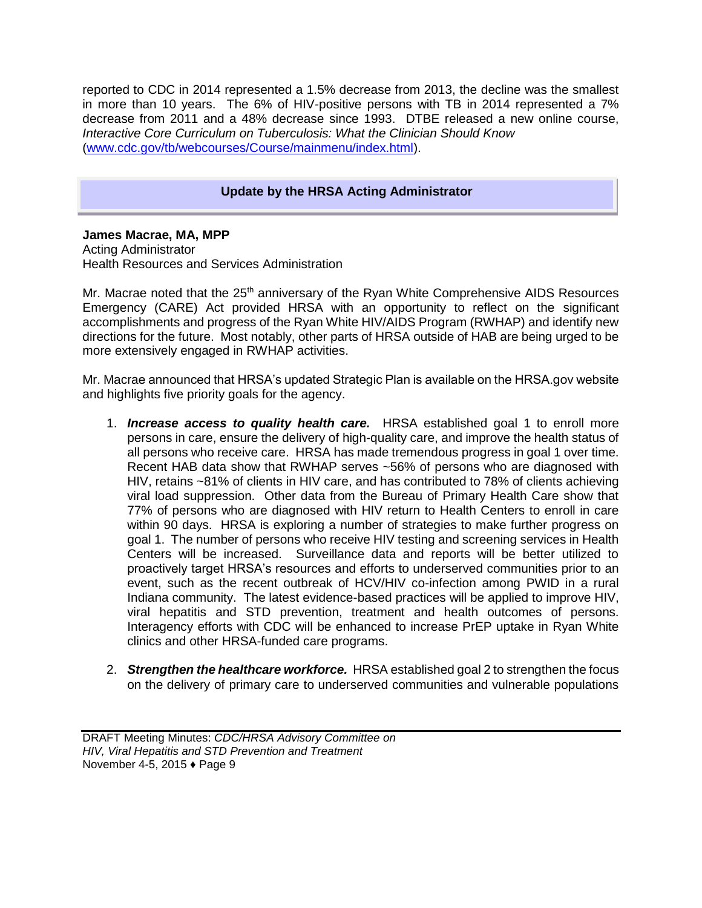reported to CDC in 2014 represented a 1.5% decrease from 2013, the decline was the smallest in more than 10 years. The 6% of HIV-positive persons with TB in 2014 represented a 7% decrease from 2011 and a 48% decrease since 1993. DTBE released a new online course, *Interactive Core Curriculum on Tuberculosis: What the Clinician Should Know* (www.cdc.gov/tb/webcourses/Course/mainmenu/index.html).

## Update by the HRSA Acting Administrator

**James Macrae, MA, MPP**
Acting Administrator
Health Resources and Services Administration

Mr. Macrae noted that the 25th anniversary of the Ryan White Comprehensive AIDS Resources Emergency (CARE) Act provided HRSA with an opportunity to reflect on the significant accomplishments and progress of the Ryan White HIV/AIDS Program (RWHAP) and identify new directions for the future. Most notably, other parts of HRSA outside of HAB are being urged to be more extensively engaged in RWHAP activities.

Mr. Macrae announced that HRSA's updated Strategic Plan is available on the HRSA.gov website and highlights five priority goals for the agency.

1. ***Increase access to quality health care.*** HRSA established goal 1 to enroll more persons in care, ensure the delivery of high-quality care, and improve the health status of all persons who receive care. HRSA has made tremendous progress in goal 1 over time. Recent HAB data show that RWHAP serves ~56% of persons who are diagnosed with HIV, retains ~81% of clients in HIV care, and has contributed to 78% of clients achieving viral load suppression. Other data from the Bureau of Primary Health Care show that 77% of persons who are diagnosed with HIV return to Health Centers to enroll in care within 90 days. HRSA is exploring a number of strategies to make further progress on goal 1. The number of persons who receive HIV testing and screening services in Health Centers will be increased. Surveillance data and reports will be better utilized to proactively target HRSA's resources and efforts to underserved communities prior to an event, such as the recent outbreak of HCV/HIV co-infection among PWID in a rural Indiana community. The latest evidence-based practices will be applied to improve HIV, viral hepatitis and STD prevention, treatment and health outcomes of persons. Interagency efforts with CDC will be enhanced to increase PrEP uptake in Ryan White clinics and other HRSA-funded care programs.

2. ***Strengthen the healthcare workforce.*** HRSA established goal 2 to strengthen the focus on the delivery of primary care to underserved communities and vulnerable populations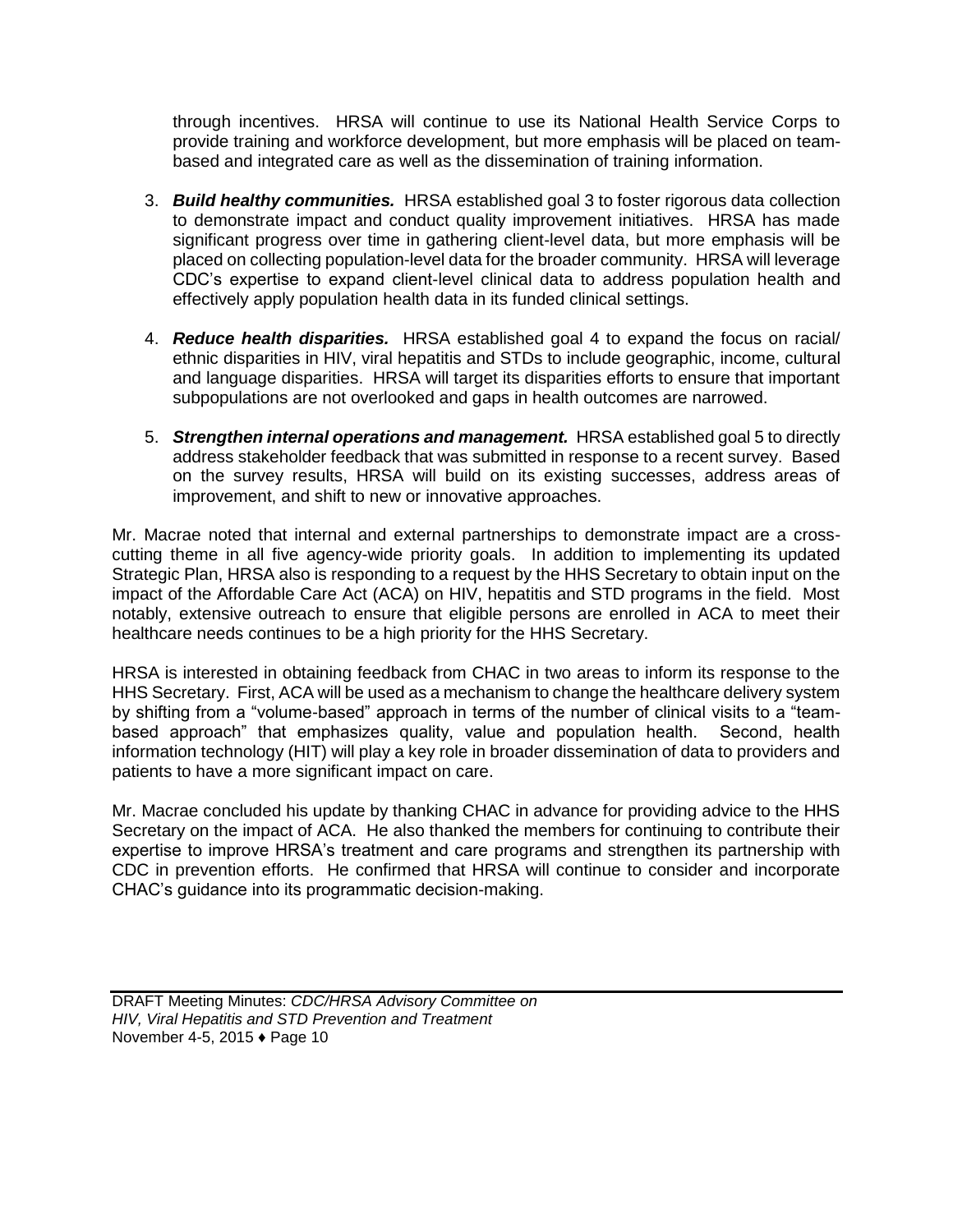through incentives. HRSA will continue to use its National Health Service Corps to provide training and workforce development, but more emphasis will be placed on team-based and integrated care as well as the dissemination of training information.

3. ***Build healthy communities.*** HRSA established goal 3 to foster rigorous data collection to demonstrate impact and conduct quality improvement initiatives. HRSA has made significant progress over time in gathering client-level data, but more emphasis will be placed on collecting population-level data for the broader community. HRSA will leverage CDC's expertise to expand client-level clinical data to address population health and effectively apply population health data in its funded clinical settings.

4. ***Reduce health disparities.*** HRSA established goal 4 to expand the focus on racial/ ethnic disparities in HIV, viral hepatitis and STDs to include geographic, income, cultural and language disparities. HRSA will target its disparities efforts to ensure that important subpopulations are not overlooked and gaps in health outcomes are narrowed.

5. ***Strengthen internal operations and management.*** HRSA established goal 5 to directly address stakeholder feedback that was submitted in response to a recent survey. Based on the survey results, HRSA will build on its existing successes, address areas of improvement, and shift to new or innovative approaches.

Mr. Macrae noted that internal and external partnerships to demonstrate impact are a cross-cutting theme in all five agency-wide priority goals. In addition to implementing its updated Strategic Plan, HRSA also is responding to a request by the HHS Secretary to obtain input on the impact of the Affordable Care Act (ACA) on HIV, hepatitis and STD programs in the field. Most notably, extensive outreach to ensure that eligible persons are enrolled in ACA to meet their healthcare needs continues to be a high priority for the HHS Secretary.

HRSA is interested in obtaining feedback from CHAC in two areas to inform its response to the HHS Secretary. First, ACA will be used as a mechanism to change the healthcare delivery system by shifting from a "volume-based" approach in terms of the number of clinical visits to a "team-based approach" that emphasizes quality, value and population health. Second, health information technology (HIT) will play a key role in broader dissemination of data to providers and patients to have a more significant impact on care.

Mr. Macrae concluded his update by thanking CHAC in advance for providing advice to the HHS Secretary on the impact of ACA. He also thanked the members for continuing to contribute their expertise to improve HRSA's treatment and care programs and strengthen its partnership with CDC in prevention efforts. He confirmed that HRSA will continue to consider and incorporate CHAC's guidance into its programmatic decision-making.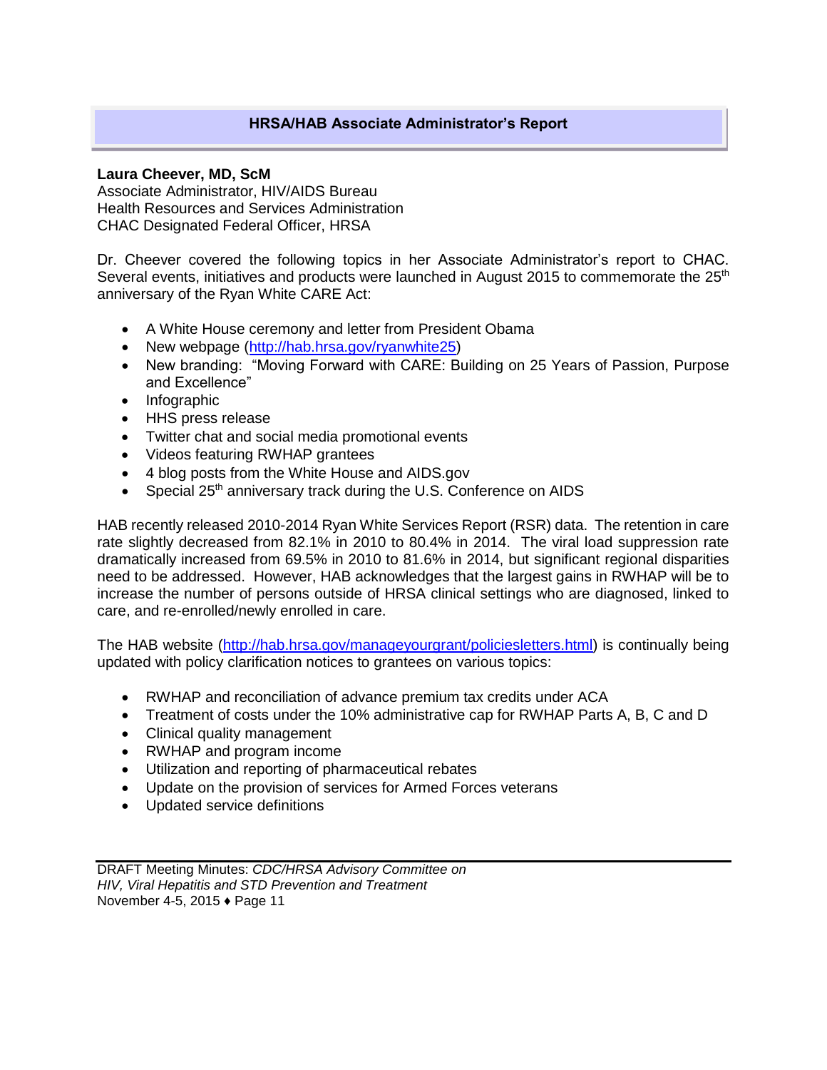## HRSA/HAB Associate Administrator's Report

**Laura Cheever, MD, ScM**
Associate Administrator, HIV/AIDS Bureau
Health Resources and Services Administration
CHAC Designated Federal Officer, HRSA

Dr. Cheever covered the following topics in her Associate Administrator's report to CHAC. Several events, initiatives and products were launched in August 2015 to commemorate the 25th anniversary of the Ryan White CARE Act:

- A White House ceremony and letter from President Obama
- New webpage (http://hab.hrsa.gov/ryanwhite25)
- New branding: "Moving Forward with CARE: Building on 25 Years of Passion, Purpose and Excellence"
- Infographic
- HHS press release
- Twitter chat and social media promotional events
- Videos featuring RWHAP grantees
- 4 blog posts from the White House and AIDS.gov
- Special 25th anniversary track during the U.S. Conference on AIDS

HAB recently released 2010-2014 Ryan White Services Report (RSR) data. The retention in care rate slightly decreased from 82.1% in 2010 to 80.4% in 2014. The viral load suppression rate dramatically increased from 69.5% in 2010 to 81.6% in 2014, but significant regional disparities need to be addressed. However, HAB acknowledges that the largest gains in RWHAP will be to increase the number of persons outside of HRSA clinical settings who are diagnosed, linked to care, and re-enrolled/newly enrolled in care.

The HAB website (http://hab.hrsa.gov/manageyourgrant/policiesletters.html) is continually being updated with policy clarification notices to grantees on various topics:

- RWHAP and reconciliation of advance premium tax credits under ACA
- Treatment of costs under the 10% administrative cap for RWHAP Parts A, B, C and D
- Clinical quality management
- RWHAP and program income
- Utilization and reporting of pharmaceutical rebates
- Update on the provision of services for Armed Forces veterans
- Updated service definitions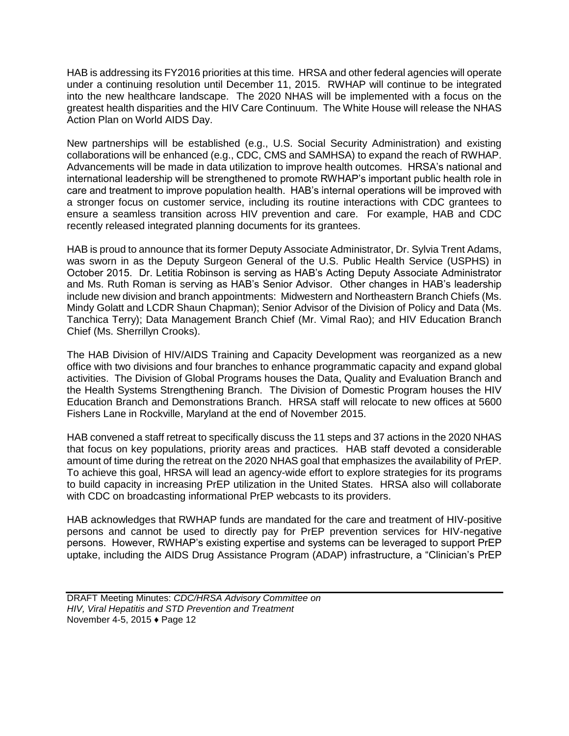HAB is addressing its FY2016 priorities at this time. HRSA and other federal agencies will operate under a continuing resolution until December 11, 2015. RWHAP will continue to be integrated into the new healthcare landscape. The 2020 NHAS will be implemented with a focus on the greatest health disparities and the HIV Care Continuum. The White House will release the NHAS Action Plan on World AIDS Day.

New partnerships will be established (e.g., U.S. Social Security Administration) and existing collaborations will be enhanced (e.g., CDC, CMS and SAMHSA) to expand the reach of RWHAP. Advancements will be made in data utilization to improve health outcomes. HRSA's national and international leadership will be strengthened to promote RWHAP's important public health role in care and treatment to improve population health. HAB's internal operations will be improved with a stronger focus on customer service, including its routine interactions with CDC grantees to ensure a seamless transition across HIV prevention and care. For example, HAB and CDC recently released integrated planning documents for its grantees.

HAB is proud to announce that its former Deputy Associate Administrator, Dr. Sylvia Trent Adams, was sworn in as the Deputy Surgeon General of the U.S. Public Health Service (USPHS) in October 2015. Dr. Letitia Robinson is serving as HAB's Acting Deputy Associate Administrator and Ms. Ruth Roman is serving as HAB's Senior Advisor. Other changes in HAB's leadership include new division and branch appointments: Midwestern and Northeastern Branch Chiefs (Ms. Mindy Golatt and LCDR Shaun Chapman); Senior Advisor of the Division of Policy and Data (Ms. Tanchica Terry); Data Management Branch Chief (Mr. Vimal Rao); and HIV Education Branch Chief (Ms. Sherrillyn Crooks).

The HAB Division of HIV/AIDS Training and Capacity Development was reorganized as a new office with two divisions and four branches to enhance programmatic capacity and expand global activities. The Division of Global Programs houses the Data, Quality and Evaluation Branch and the Health Systems Strengthening Branch. The Division of Domestic Program houses the HIV Education Branch and Demonstrations Branch. HRSA staff will relocate to new offices at 5600 Fishers Lane in Rockville, Maryland at the end of November 2015.

HAB convened a staff retreat to specifically discuss the 11 steps and 37 actions in the 2020 NHAS that focus on key populations, priority areas and practices. HAB staff devoted a considerable amount of time during the retreat on the 2020 NHAS goal that emphasizes the availability of PrEP. To achieve this goal, HRSA will lead an agency-wide effort to explore strategies for its programs to build capacity in increasing PrEP utilization in the United States. HRSA also will collaborate with CDC on broadcasting informational PrEP webcasts to its providers.

HAB acknowledges that RWHAP funds are mandated for the care and treatment of HIV-positive persons and cannot be used to directly pay for PrEP prevention services for HIV-negative persons. However, RWHAP's existing expertise and systems can be leveraged to support PrEP uptake, including the AIDS Drug Assistance Program (ADAP) infrastructure, a "Clinician's PrEP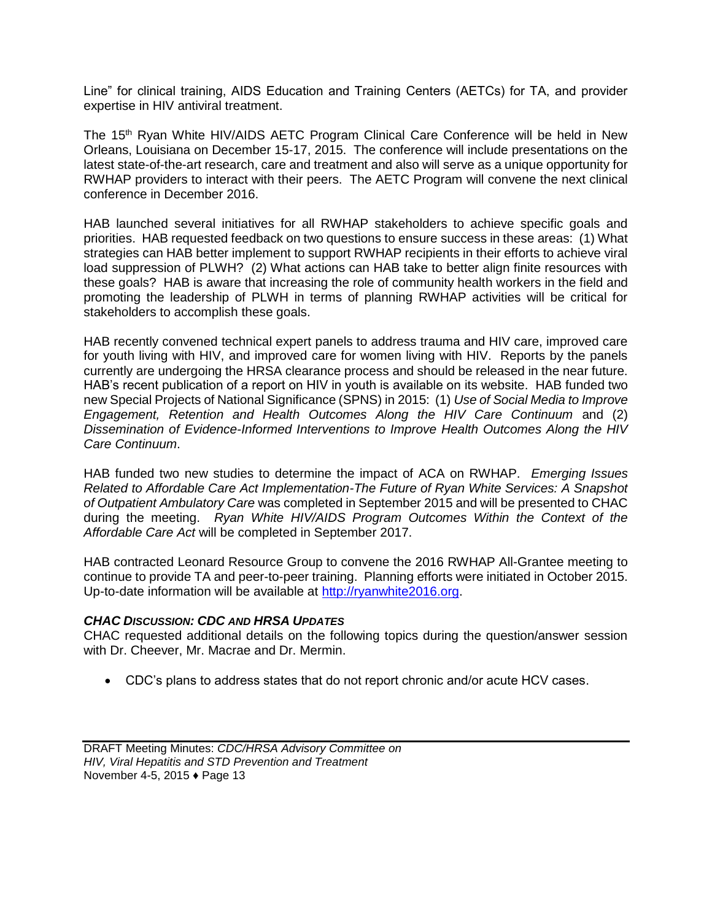Line" for clinical training, AIDS Education and Training Centers (AETCs) for TA, and provider expertise in HIV antiviral treatment.

The 15th Ryan White HIV/AIDS AETC Program Clinical Care Conference will be held in New Orleans, Louisiana on December 15-17, 2015. The conference will include presentations on the latest state-of-the-art research, care and treatment and also will serve as a unique opportunity for RWHAP providers to interact with their peers. The AETC Program will convene the next clinical conference in December 2016.

HAB launched several initiatives for all RWHAP stakeholders to achieve specific goals and priorities. HAB requested feedback on two questions to ensure success in these areas: (1) What strategies can HAB better implement to support RWHAP recipients in their efforts to achieve viral load suppression of PLWH? (2) What actions can HAB take to better align finite resources with these goals? HAB is aware that increasing the role of community health workers in the field and promoting the leadership of PLWH in terms of planning RWHAP activities will be critical for stakeholders to accomplish these goals.

HAB recently convened technical expert panels to address trauma and HIV care, improved care for youth living with HIV, and improved care for women living with HIV. Reports by the panels currently are undergoing the HRSA clearance process and should be released in the near future. HAB's recent publication of a report on HIV in youth is available on its website. HAB funded two new Special Projects of National Significance (SPNS) in 2015: (1) *Use of Social Media to Improve Engagement, Retention and Health Outcomes Along the HIV Care Continuum* and (2) *Dissemination of Evidence-Informed Interventions to Improve Health Outcomes Along the HIV Care Continuum*.

HAB funded two new studies to determine the impact of ACA on RWHAP. *Emerging Issues Related to Affordable Care Act Implementation-The Future of Ryan White Services: A Snapshot of Outpatient Ambulatory Care* was completed in September 2015 and will be presented to CHAC during the meeting. *Ryan White HIV/AIDS Program Outcomes Within the Context of the Affordable Care Act* will be completed in September 2017.

HAB contracted Leonard Resource Group to convene the 2016 RWHAP All-Grantee meeting to continue to provide TA and peer-to-peer training. Planning efforts were initiated in October 2015. Up-to-date information will be available at [http://ryanwhite2016.org](http://ryanwhite2016.org).

***CHAC Discussion: CDC and HRSA Updates***

CHAC requested additional details on the following topics during the question/answer session with Dr. Cheever, Mr. Macrae and Dr. Mermin.

- CDC's plans to address states that do not report chronic and/or acute HCV cases.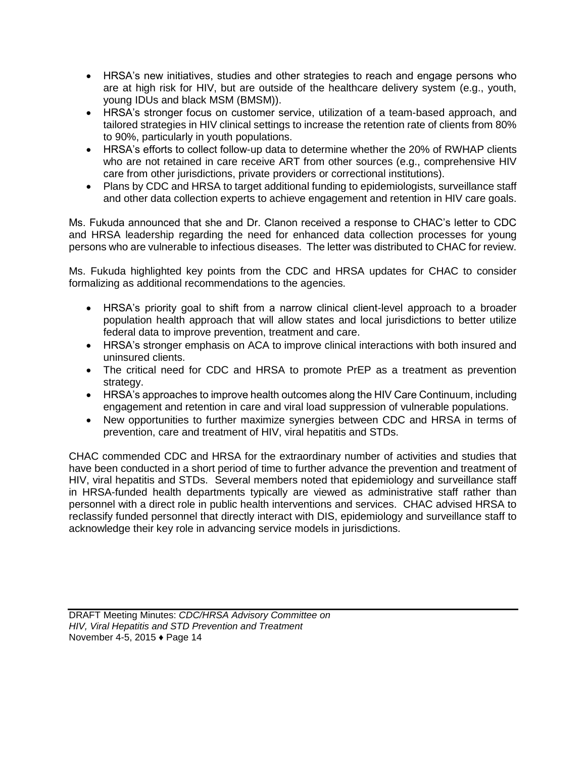- HRSA's new initiatives, studies and other strategies to reach and engage persons who are at high risk for HIV, but are outside of the healthcare delivery system (e.g., youth, young IDUs and black MSM (BMSM)).
- HRSA's stronger focus on customer service, utilization of a team-based approach, and tailored strategies in HIV clinical settings to increase the retention rate of clients from 80% to 90%, particularly in youth populations.
- HRSA's efforts to collect follow-up data to determine whether the 20% of RWHAP clients who are not retained in care receive ART from other sources (e.g., comprehensive HIV care from other jurisdictions, private providers or correctional institutions).
- Plans by CDC and HRSA to target additional funding to epidemiologists, surveillance staff and other data collection experts to achieve engagement and retention in HIV care goals.

Ms. Fukuda announced that she and Dr. Clanon received a response to CHAC's letter to CDC and HRSA leadership regarding the need for enhanced data collection processes for young persons who are vulnerable to infectious diseases. The letter was distributed to CHAC for review.

Ms. Fukuda highlighted key points from the CDC and HRSA updates for CHAC to consider formalizing as additional recommendations to the agencies.

- HRSA's priority goal to shift from a narrow clinical client-level approach to a broader population health approach that will allow states and local jurisdictions to better utilize federal data to improve prevention, treatment and care.
- HRSA's stronger emphasis on ACA to improve clinical interactions with both insured and uninsured clients.
- The critical need for CDC and HRSA to promote PrEP as a treatment as prevention strategy.
- HRSA's approaches to improve health outcomes along the HIV Care Continuum, including engagement and retention in care and viral load suppression of vulnerable populations.
- New opportunities to further maximize synergies between CDC and HRSA in terms of prevention, care and treatment of HIV, viral hepatitis and STDs.

CHAC commended CDC and HRSA for the extraordinary number of activities and studies that have been conducted in a short period of time to further advance the prevention and treatment of HIV, viral hepatitis and STDs. Several members noted that epidemiology and surveillance staff in HRSA-funded health departments typically are viewed as administrative staff rather than personnel with a direct role in public health interventions and services. CHAC advised HRSA to reclassify funded personnel that directly interact with DIS, epidemiology and surveillance staff to acknowledge their key role in advancing service models in jurisdictions.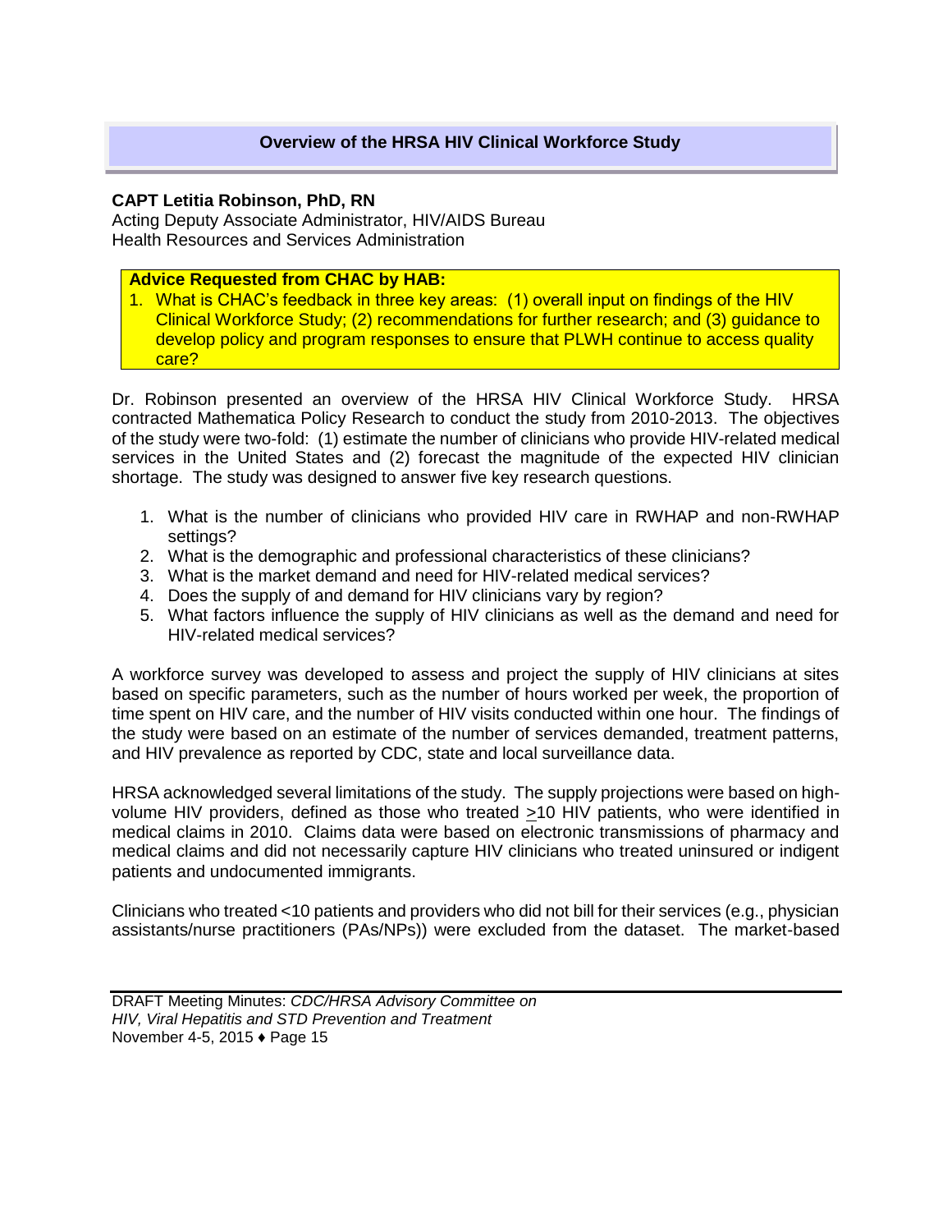## Overview of the HRSA HIV Clinical Workforce Study

**CAPT Letitia Robinson, PhD, RN**
Acting Deputy Associate Administrator, HIV/AIDS Bureau
Health Resources and Services Administration

**Advice Requested from CHAC by HAB:**

1. What is CHAC's feedback in three key areas: (1) overall input on findings of the HIV Clinical Workforce Study; (2) recommendations for further research; and (3) guidance to develop policy and program responses to ensure that PLWH continue to access quality care?

Dr. Robinson presented an overview of the HRSA HIV Clinical Workforce Study. HRSA contracted Mathematica Policy Research to conduct the study from 2010-2013. The objectives of the study were two-fold: (1) estimate the number of clinicians who provide HIV-related medical services in the United States and (2) forecast the magnitude of the expected HIV clinician shortage. The study was designed to answer five key research questions.

1. What is the number of clinicians who provided HIV care in RWHAP and non-RWHAP settings?
2. What is the demographic and professional characteristics of these clinicians?
3. What is the market demand and need for HIV-related medical services?
4. Does the supply of and demand for HIV clinicians vary by region?
5. What factors influence the supply of HIV clinicians as well as the demand and need for HIV-related medical services?

A workforce survey was developed to assess and project the supply of HIV clinicians at sites based on specific parameters, such as the number of hours worked per week, the proportion of time spent on HIV care, and the number of HIV visits conducted within one hour. The findings of the study were based on an estimate of the number of services demanded, treatment patterns, and HIV prevalence as reported by CDC, state and local surveillance data.

HRSA acknowledged several limitations of the study. The supply projections were based on high-volume HIV providers, defined as those who treated ≥10 HIV patients, who were identified in medical claims in 2010. Claims data were based on electronic transmissions of pharmacy and medical claims and did not necessarily capture HIV clinicians who treated uninsured or indigent patients and undocumented immigrants.

Clinicians who treated <10 patients and providers who did not bill for their services (e.g., physician assistants/nurse practitioners (PAs/NPs)) were excluded from the dataset. The market-based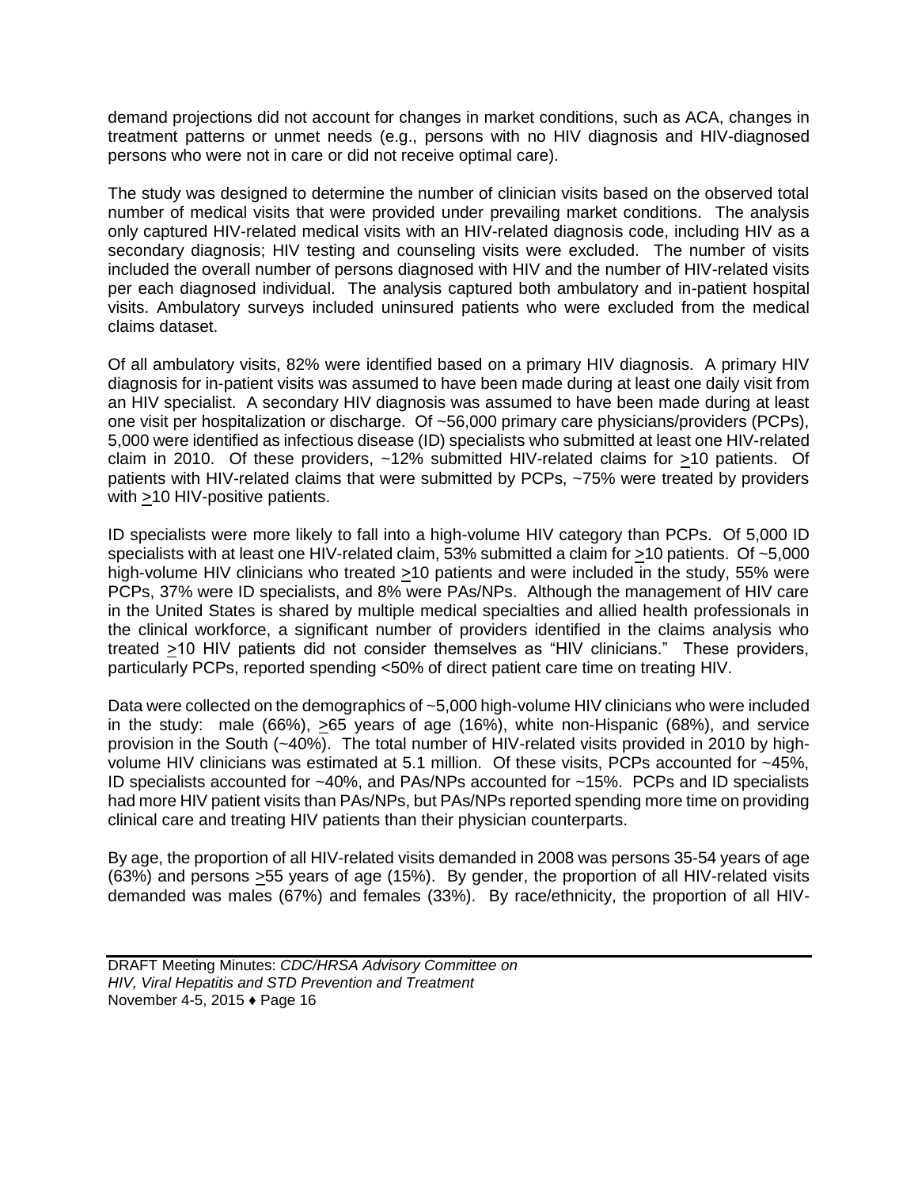demand projections did not account for changes in market conditions, such as ACA, changes in treatment patterns or unmet needs (e.g., persons with no HIV diagnosis and HIV-diagnosed persons who were not in care or did not receive optimal care).

The study was designed to determine the number of clinician visits based on the observed total number of medical visits that were provided under prevailing market conditions. The analysis only captured HIV-related medical visits with an HIV-related diagnosis code, including HIV as a secondary diagnosis; HIV testing and counseling visits were excluded. The number of visits included the overall number of persons diagnosed with HIV and the number of HIV-related visits per each diagnosed individual. The analysis captured both ambulatory and in-patient hospital visits. Ambulatory surveys included uninsured patients who were excluded from the medical claims dataset.

Of all ambulatory visits, 82% were identified based on a primary HIV diagnosis. A primary HIV diagnosis for in-patient visits was assumed to have been made during at least one daily visit from an HIV specialist. A secondary HIV diagnosis was assumed to have been made during at least one visit per hospitalization or discharge. Of ~56,000 primary care physicians/providers (PCPs), 5,000 were identified as infectious disease (ID) specialists who submitted at least one HIV-related claim in 2010. Of these providers, ~12% submitted HIV-related claims for ≥10 patients. Of patients with HIV-related claims that were submitted by PCPs, ~75% were treated by providers with ≥10 HIV-positive patients.

ID specialists were more likely to fall into a high-volume HIV category than PCPs. Of 5,000 ID specialists with at least one HIV-related claim, 53% submitted a claim for ≥10 patients. Of ~5,000 high-volume HIV clinicians who treated ≥10 patients and were included in the study, 55% were PCPs, 37% were ID specialists, and 8% were PAs/NPs. Although the management of HIV care in the United States is shared by multiple medical specialties and allied health professionals in the clinical workforce, a significant number of providers identified in the claims analysis who treated ≥10 HIV patients did not consider themselves as "HIV clinicians." These providers, particularly PCPs, reported spending <50% of direct patient care time on treating HIV.

Data were collected on the demographics of ~5,000 high-volume HIV clinicians who were included in the study: male (66%), ≥65 years of age (16%), white non-Hispanic (68%), and service provision in the South (~40%). The total number of HIV-related visits provided in 2010 by high-volume HIV clinicians was estimated at 5.1 million. Of these visits, PCPs accounted for ~45%, ID specialists accounted for ~40%, and PAs/NPs accounted for ~15%. PCPs and ID specialists had more HIV patient visits than PAs/NPs, but PAs/NPs reported spending more time on providing clinical care and treating HIV patients than their physician counterparts.

By age, the proportion of all HIV-related visits demanded in 2008 was persons 35-54 years of age (63%) and persons ≥55 years of age (15%). By gender, the proportion of all HIV-related visits demanded was males (67%) and females (33%). By race/ethnicity, the proportion of all HIV-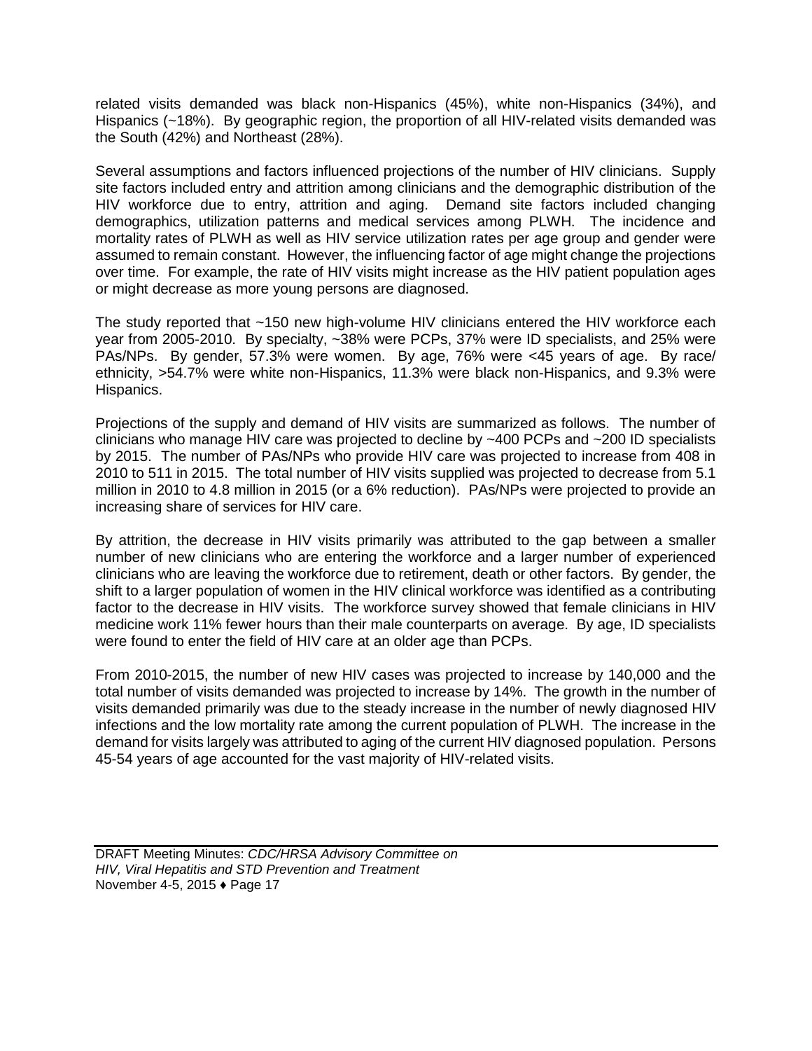related visits demanded was black non-Hispanics (45%), white non-Hispanics (34%), and Hispanics (~18%). By geographic region, the proportion of all HIV-related visits demanded was the South (42%) and Northeast (28%).

Several assumptions and factors influenced projections of the number of HIV clinicians. Supply site factors included entry and attrition among clinicians and the demographic distribution of the HIV workforce due to entry, attrition and aging. Demand site factors included changing demographics, utilization patterns and medical services among PLWH. The incidence and mortality rates of PLWH as well as HIV service utilization rates per age group and gender were assumed to remain constant. However, the influencing factor of age might change the projections over time. For example, the rate of HIV visits might increase as the HIV patient population ages or might decrease as more young persons are diagnosed.

The study reported that ~150 new high-volume HIV clinicians entered the HIV workforce each year from 2005-2010. By specialty, ~38% were PCPs, 37% were ID specialists, and 25% were PAs/NPs. By gender, 57.3% were women. By age, 76% were <45 years of age. By race/ ethnicity, >54.7% were white non-Hispanics, 11.3% were black non-Hispanics, and 9.3% were Hispanics.

Projections of the supply and demand of HIV visits are summarized as follows. The number of clinicians who manage HIV care was projected to decline by ~400 PCPs and ~200 ID specialists by 2015. The number of PAs/NPs who provide HIV care was projected to increase from 408 in 2010 to 511 in 2015. The total number of HIV visits supplied was projected to decrease from 5.1 million in 2010 to 4.8 million in 2015 (or a 6% reduction). PAs/NPs were projected to provide an increasing share of services for HIV care.

By attrition, the decrease in HIV visits primarily was attributed to the gap between a smaller number of new clinicians who are entering the workforce and a larger number of experienced clinicians who are leaving the workforce due to retirement, death or other factors. By gender, the shift to a larger population of women in the HIV clinical workforce was identified as a contributing factor to the decrease in HIV visits. The workforce survey showed that female clinicians in HIV medicine work 11% fewer hours than their male counterparts on average. By age, ID specialists were found to enter the field of HIV care at an older age than PCPs.

From 2010-2015, the number of new HIV cases was projected to increase by 140,000 and the total number of visits demanded was projected to increase by 14%. The growth in the number of visits demanded primarily was due to the steady increase in the number of newly diagnosed HIV infections and the low mortality rate among the current population of PLWH. The increase in the demand for visits largely was attributed to aging of the current HIV diagnosed population. Persons 45-54 years of age accounted for the vast majority of HIV-related visits.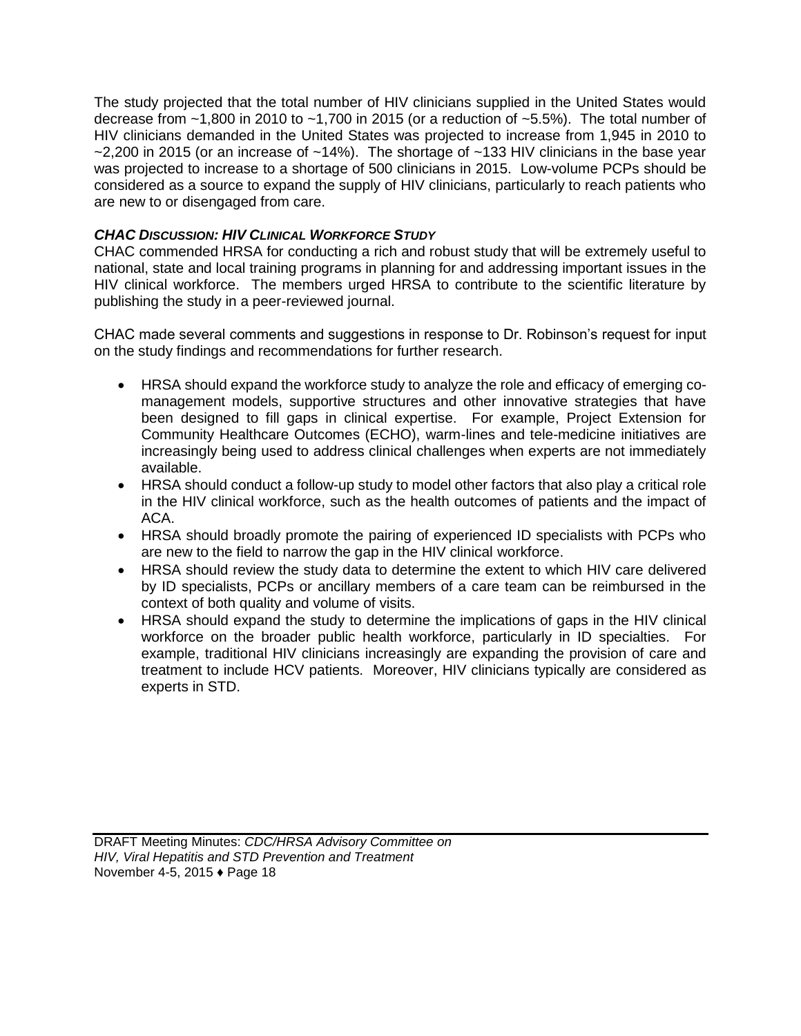The study projected that the total number of HIV clinicians supplied in the United States would decrease from ~1,800 in 2010 to ~1,700 in 2015 (or a reduction of ~5.5%). The total number of HIV clinicians demanded in the United States was projected to increase from 1,945 in 2010 to ~2,200 in 2015 (or an increase of ~14%). The shortage of ~133 HIV clinicians in the base year was projected to increase to a shortage of 500 clinicians in 2015. Low-volume PCPs should be considered as a source to expand the supply of HIV clinicians, particularly to reach patients who are new to or disengaged from care.

***CHAC DISCUSSION: HIV CLINICAL WORKFORCE STUDY***

CHAC commended HRSA for conducting a rich and robust study that will be extremely useful to national, state and local training programs in planning for and addressing important issues in the HIV clinical workforce. The members urged HRSA to contribute to the scientific literature by publishing the study in a peer-reviewed journal.

CHAC made several comments and suggestions in response to Dr. Robinson's request for input on the study findings and recommendations for further research.

- HRSA should expand the workforce study to analyze the role and efficacy of emerging co-management models, supportive structures and other innovative strategies that have been designed to fill gaps in clinical expertise. For example, Project Extension for Community Healthcare Outcomes (ECHO), warm-lines and tele-medicine initiatives are increasingly being used to address clinical challenges when experts are not immediately available.
- HRSA should conduct a follow-up study to model other factors that also play a critical role in the HIV clinical workforce, such as the health outcomes of patients and the impact of ACA.
- HRSA should broadly promote the pairing of experienced ID specialists with PCPs who are new to the field to narrow the gap in the HIV clinical workforce.
- HRSA should review the study data to determine the extent to which HIV care delivered by ID specialists, PCPs or ancillary members of a care team can be reimbursed in the context of both quality and volume of visits.
- HRSA should expand the study to determine the implications of gaps in the HIV clinical workforce on the broader public health workforce, particularly in ID specialties. For example, traditional HIV clinicians increasingly are expanding the provision of care and treatment to include HCV patients. Moreover, HIV clinicians typically are considered as experts in STD.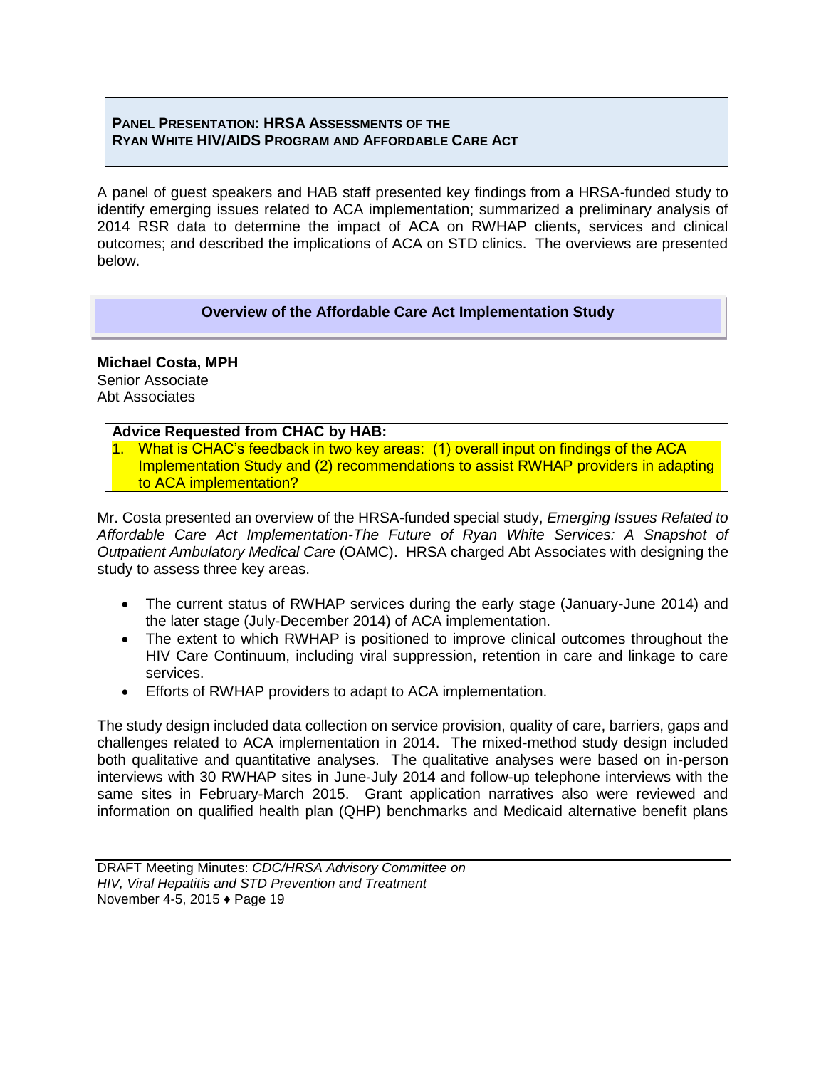## Panel Presentation: HRSA Assessments of the Ryan White HIV/AIDS Program and Affordable Care Act

A panel of guest speakers and HAB staff presented key findings from a HRSA-funded study to identify emerging issues related to ACA implementation; summarized a preliminary analysis of 2014 RSR data to determine the impact of ACA on RWHAP clients, services and clinical outcomes; and described the implications of ACA on STD clinics. The overviews are presented below.

### Overview of the Affordable Care Act Implementation Study

**Michael Costa, MPH**
Senior Associate
Abt Associates

**Advice Requested from CHAC by HAB:**

1. What is CHAC's feedback in two key areas: (1) overall input on findings of the ACA Implementation Study and (2) recommendations to assist RWHAP providers in adapting to ACA implementation?

Mr. Costa presented an overview of the HRSA-funded special study, *Emerging Issues Related to Affordable Care Act Implementation-The Future of Ryan White Services: A Snapshot of Outpatient Ambulatory Medical Care* (OAMC). HRSA charged Abt Associates with designing the study to assess three key areas.

- The current status of RWHAP services during the early stage (January-June 2014) and the later stage (July-December 2014) of ACA implementation.
- The extent to which RWHAP is positioned to improve clinical outcomes throughout the HIV Care Continuum, including viral suppression, retention in care and linkage to care services.
- Efforts of RWHAP providers to adapt to ACA implementation.

The study design included data collection on service provision, quality of care, barriers, gaps and challenges related to ACA implementation in 2014. The mixed-method study design included both qualitative and quantitative analyses. The qualitative analyses were based on in-person interviews with 30 RWHAP sites in June-July 2014 and follow-up telephone interviews with the same sites in February-March 2015. Grant application narratives also were reviewed and information on qualified health plan (QHP) benchmarks and Medicaid alternative benefit plans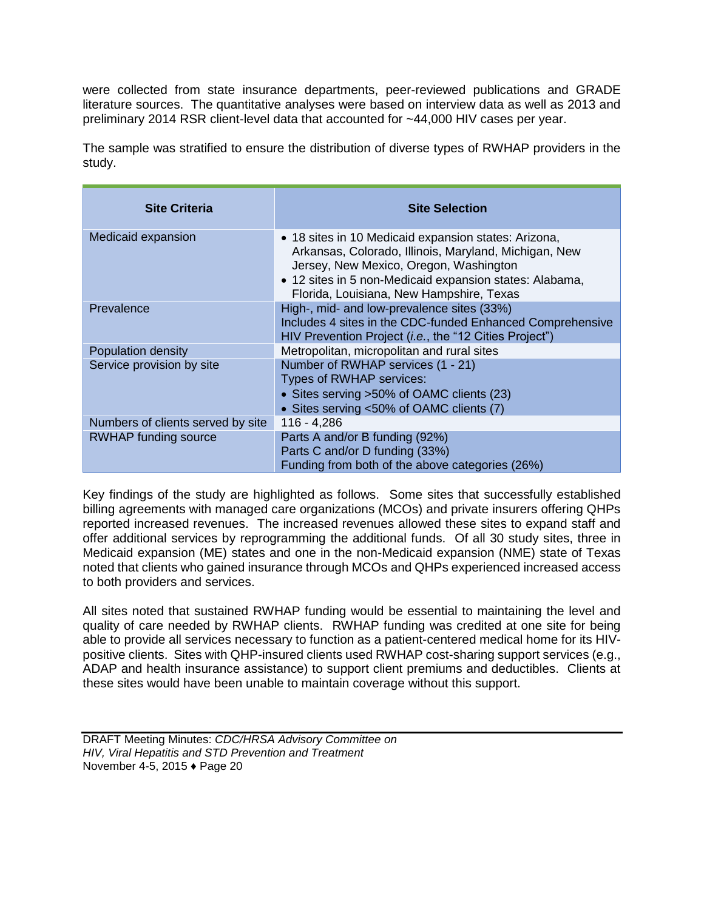were collected from state insurance departments, peer-reviewed publications and GRADE literature sources. The quantitative analyses were based on interview data as well as 2013 and preliminary 2014 RSR client-level data that accounted for ~44,000 HIV cases per year.

The sample was stratified to ensure the distribution of diverse types of RWHAP providers in the study.

| Site Criteria | Site Selection |
|---|---|
| Medicaid expansion | • 18 sites in 10 Medicaid expansion states: Arizona, Arkansas, Colorado, Illinois, Maryland, Michigan, New Jersey, New Mexico, Oregon, Washington<br>• 12 sites in 5 non-Medicaid expansion states: Alabama, Florida, Louisiana, New Hampshire, Texas |
| Prevalence | High-, mid- and low-prevalence sites (33%)<br>Includes 4 sites in the CDC-funded Enhanced Comprehensive HIV Prevention Project (*i.e.*, the "12 Cities Project") |
| Population density | Metropolitan, micropolitan and rural sites |
| Service provision by site | Number of RWHAP services (1 - 21)<br>Types of RWHAP services:<br>• Sites serving >50% of OAMC clients (23)<br>• Sites serving <50% of OAMC clients (7) |
| Numbers of clients served by site | 116 - 4,286 |
| RWHAP funding source | Parts A and/or B funding (92%)<br>Parts C and/or D funding (33%)<br>Funding from both of the above categories (26%) |

Key findings of the study are highlighted as follows. Some sites that successfully established billing agreements with managed care organizations (MCOs) and private insurers offering QHPs reported increased revenues. The increased revenues allowed these sites to expand staff and offer additional services by reprogramming the additional funds. Of all 30 study sites, three in Medicaid expansion (ME) states and one in the non-Medicaid expansion (NME) state of Texas noted that clients who gained insurance through MCOs and QHPs experienced increased access to both providers and services.

All sites noted that sustained RWHAP funding would be essential to maintaining the level and quality of care needed by RWHAP clients. RWHAP funding was credited at one site for being able to provide all services necessary to function as a patient-centered medical home for its HIV-positive clients. Sites with QHP-insured clients used RWHAP cost-sharing support services (e.g., ADAP and health insurance assistance) to support client premiums and deductibles. Clients at these sites would have been unable to maintain coverage without this support.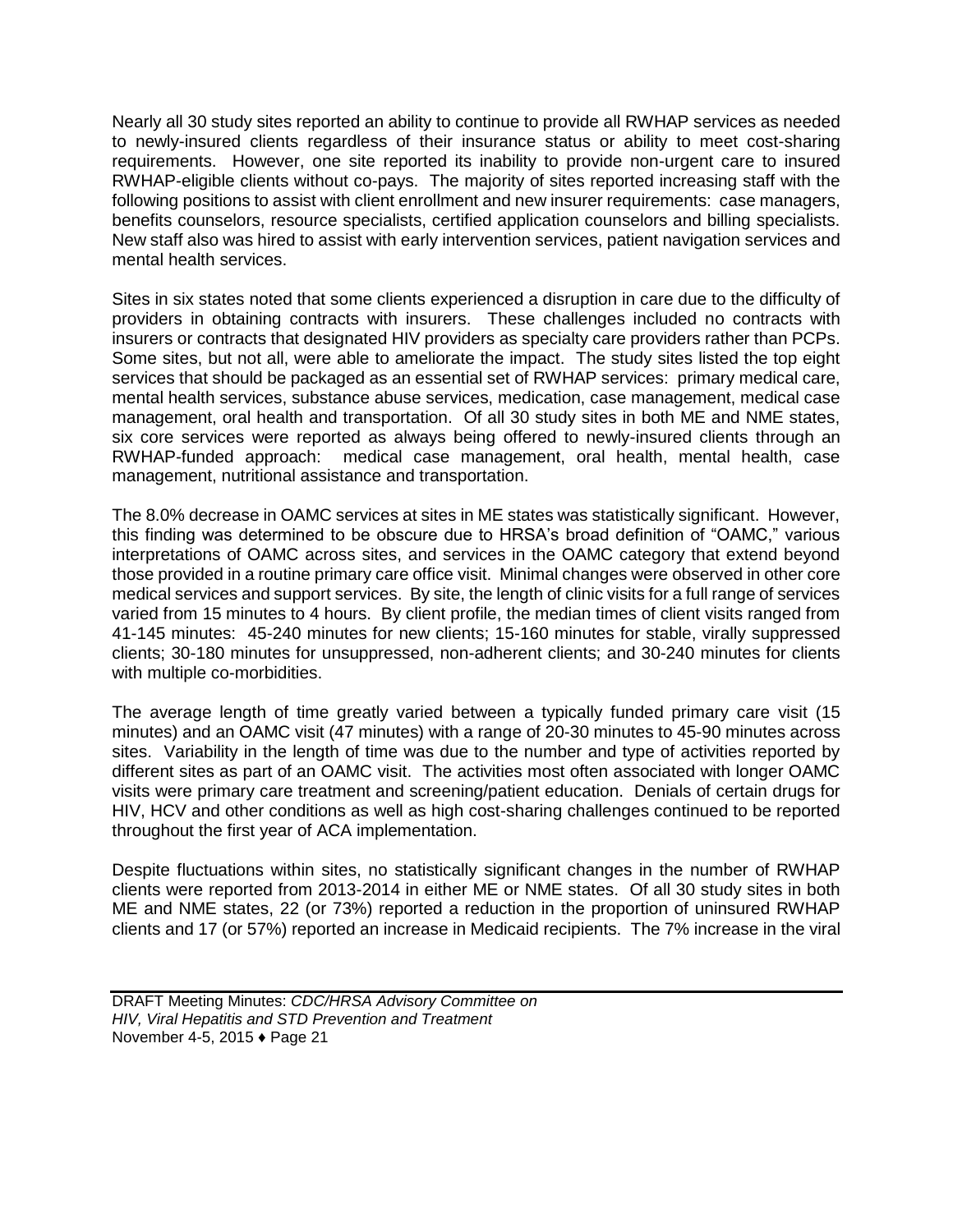Nearly all 30 study sites reported an ability to continue to provide all RWHAP services as needed to newly-insured clients regardless of their insurance status or ability to meet cost-sharing requirements. However, one site reported its inability to provide non-urgent care to insured RWHAP-eligible clients without co-pays. The majority of sites reported increasing staff with the following positions to assist with client enrollment and new insurer requirements: case managers, benefits counselors, resource specialists, certified application counselors and billing specialists. New staff also was hired to assist with early intervention services, patient navigation services and mental health services.

Sites in six states noted that some clients experienced a disruption in care due to the difficulty of providers in obtaining contracts with insurers. These challenges included no contracts with insurers or contracts that designated HIV providers as specialty care providers rather than PCPs. Some sites, but not all, were able to ameliorate the impact. The study sites listed the top eight services that should be packaged as an essential set of RWHAP services: primary medical care, mental health services, substance abuse services, medication, case management, medical case management, oral health and transportation. Of all 30 study sites in both ME and NME states, six core services were reported as always being offered to newly-insured clients through an RWHAP-funded approach: medical case management, oral health, mental health, case management, nutritional assistance and transportation.

The 8.0% decrease in OAMC services at sites in ME states was statistically significant. However, this finding was determined to be obscure due to HRSA's broad definition of "OAMC," various interpretations of OAMC across sites, and services in the OAMC category that extend beyond those provided in a routine primary care office visit. Minimal changes were observed in other core medical services and support services. By site, the length of clinic visits for a full range of services varied from 15 minutes to 4 hours. By client profile, the median times of client visits ranged from 41-145 minutes: 45-240 minutes for new clients; 15-160 minutes for stable, virally suppressed clients; 30-180 minutes for unsuppressed, non-adherent clients; and 30-240 minutes for clients with multiple co-morbidities.

The average length of time greatly varied between a typically funded primary care visit (15 minutes) and an OAMC visit (47 minutes) with a range of 20-30 minutes to 45-90 minutes across sites. Variability in the length of time was due to the number and type of activities reported by different sites as part of an OAMC visit. The activities most often associated with longer OAMC visits were primary care treatment and screening/patient education. Denials of certain drugs for HIV, HCV and other conditions as well as high cost-sharing challenges continued to be reported throughout the first year of ACA implementation.

Despite fluctuations within sites, no statistically significant changes in the number of RWHAP clients were reported from 2013-2014 in either ME or NME states. Of all 30 study sites in both ME and NME states, 22 (or 73%) reported a reduction in the proportion of uninsured RWHAP clients and 17 (or 57%) reported an increase in Medicaid recipients. The 7% increase in the viral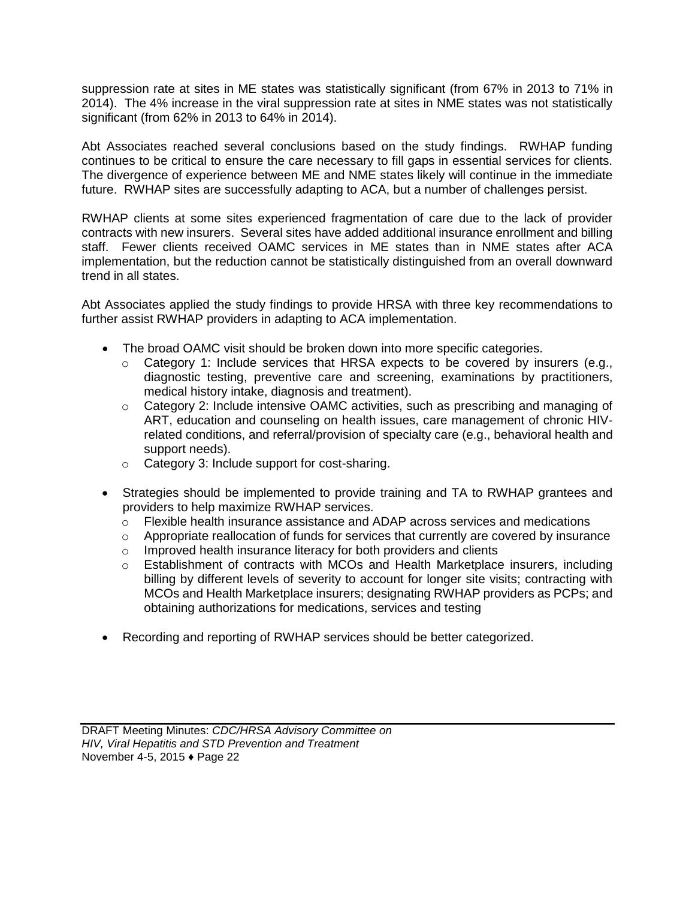suppression rate at sites in ME states was statistically significant (from 67% in 2013 to 71% in 2014). The 4% increase in the viral suppression rate at sites in NME states was not statistically significant (from 62% in 2013 to 64% in 2014).

Abt Associates reached several conclusions based on the study findings. RWHAP funding continues to be critical to ensure the care necessary to fill gaps in essential services for clients. The divergence of experience between ME and NME states likely will continue in the immediate future. RWHAP sites are successfully adapting to ACA, but a number of challenges persist.

RWHAP clients at some sites experienced fragmentation of care due to the lack of provider contracts with new insurers. Several sites have added additional insurance enrollment and billing staff. Fewer clients received OAMC services in ME states than in NME states after ACA implementation, but the reduction cannot be statistically distinguished from an overall downward trend in all states.

Abt Associates applied the study findings to provide HRSA with three key recommendations to further assist RWHAP providers in adapting to ACA implementation.

- The broad OAMC visit should be broken down into more specific categories.
  - Category 1: Include services that HRSA expects to be covered by insurers (e.g., diagnostic testing, preventive care and screening, examinations by practitioners, medical history intake, diagnosis and treatment).
  - Category 2: Include intensive OAMC activities, such as prescribing and managing of ART, education and counseling on health issues, care management of chronic HIV-related conditions, and referral/provision of specialty care (e.g., behavioral health and support needs).
  - Category 3: Include support for cost-sharing.
- Strategies should be implemented to provide training and TA to RWHAP grantees and providers to help maximize RWHAP services.
  - Flexible health insurance assistance and ADAP across services and medications
  - Appropriate reallocation of funds for services that currently are covered by insurance
  - Improved health insurance literacy for both providers and clients
  - Establishment of contracts with MCOs and Health Marketplace insurers, including billing by different levels of severity to account for longer site visits; contracting with MCOs and Health Marketplace insurers; designating RWHAP providers as PCPs; and obtaining authorizations for medications, services and testing
- Recording and reporting of RWHAP services should be better categorized.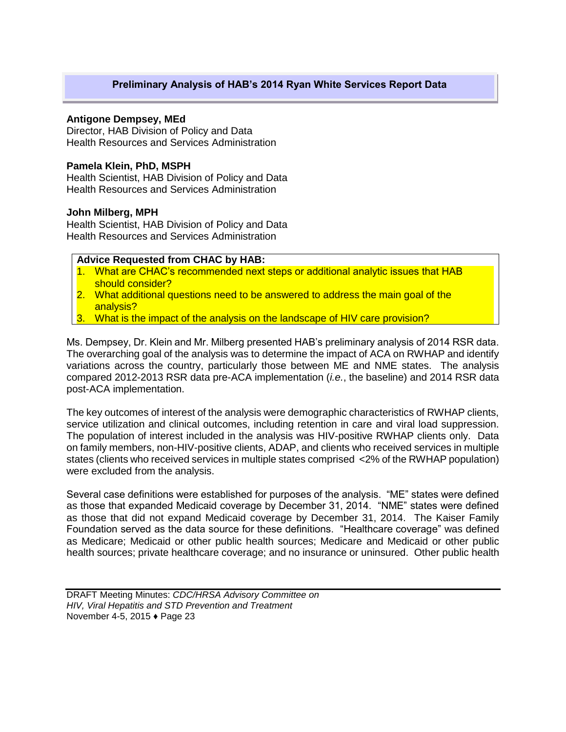## Preliminary Analysis of HAB's 2014 Ryan White Services Report Data

**Antigone Dempsey, MEd**
Director, HAB Division of Policy and Data
Health Resources and Services Administration

**Pamela Klein, PhD, MSPH**
Health Scientist, HAB Division of Policy and Data
Health Resources and Services Administration

**John Milberg, MPH**
Health Scientist, HAB Division of Policy and Data
Health Resources and Services Administration

**Advice Requested from CHAC by HAB:**

1. What are CHAC's recommended next steps or additional analytic issues that HAB should consider?
2. What additional questions need to be answered to address the main goal of the analysis?
3. What is the impact of the analysis on the landscape of HIV care provision?

Ms. Dempsey, Dr. Klein and Mr. Milberg presented HAB's preliminary analysis of 2014 RSR data. The overarching goal of the analysis was to determine the impact of ACA on RWHAP and identify variations across the country, particularly those between ME and NME states. The analysis compared 2012-2013 RSR data pre-ACA implementation (*i.e.*, the baseline) and 2014 RSR data post-ACA implementation.

The key outcomes of interest of the analysis were demographic characteristics of RWHAP clients, service utilization and clinical outcomes, including retention in care and viral load suppression. The population of interest included in the analysis was HIV-positive RWHAP clients only. Data on family members, non-HIV-positive clients, ADAP, and clients who received services in multiple states (clients who received services in multiple states comprised <2% of the RWHAP population) were excluded from the analysis.

Several case definitions were established for purposes of the analysis. "ME" states were defined as those that expanded Medicaid coverage by December 31, 2014. "NME" states were defined as those that did not expand Medicaid coverage by December 31, 2014. The Kaiser Family Foundation served as the data source for these definitions. "Healthcare coverage" was defined as Medicare; Medicaid or other public health sources; Medicare and Medicaid or other public health sources; private healthcare coverage; and no insurance or uninsured. Other public health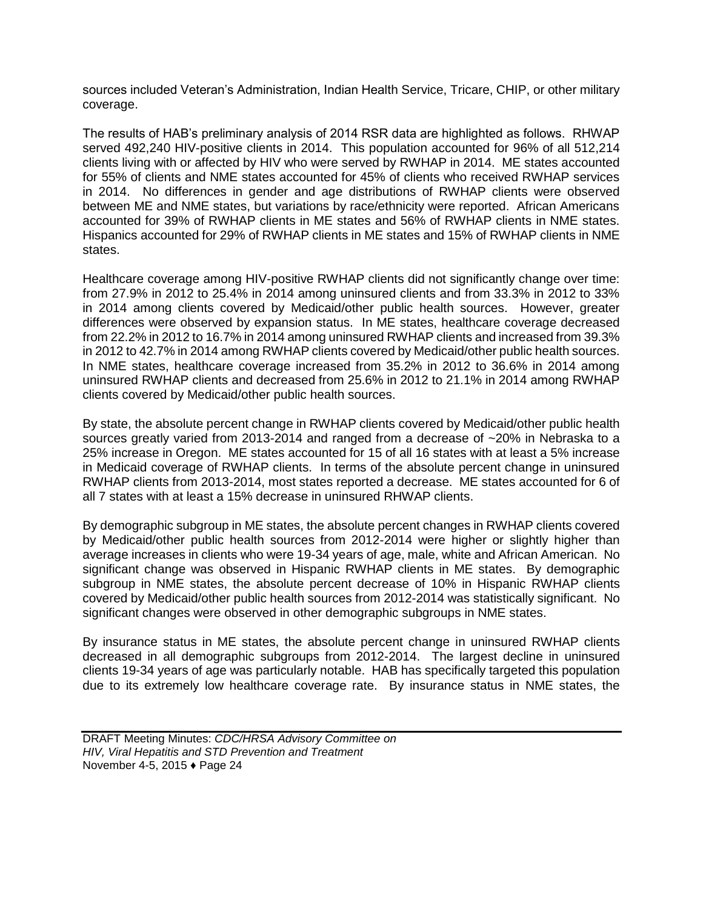sources included Veteran's Administration, Indian Health Service, Tricare, CHIP, or other military coverage.

The results of HAB's preliminary analysis of 2014 RSR data are highlighted as follows. RHWAP served 492,240 HIV-positive clients in 2014. This population accounted for 96% of all 512,214 clients living with or affected by HIV who were served by RWHAP in 2014. ME states accounted for 55% of clients and NME states accounted for 45% of clients who received RWHAP services in 2014. No differences in gender and age distributions of RWHAP clients were observed between ME and NME states, but variations by race/ethnicity were reported. African Americans accounted for 39% of RWHAP clients in ME states and 56% of RWHAP clients in NME states. Hispanics accounted for 29% of RWHAP clients in ME states and 15% of RWHAP clients in NME states.

Healthcare coverage among HIV-positive RWHAP clients did not significantly change over time: from 27.9% in 2012 to 25.4% in 2014 among uninsured clients and from 33.3% in 2012 to 33% in 2014 among clients covered by Medicaid/other public health sources. However, greater differences were observed by expansion status. In ME states, healthcare coverage decreased from 22.2% in 2012 to 16.7% in 2014 among uninsured RWHAP clients and increased from 39.3% in 2012 to 42.7% in 2014 among RWHAP clients covered by Medicaid/other public health sources. In NME states, healthcare coverage increased from 35.2% in 2012 to 36.6% in 2014 among uninsured RWHAP clients and decreased from 25.6% in 2012 to 21.1% in 2014 among RWHAP clients covered by Medicaid/other public health sources.

By state, the absolute percent change in RWHAP clients covered by Medicaid/other public health sources greatly varied from 2013-2014 and ranged from a decrease of ~20% in Nebraska to a 25% increase in Oregon. ME states accounted for 15 of all 16 states with at least a 5% increase in Medicaid coverage of RWHAP clients. In terms of the absolute percent change in uninsured RWHAP clients from 2013-2014, most states reported a decrease. ME states accounted for 6 of all 7 states with at least a 15% decrease in uninsured RHWAP clients.

By demographic subgroup in ME states, the absolute percent changes in RWHAP clients covered by Medicaid/other public health sources from 2012-2014 were higher or slightly higher than average increases in clients who were 19-34 years of age, male, white and African American. No significant change was observed in Hispanic RWHAP clients in ME states. By demographic subgroup in NME states, the absolute percent decrease of 10% in Hispanic RWHAP clients covered by Medicaid/other public health sources from 2012-2014 was statistically significant. No significant changes were observed in other demographic subgroups in NME states.

By insurance status in ME states, the absolute percent change in uninsured RWHAP clients decreased in all demographic subgroups from 2012-2014. The largest decline in uninsured clients 19-34 years of age was particularly notable. HAB has specifically targeted this population due to its extremely low healthcare coverage rate. By insurance status in NME states, the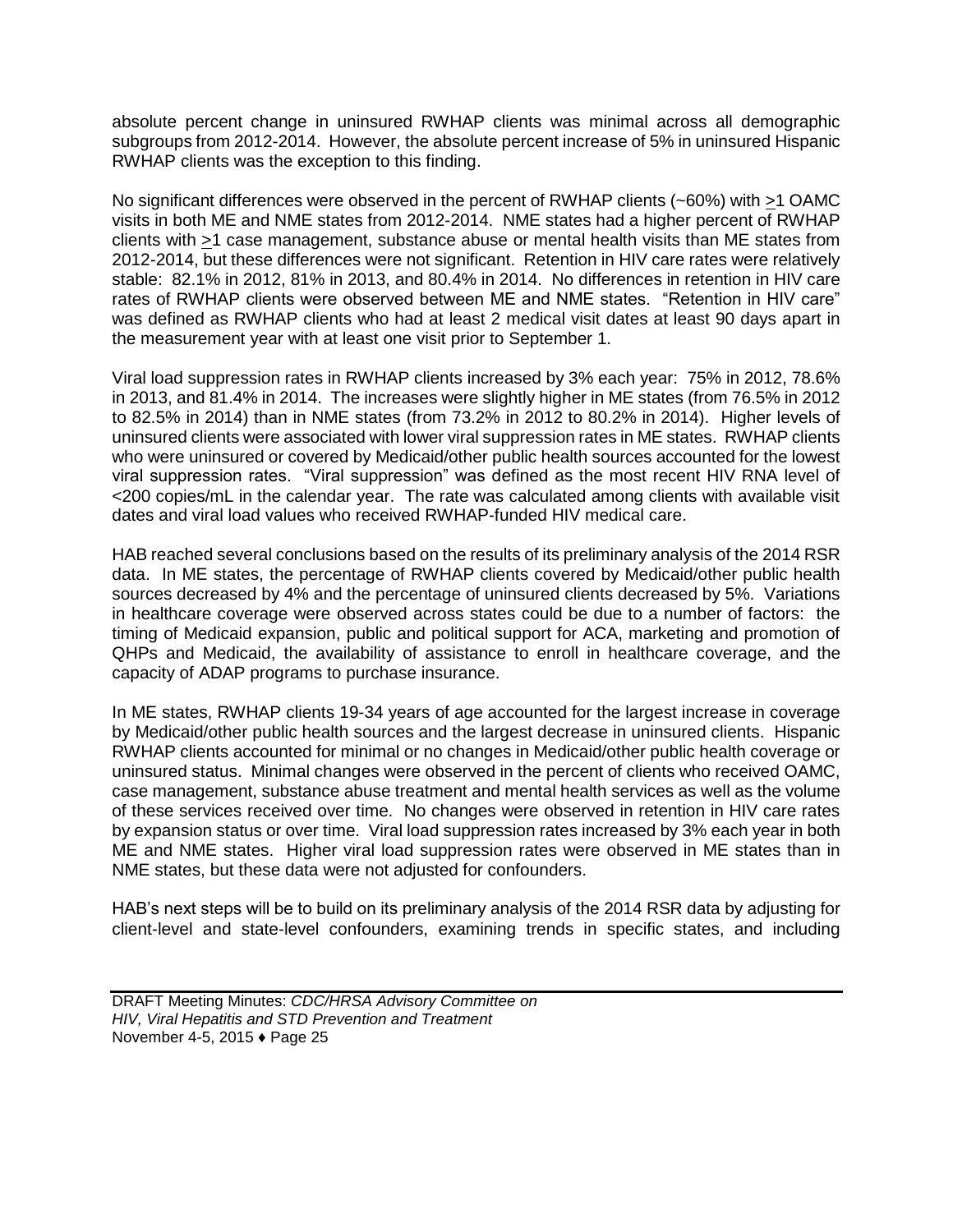absolute percent change in uninsured RWHAP clients was minimal across all demographic subgroups from 2012-2014. However, the absolute percent increase of 5% in uninsured Hispanic RWHAP clients was the exception to this finding.

No significant differences were observed in the percent of RWHAP clients (~60%) with ≥1 OAMC visits in both ME and NME states from 2012-2014. NME states had a higher percent of RWHAP clients with ≥1 case management, substance abuse or mental health visits than ME states from 2012-2014, but these differences were not significant. Retention in HIV care rates were relatively stable: 82.1% in 2012, 81% in 2013, and 80.4% in 2014. No differences in retention in HIV care rates of RWHAP clients were observed between ME and NME states. "Retention in HIV care" was defined as RWHAP clients who had at least 2 medical visit dates at least 90 days apart in the measurement year with at least one visit prior to September 1.

Viral load suppression rates in RWHAP clients increased by 3% each year: 75% in 2012, 78.6% in 2013, and 81.4% in 2014. The increases were slightly higher in ME states (from 76.5% in 2012 to 82.5% in 2014) than in NME states (from 73.2% in 2012 to 80.2% in 2014). Higher levels of uninsured clients were associated with lower viral suppression rates in ME states. RWHAP clients who were uninsured or covered by Medicaid/other public health sources accounted for the lowest viral suppression rates. "Viral suppression" was defined as the most recent HIV RNA level of <200 copies/mL in the calendar year. The rate was calculated among clients with available visit dates and viral load values who received RWHAP-funded HIV medical care.

HAB reached several conclusions based on the results of its preliminary analysis of the 2014 RSR data. In ME states, the percentage of RWHAP clients covered by Medicaid/other public health sources decreased by 4% and the percentage of uninsured clients decreased by 5%. Variations in healthcare coverage were observed across states could be due to a number of factors: the timing of Medicaid expansion, public and political support for ACA, marketing and promotion of QHPs and Medicaid, the availability of assistance to enroll in healthcare coverage, and the capacity of ADAP programs to purchase insurance.

In ME states, RWHAP clients 19-34 years of age accounted for the largest increase in coverage by Medicaid/other public health sources and the largest decrease in uninsured clients. Hispanic RWHAP clients accounted for minimal or no changes in Medicaid/other public health coverage or uninsured status. Minimal changes were observed in the percent of clients who received OAMC, case management, substance abuse treatment and mental health services as well as the volume of these services received over time. No changes were observed in retention in HIV care rates by expansion status or over time. Viral load suppression rates increased by 3% each year in both ME and NME states. Higher viral load suppression rates were observed in ME states than in NME states, but these data were not adjusted for confounders.

HAB's next steps will be to build on its preliminary analysis of the 2014 RSR data by adjusting for client-level and state-level confounders, examining trends in specific states, and including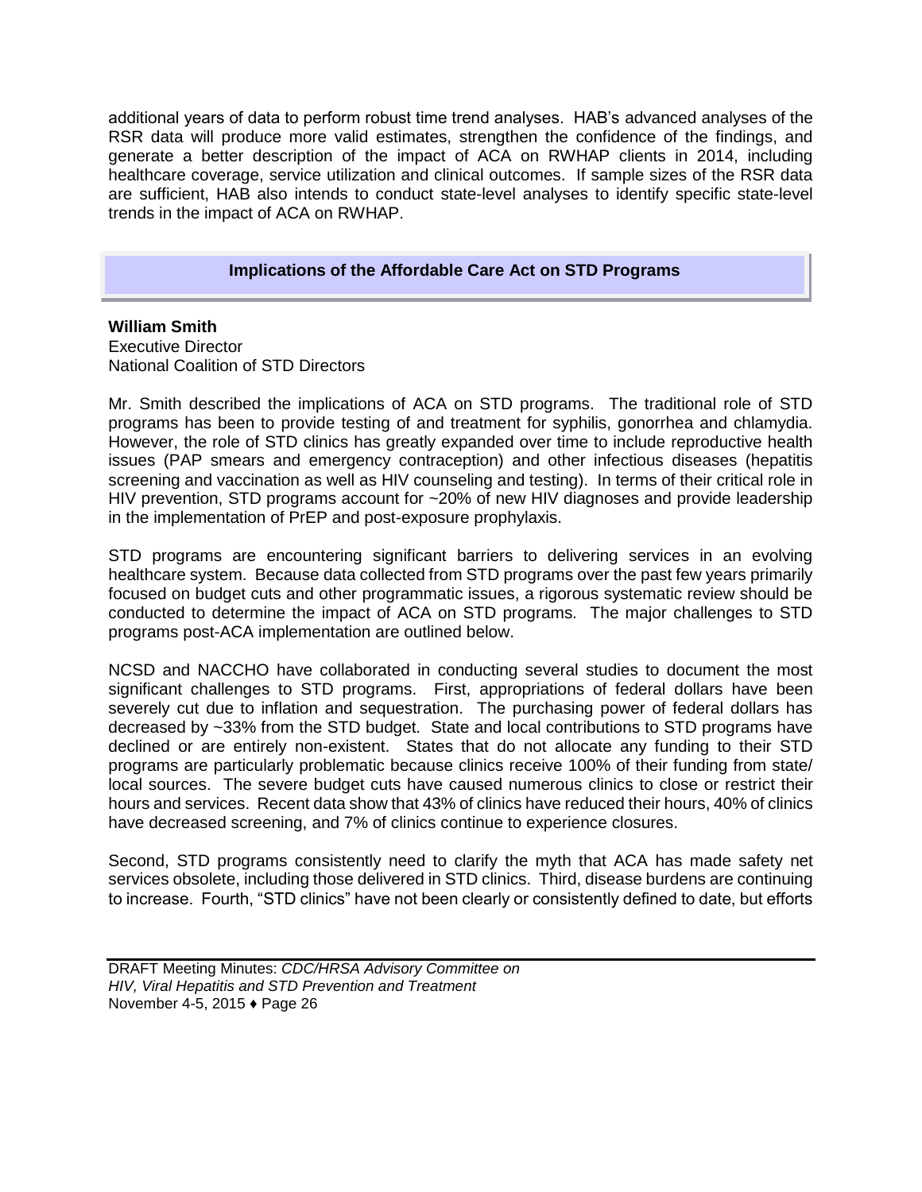additional years of data to perform robust time trend analyses. HAB's advanced analyses of the RSR data will produce more valid estimates, strengthen the confidence of the findings, and generate a better description of the impact of ACA on RWHAP clients in 2014, including healthcare coverage, service utilization and clinical outcomes. If sample sizes of the RSR data are sufficient, HAB also intends to conduct state-level analyses to identify specific state-level trends in the impact of ACA on RWHAP.

## Implications of the Affordable Care Act on STD Programs

**William Smith**
Executive Director
National Coalition of STD Directors

Mr. Smith described the implications of ACA on STD programs. The traditional role of STD programs has been to provide testing of and treatment for syphilis, gonorrhea and chlamydia. However, the role of STD clinics has greatly expanded over time to include reproductive health issues (PAP smears and emergency contraception) and other infectious diseases (hepatitis screening and vaccination as well as HIV counseling and testing). In terms of their critical role in HIV prevention, STD programs account for ~20% of new HIV diagnoses and provide leadership in the implementation of PrEP and post-exposure prophylaxis.

STD programs are encountering significant barriers to delivering services in an evolving healthcare system. Because data collected from STD programs over the past few years primarily focused on budget cuts and other programmatic issues, a rigorous systematic review should be conducted to determine the impact of ACA on STD programs. The major challenges to STD programs post-ACA implementation are outlined below.

NCSD and NACCHO have collaborated in conducting several studies to document the most significant challenges to STD programs. First, appropriations of federal dollars have been severely cut due to inflation and sequestration. The purchasing power of federal dollars has decreased by ~33% from the STD budget. State and local contributions to STD programs have declined or are entirely non-existent. States that do not allocate any funding to their STD programs are particularly problematic because clinics receive 100% of their funding from state/local sources. The severe budget cuts have caused numerous clinics to close or restrict their hours and services. Recent data show that 43% of clinics have reduced their hours, 40% of clinics have decreased screening, and 7% of clinics continue to experience closures.

Second, STD programs consistently need to clarify the myth that ACA has made safety net services obsolete, including those delivered in STD clinics. Third, disease burdens are continuing to increase. Fourth, "STD clinics" have not been clearly or consistently defined to date, but efforts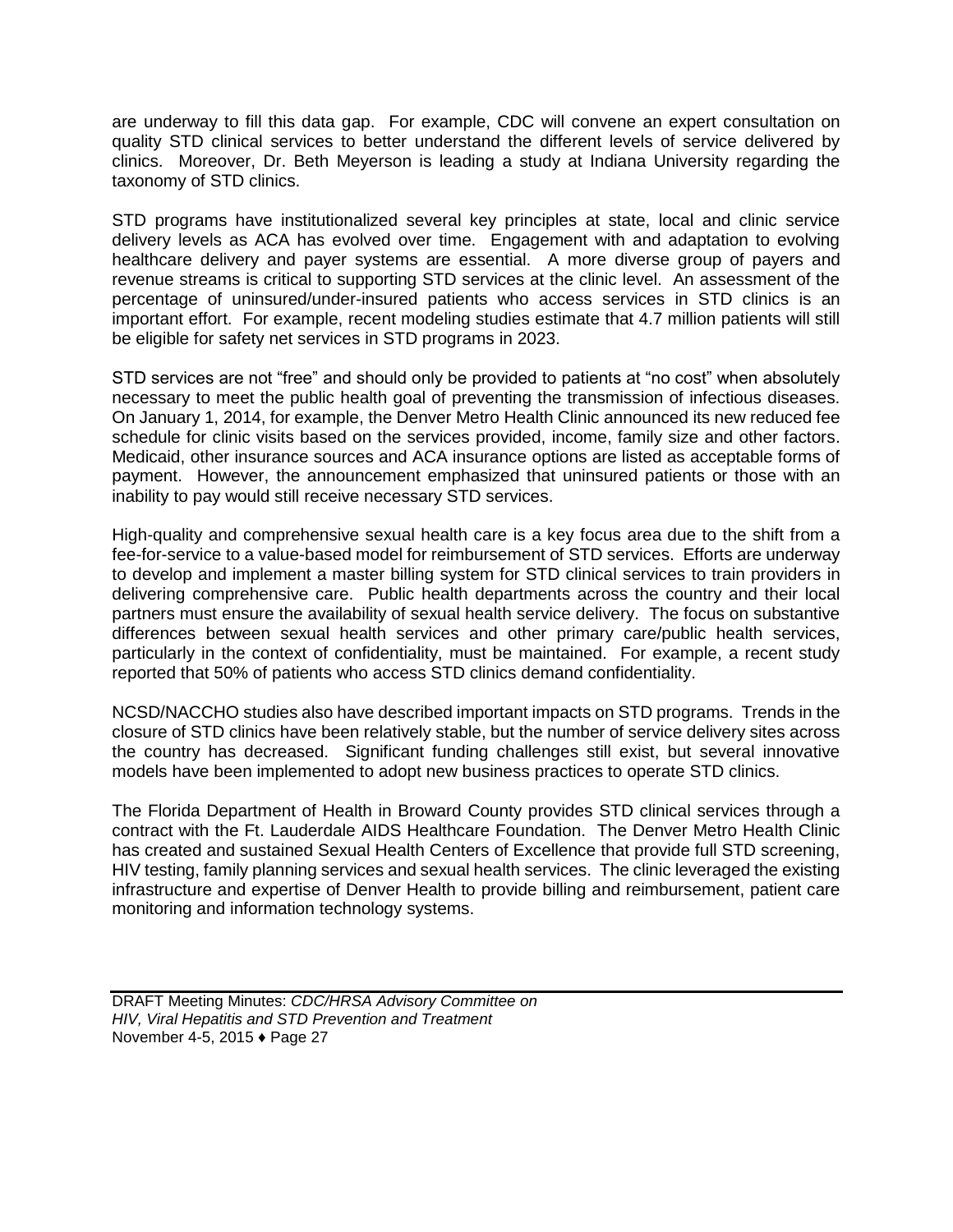are underway to fill this data gap. For example, CDC will convene an expert consultation on quality STD clinical services to better understand the different levels of service delivered by clinics. Moreover, Dr. Beth Meyerson is leading a study at Indiana University regarding the taxonomy of STD clinics.

STD programs have institutionalized several key principles at state, local and clinic service delivery levels as ACA has evolved over time. Engagement with and adaptation to evolving healthcare delivery and payer systems are essential. A more diverse group of payers and revenue streams is critical to supporting STD services at the clinic level. An assessment of the percentage of uninsured/under-insured patients who access services in STD clinics is an important effort. For example, recent modeling studies estimate that 4.7 million patients will still be eligible for safety net services in STD programs in 2023.

STD services are not "free" and should only be provided to patients at "no cost" when absolutely necessary to meet the public health goal of preventing the transmission of infectious diseases. On January 1, 2014, for example, the Denver Metro Health Clinic announced its new reduced fee schedule for clinic visits based on the services provided, income, family size and other factors. Medicaid, other insurance sources and ACA insurance options are listed as acceptable forms of payment. However, the announcement emphasized that uninsured patients or those with an inability to pay would still receive necessary STD services.

High-quality and comprehensive sexual health care is a key focus area due to the shift from a fee-for-service to a value-based model for reimbursement of STD services. Efforts are underway to develop and implement a master billing system for STD clinical services to train providers in delivering comprehensive care. Public health departments across the country and their local partners must ensure the availability of sexual health service delivery. The focus on substantive differences between sexual health services and other primary care/public health services, particularly in the context of confidentiality, must be maintained. For example, a recent study reported that 50% of patients who access STD clinics demand confidentiality.

NCSD/NACCHO studies also have described important impacts on STD programs. Trends in the closure of STD clinics have been relatively stable, but the number of service delivery sites across the country has decreased. Significant funding challenges still exist, but several innovative models have been implemented to adopt new business practices to operate STD clinics.

The Florida Department of Health in Broward County provides STD clinical services through a contract with the Ft. Lauderdale AIDS Healthcare Foundation. The Denver Metro Health Clinic has created and sustained Sexual Health Centers of Excellence that provide full STD screening, HIV testing, family planning services and sexual health services. The clinic leveraged the existing infrastructure and expertise of Denver Health to provide billing and reimbursement, patient care monitoring and information technology systems.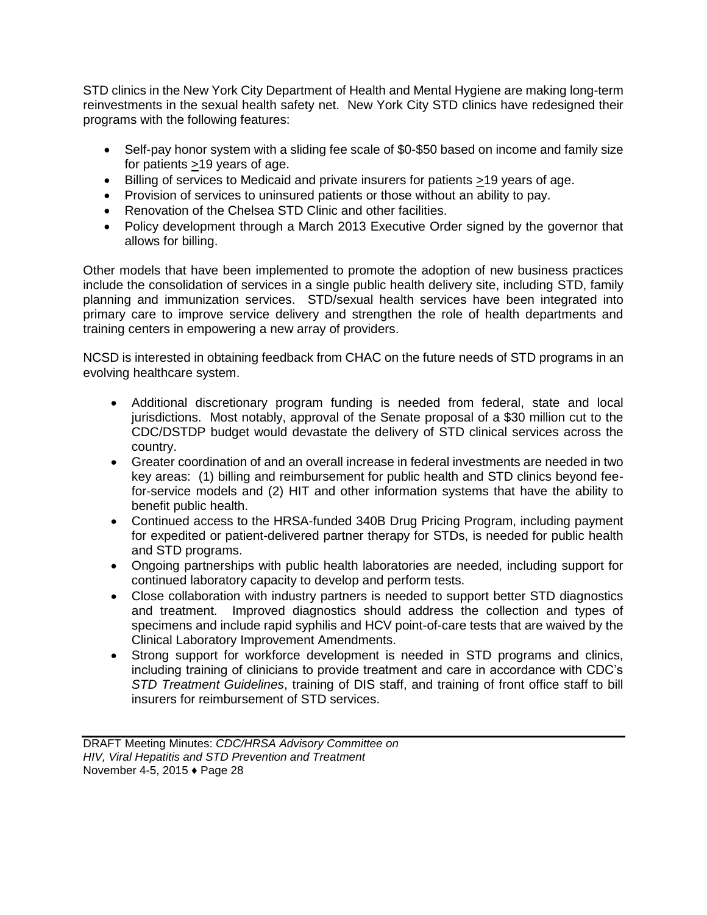STD clinics in the New York City Department of Health and Mental Hygiene are making long-term reinvestments in the sexual health safety net. New York City STD clinics have redesigned their programs with the following features:

- Self-pay honor system with a sliding fee scale of \$0-\$50 based on income and family size for patients ≥19 years of age.
- Billing of services to Medicaid and private insurers for patients ≥19 years of age.
- Provision of services to uninsured patients or those without an ability to pay.
- Renovation of the Chelsea STD Clinic and other facilities.
- Policy development through a March 2013 Executive Order signed by the governor that allows for billing.

Other models that have been implemented to promote the adoption of new business practices include the consolidation of services in a single public health delivery site, including STD, family planning and immunization services. STD/sexual health services have been integrated into primary care to improve service delivery and strengthen the role of health departments and training centers in empowering a new array of providers.

NCSD is interested in obtaining feedback from CHAC on the future needs of STD programs in an evolving healthcare system.

- Additional discretionary program funding is needed from federal, state and local jurisdictions. Most notably, approval of the Senate proposal of a \$30 million cut to the CDC/DSTDP budget would devastate the delivery of STD clinical services across the country.
- Greater coordination of and an overall increase in federal investments are needed in two key areas: (1) billing and reimbursement for public health and STD clinics beyond fee-for-service models and (2) HIT and other information systems that have the ability to benefit public health.
- Continued access to the HRSA-funded 340B Drug Pricing Program, including payment for expedited or patient-delivered partner therapy for STDs, is needed for public health and STD programs.
- Ongoing partnerships with public health laboratories are needed, including support for continued laboratory capacity to develop and perform tests.
- Close collaboration with industry partners is needed to support better STD diagnostics and treatment. Improved diagnostics should address the collection and types of specimens and include rapid syphilis and HCV point-of-care tests that are waived by the Clinical Laboratory Improvement Amendments.
- Strong support for workforce development is needed in STD programs and clinics, including training of clinicians to provide treatment and care in accordance with CDC's *STD Treatment Guidelines*, training of DIS staff, and training of front office staff to bill insurers for reimbursement of STD services.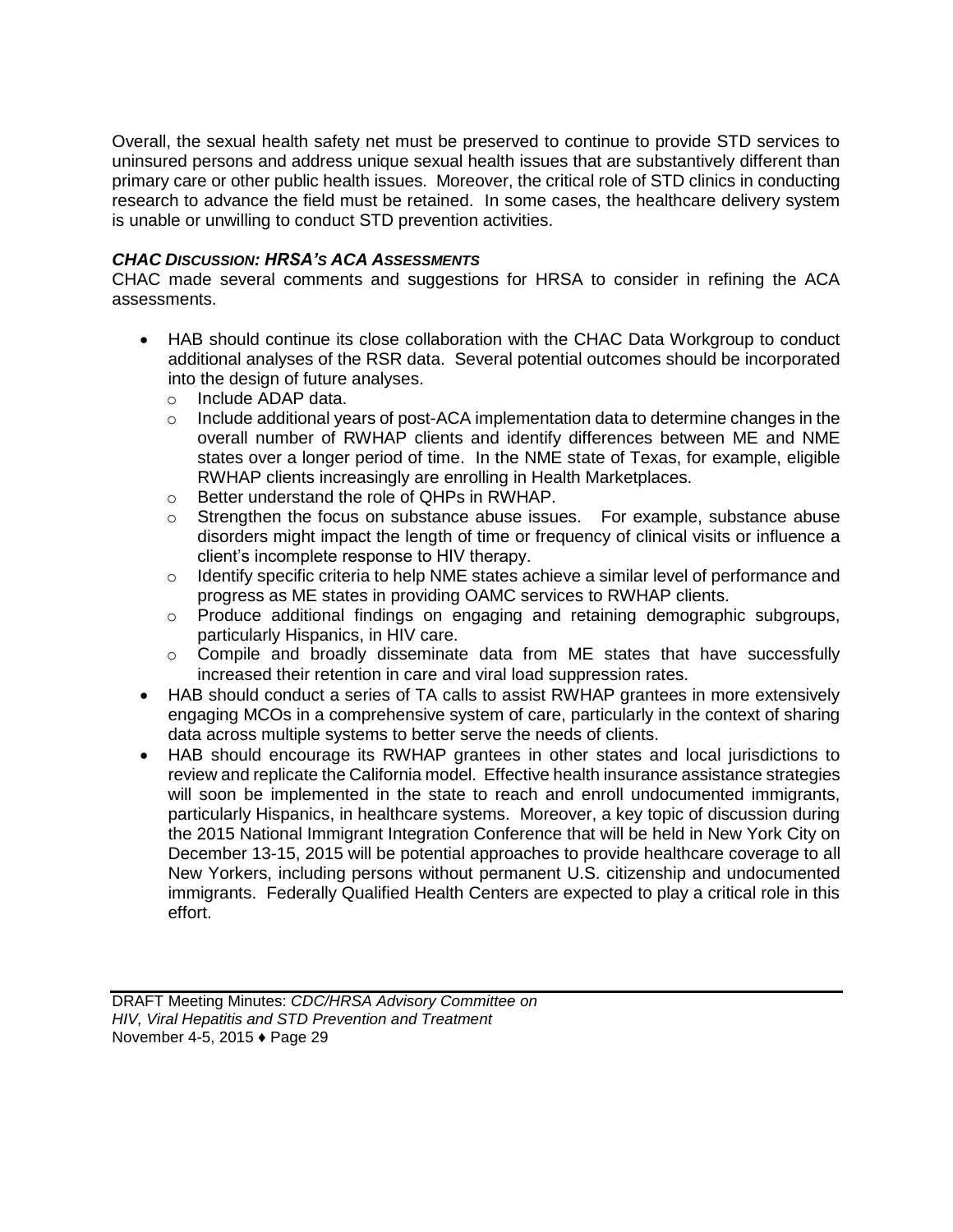Overall, the sexual health safety net must be preserved to continue to provide STD services to uninsured persons and address unique sexual health issues that are substantively different than primary care or other public health issues. Moreover, the critical role of STD clinics in conducting research to advance the field must be retained. In some cases, the healthcare delivery system is unable or unwilling to conduct STD prevention activities.

### *CHAC DISCUSSION: HRSA'S ACA ASSESSMENTS*

CHAC made several comments and suggestions for HRSA to consider in refining the ACA assessments.

- HAB should continue its close collaboration with the CHAC Data Workgroup to conduct additional analyses of the RSR data. Several potential outcomes should be incorporated into the design of future analyses.
  - Include ADAP data.
  - Include additional years of post-ACA implementation data to determine changes in the overall number of RWHAP clients and identify differences between ME and NME states over a longer period of time. In the NME state of Texas, for example, eligible RWHAP clients increasingly are enrolling in Health Marketplaces.
  - Better understand the role of QHPs in RWHAP.
  - Strengthen the focus on substance abuse issues. For example, substance abuse disorders might impact the length of time or frequency of clinical visits or influence a client's incomplete response to HIV therapy.
  - Identify specific criteria to help NME states achieve a similar level of performance and progress as ME states in providing OAMC services to RWHAP clients.
  - Produce additional findings on engaging and retaining demographic subgroups, particularly Hispanics, in HIV care.
  - Compile and broadly disseminate data from ME states that have successfully increased their retention in care and viral load suppression rates.
- HAB should conduct a series of TA calls to assist RWHAP grantees in more extensively engaging MCOs in a comprehensive system of care, particularly in the context of sharing data across multiple systems to better serve the needs of clients.
- HAB should encourage its RWHAP grantees in other states and local jurisdictions to review and replicate the California model. Effective health insurance assistance strategies will soon be implemented in the state to reach and enroll undocumented immigrants, particularly Hispanics, in healthcare systems. Moreover, a key topic of discussion during the 2015 National Immigrant Integration Conference that will be held in New York City on December 13-15, 2015 will be potential approaches to provide healthcare coverage to all New Yorkers, including persons without permanent U.S. citizenship and undocumented immigrants. Federally Qualified Health Centers are expected to play a critical role in this effort.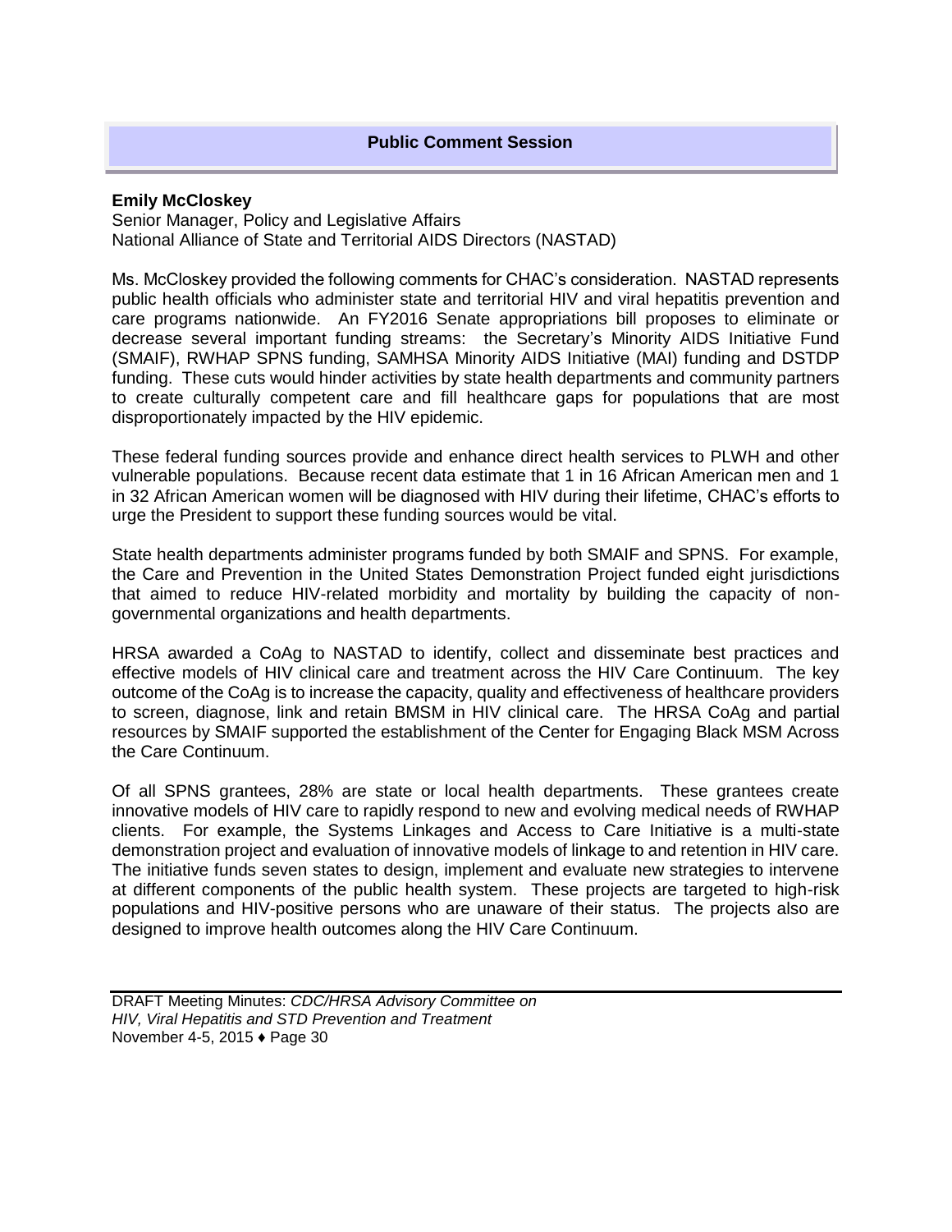## Public Comment Session

**Emily McCloskey**
Senior Manager, Policy and Legislative Affairs
National Alliance of State and Territorial AIDS Directors (NASTAD)

Ms. McCloskey provided the following comments for CHAC's consideration. NASTAD represents public health officials who administer state and territorial HIV and viral hepatitis prevention and care programs nationwide. An FY2016 Senate appropriations bill proposes to eliminate or decrease several important funding streams: the Secretary's Minority AIDS Initiative Fund (SMAIF), RWHAP SPNS funding, SAMHSA Minority AIDS Initiative (MAI) funding and DSTDP funding. These cuts would hinder activities by state health departments and community partners to create culturally competent care and fill healthcare gaps for populations that are most disproportionately impacted by the HIV epidemic.

These federal funding sources provide and enhance direct health services to PLWH and other vulnerable populations. Because recent data estimate that 1 in 16 African American men and 1 in 32 African American women will be diagnosed with HIV during their lifetime, CHAC's efforts to urge the President to support these funding sources would be vital.

State health departments administer programs funded by both SMAIF and SPNS. For example, the Care and Prevention in the United States Demonstration Project funded eight jurisdictions that aimed to reduce HIV-related morbidity and mortality by building the capacity of non-governmental organizations and health departments.

HRSA awarded a CoAg to NASTAD to identify, collect and disseminate best practices and effective models of HIV clinical care and treatment across the HIV Care Continuum. The key outcome of the CoAg is to increase the capacity, quality and effectiveness of healthcare providers to screen, diagnose, link and retain BMSM in HIV clinical care. The HRSA CoAg and partial resources by SMAIF supported the establishment of the Center for Engaging Black MSM Across the Care Continuum.

Of all SPNS grantees, 28% are state or local health departments. These grantees create innovative models of HIV care to rapidly respond to new and evolving medical needs of RWHAP clients. For example, the Systems Linkages and Access to Care Initiative is a multi-state demonstration project and evaluation of innovative models of linkage to and retention in HIV care. The initiative funds seven states to design, implement and evaluate new strategies to intervene at different components of the public health system. These projects are targeted to high-risk populations and HIV-positive persons who are unaware of their status. The projects also are designed to improve health outcomes along the HIV Care Continuum.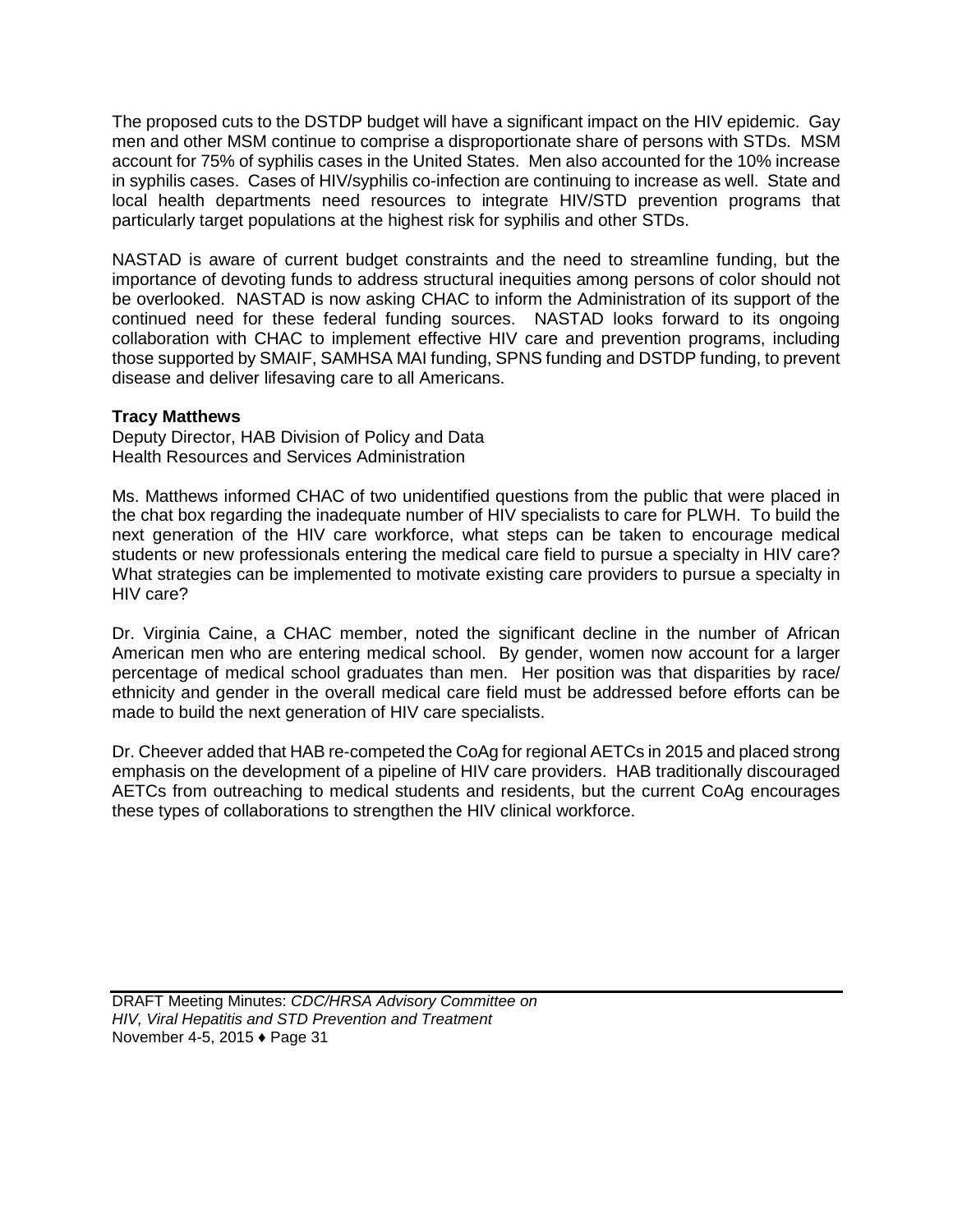The proposed cuts to the DSTDP budget will have a significant impact on the HIV epidemic. Gay men and other MSM continue to comprise a disproportionate share of persons with STDs. MSM account for 75% of syphilis cases in the United States. Men also accounted for the 10% increase in syphilis cases. Cases of HIV/syphilis co-infection are continuing to increase as well. State and local health departments need resources to integrate HIV/STD prevention programs that particularly target populations at the highest risk for syphilis and other STDs.

NASTAD is aware of current budget constraints and the need to streamline funding, but the importance of devoting funds to address structural inequities among persons of color should not be overlooked. NASTAD is now asking CHAC to inform the Administration of its support of the continued need for these federal funding sources. NASTAD looks forward to its ongoing collaboration with CHAC to implement effective HIV care and prevention programs, including those supported by SMAIF, SAMHSA MAI funding, SPNS funding and DSTDP funding, to prevent disease and deliver lifesaving care to all Americans.

**Tracy Matthews**
Deputy Director, HAB Division of Policy and Data
Health Resources and Services Administration

Ms. Matthews informed CHAC of two unidentified questions from the public that were placed in the chat box regarding the inadequate number of HIV specialists to care for PLWH. To build the next generation of the HIV care workforce, what steps can be taken to encourage medical students or new professionals entering the medical care field to pursue a specialty in HIV care? What strategies can be implemented to motivate existing care providers to pursue a specialty in HIV care?

Dr. Virginia Caine, a CHAC member, noted the significant decline in the number of African American men who are entering medical school. By gender, women now account for a larger percentage of medical school graduates than men. Her position was that disparities by race/ethnicity and gender in the overall medical care field must be addressed before efforts can be made to build the next generation of HIV care specialists.

Dr. Cheever added that HAB re-competed the CoAg for regional AETCs in 2015 and placed strong emphasis on the development of a pipeline of HIV care providers. HAB traditionally discouraged AETCs from outreaching to medical students and residents, but the current CoAg encourages these types of collaborations to strengthen the HIV clinical workforce.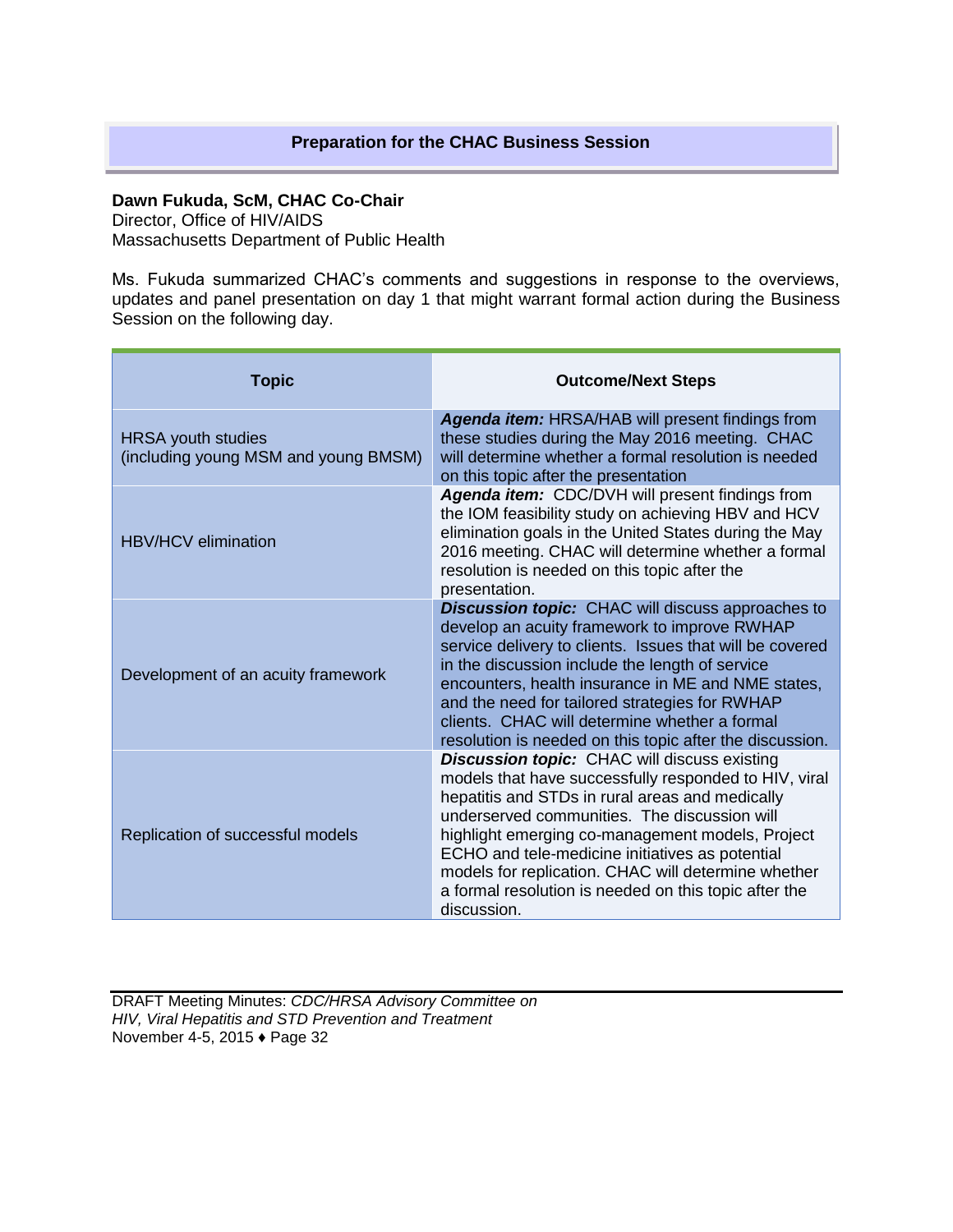## Preparation for the CHAC Business Session

**Dawn Fukuda, ScM, CHAC Co-Chair**
Director, Office of HIV/AIDS
Massachusetts Department of Public Health

Ms. Fukuda summarized CHAC's comments and suggestions in response to the overviews, updates and panel presentation on day 1 that might warrant formal action during the Business Session on the following day.

| Topic | Outcome/Next Steps |
|---|---|
| HRSA youth studies (including young MSM and young BMSM) | ***Agenda item:*** HRSA/HAB will present findings from these studies during the May 2016 meeting. CHAC will determine whether a formal resolution is needed on this topic after the presentation |
| HBV/HCV elimination | ***Agenda item:*** CDC/DVH will present findings from the IOM feasibility study on achieving HBV and HCV elimination goals in the United States during the May 2016 meeting. CHAC will determine whether a formal resolution is needed on this topic after the presentation. |
| Development of an acuity framework | ***Discussion topic:*** CHAC will discuss approaches to develop an acuity framework to improve RWHAP service delivery to clients. Issues that will be covered in the discussion include the length of service encounters, health insurance in ME and NME states, and the need for tailored strategies for RWHAP clients. CHAC will determine whether a formal resolution is needed on this topic after the discussion. |
| Replication of successful models | ***Discussion topic:*** CHAC will discuss existing models that have successfully responded to HIV, viral hepatitis and STDs in rural areas and medically underserved communities. The discussion will highlight emerging co-management models, Project ECHO and tele-medicine initiatives as potential models for replication. CHAC will determine whether a formal resolution is needed on this topic after the discussion. |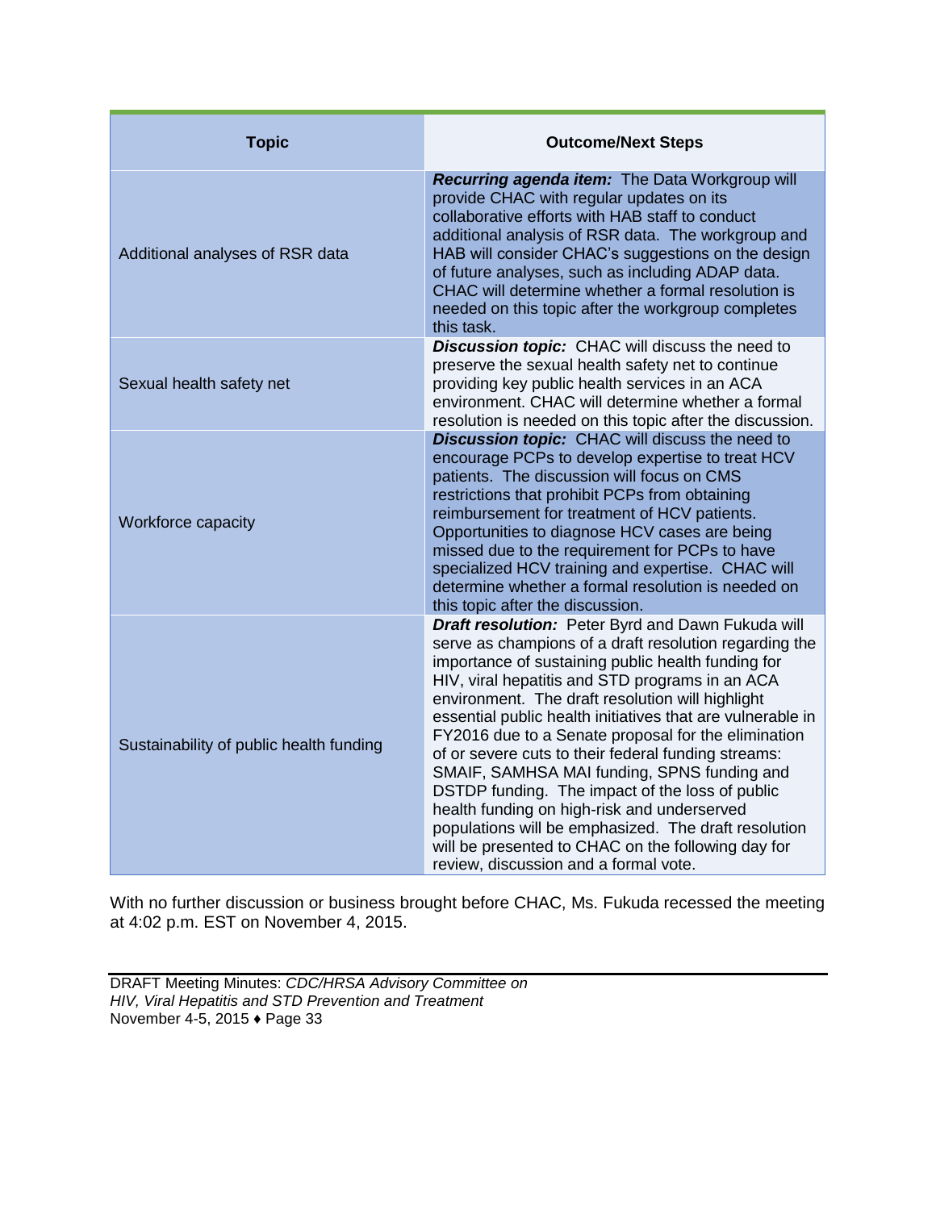| Topic | Outcome/Next Steps |
|---|---|
| Additional analyses of RSR data | ***Recurring agenda item:*** The Data Workgroup will provide CHAC with regular updates on its collaborative efforts with HAB staff to conduct additional analysis of RSR data. The workgroup and HAB will consider CHAC's suggestions on the design of future analyses, such as including ADAP data. CHAC will determine whether a formal resolution is needed on this topic after the workgroup completes this task. |
| Sexual health safety net | ***Discussion topic:*** CHAC will discuss the need to preserve the sexual health safety net to continue providing key public health services in an ACA environment. CHAC will determine whether a formal resolution is needed on this topic after the discussion. |
| Workforce capacity | ***Discussion topic:*** CHAC will discuss the need to encourage PCPs to develop expertise to treat HCV patients. The discussion will focus on CMS restrictions that prohibit PCPs from obtaining reimbursement for treatment of HCV patients. Opportunities to diagnose HCV cases are being missed due to the requirement for PCPs to have specialized HCV training and expertise. CHAC will determine whether a formal resolution is needed on this topic after the discussion. |
| Sustainability of public health funding | ***Draft resolution:*** Peter Byrd and Dawn Fukuda will serve as champions of a draft resolution regarding the importance of sustaining public health funding for HIV, viral hepatitis and STD programs in an ACA environment. The draft resolution will highlight essential public health initiatives that are vulnerable in FY2016 due to a Senate proposal for the elimination of or severe cuts to their federal funding streams: SMAIF, SAMHSA MAI funding, SPNS funding and DSTDP funding. The impact of the loss of public health funding on high-risk and underserved populations will be emphasized. The draft resolution will be presented to CHAC on the following day for review, discussion and a formal vote. |

With no further discussion or business brought before CHAC, Ms. Fukuda recessed the meeting at 4:02 p.m. EST on November 4, 2015.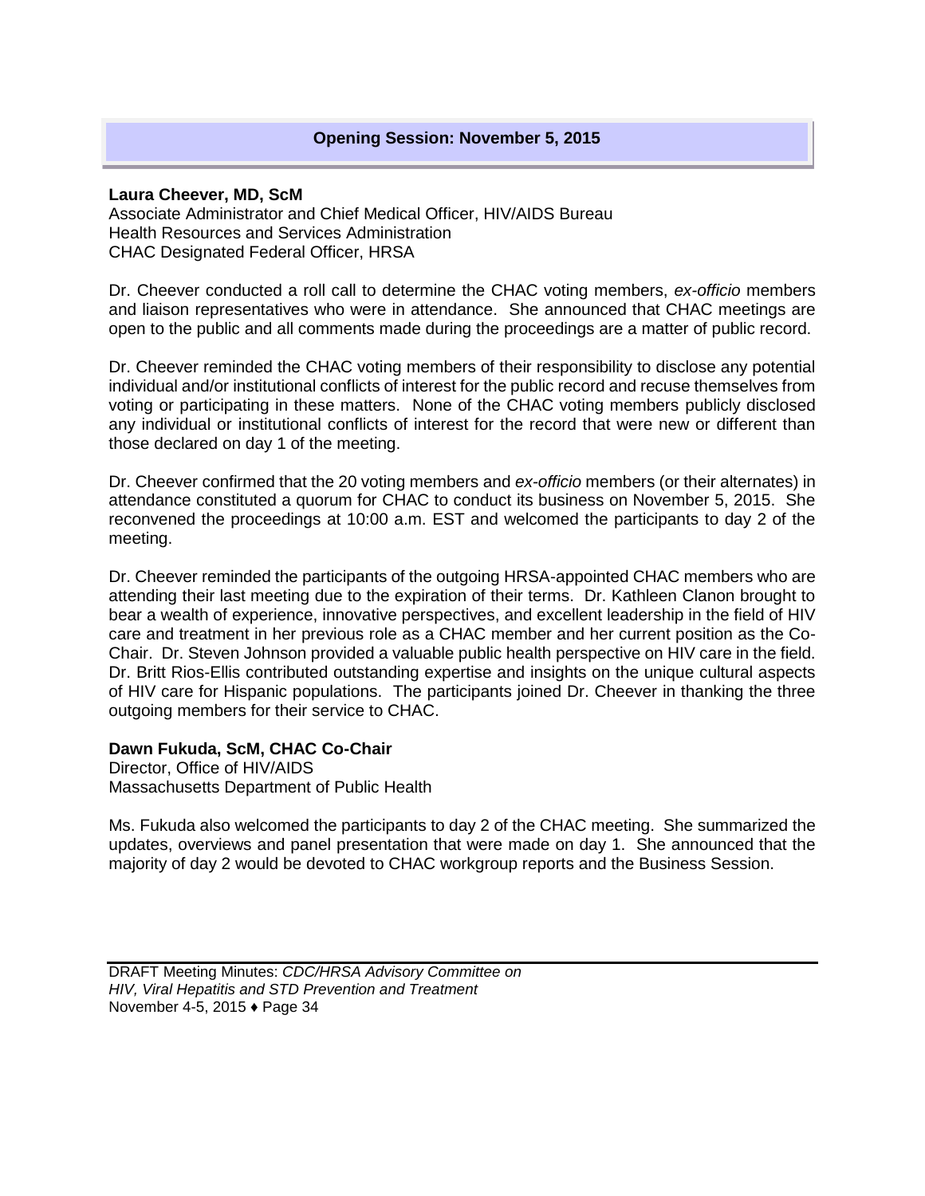## Opening Session: November 5, 2015

**Laura Cheever, MD, ScM**
Associate Administrator and Chief Medical Officer, HIV/AIDS Bureau
Health Resources and Services Administration
CHAC Designated Federal Officer, HRSA

Dr. Cheever conducted a roll call to determine the CHAC voting members, *ex-officio* members and liaison representatives who were in attendance. She announced that CHAC meetings are open to the public and all comments made during the proceedings are a matter of public record.

Dr. Cheever reminded the CHAC voting members of their responsibility to disclose any potential individual and/or institutional conflicts of interest for the public record and recuse themselves from voting or participating in these matters. None of the CHAC voting members publicly disclosed any individual or institutional conflicts of interest for the record that were new or different than those declared on day 1 of the meeting.

Dr. Cheever confirmed that the 20 voting members and *ex-officio* members (or their alternates) in attendance constituted a quorum for CHAC to conduct its business on November 5, 2015. She reconvened the proceedings at 10:00 a.m. EST and welcomed the participants to day 2 of the meeting.

Dr. Cheever reminded the participants of the outgoing HRSA-appointed CHAC members who are attending their last meeting due to the expiration of their terms. Dr. Kathleen Clanon brought to bear a wealth of experience, innovative perspectives, and excellent leadership in the field of HIV care and treatment in her previous role as a CHAC member and her current position as the Co-Chair. Dr. Steven Johnson provided a valuable public health perspective on HIV care in the field. Dr. Britt Rios-Ellis contributed outstanding expertise and insights on the unique cultural aspects of HIV care for Hispanic populations. The participants joined Dr. Cheever in thanking the three outgoing members for their service to CHAC.

**Dawn Fukuda, ScM, CHAC Co-Chair**
Director, Office of HIV/AIDS
Massachusetts Department of Public Health

Ms. Fukuda also welcomed the participants to day 2 of the CHAC meeting. She summarized the updates, overviews and panel presentation that were made on day 1. She announced that the majority of day 2 would be devoted to CHAC workgroup reports and the Business Session.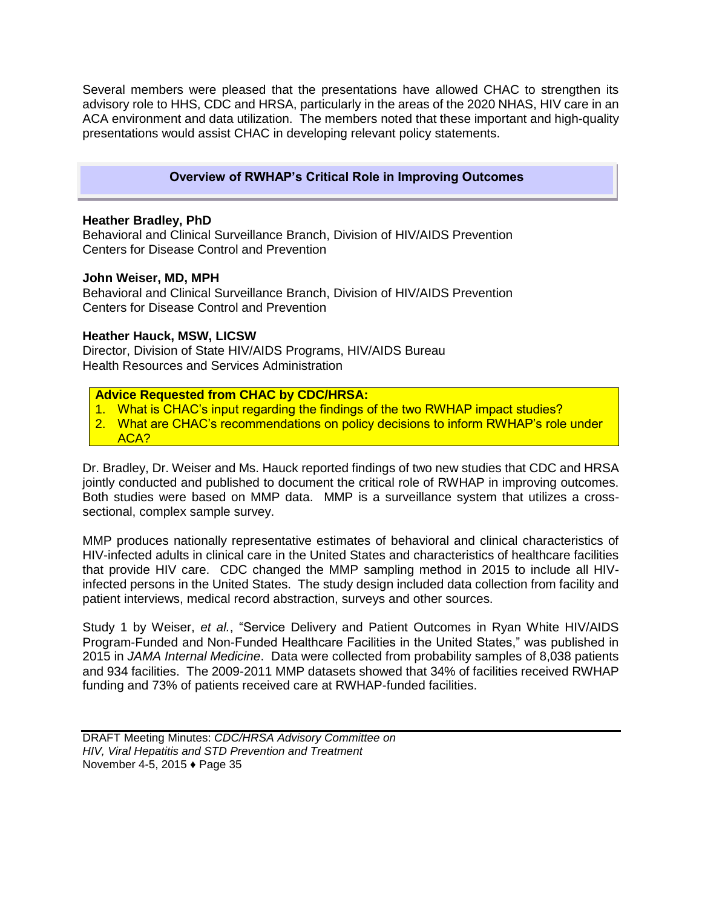Several members were pleased that the presentations have allowed CHAC to strengthen its advisory role to HHS, CDC and HRSA, particularly in the areas of the 2020 NHAS, HIV care in an ACA environment and data utilization. The members noted that these important and high-quality presentations would assist CHAC in developing relevant policy statements.

## Overview of RWHAP's Critical Role in Improving Outcomes

**Heather Bradley, PhD**
Behavioral and Clinical Surveillance Branch, Division of HIV/AIDS Prevention
Centers for Disease Control and Prevention

**John Weiser, MD, MPH**
Behavioral and Clinical Surveillance Branch, Division of HIV/AIDS Prevention
Centers for Disease Control and Prevention

**Heather Hauck, MSW, LICSW**
Director, Division of State HIV/AIDS Programs, HIV/AIDS Bureau
Health Resources and Services Administration

**Advice Requested from CHAC by CDC/HRSA:**

1. What is CHAC's input regarding the findings of the two RWHAP impact studies?
2. What are CHAC's recommendations on policy decisions to inform RWHAP's role under ACA?

Dr. Bradley, Dr. Weiser and Ms. Hauck reported findings of two new studies that CDC and HRSA jointly conducted and published to document the critical role of RWHAP in improving outcomes. Both studies were based on MMP data. MMP is a surveillance system that utilizes a cross-sectional, complex sample survey.

MMP produces nationally representative estimates of behavioral and clinical characteristics of HIV-infected adults in clinical care in the United States and characteristics of healthcare facilities that provide HIV care. CDC changed the MMP sampling method in 2015 to include all HIV-infected persons in the United States. The study design included data collection from facility and patient interviews, medical record abstraction, surveys and other sources.

Study 1 by Weiser, *et al.*, "Service Delivery and Patient Outcomes in Ryan White HIV/AIDS Program-Funded and Non-Funded Healthcare Facilities in the United States," was published in 2015 in *JAMA Internal Medicine*. Data were collected from probability samples of 8,038 patients and 934 facilities. The 2009-2011 MMP datasets showed that 34% of facilities received RWHAP funding and 73% of patients received care at RWHAP-funded facilities.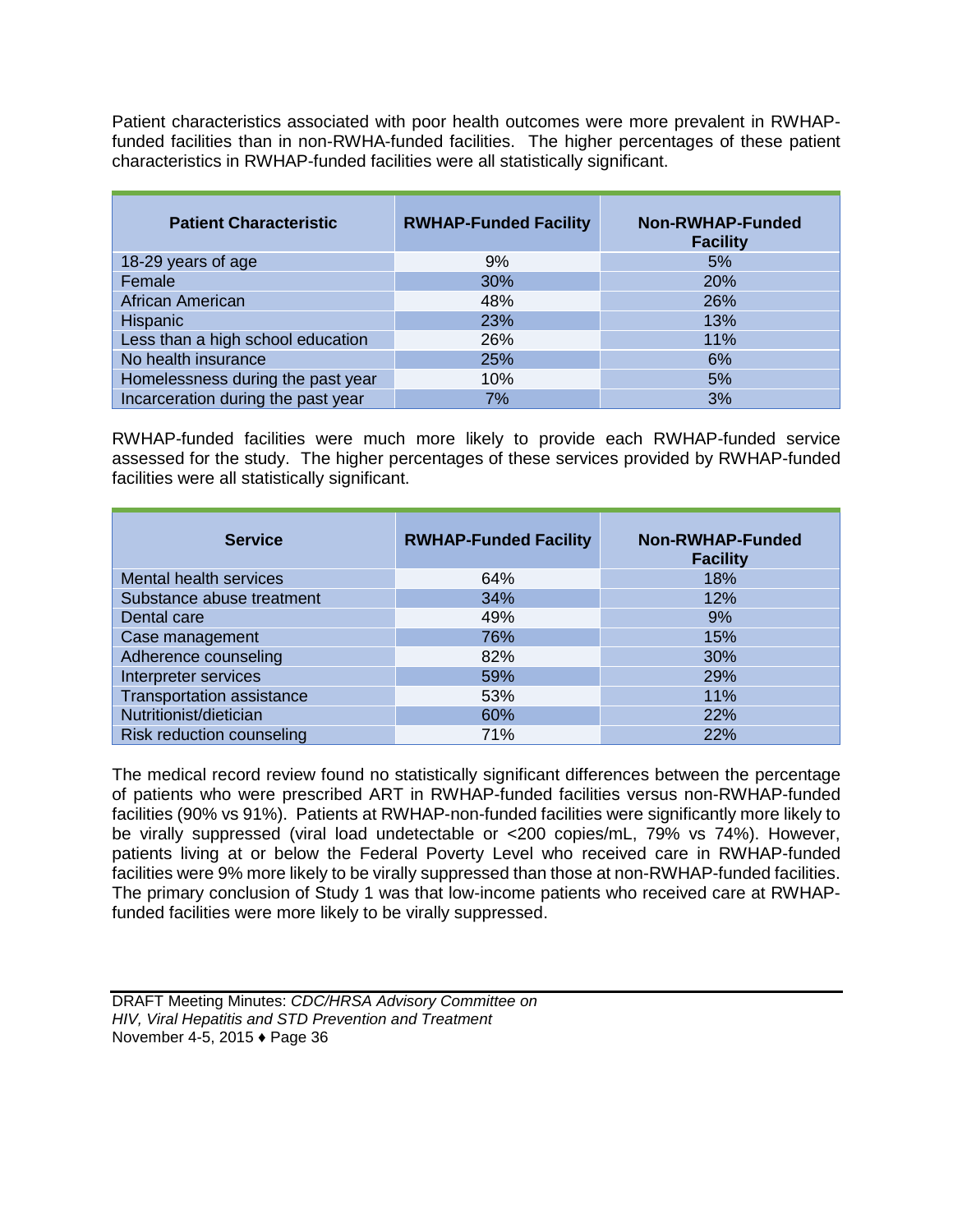Patient characteristics associated with poor health outcomes were more prevalent in RWHAP-funded facilities than in non-RWHA-funded facilities. The higher percentages of these patient characteristics in RWHAP-funded facilities were all statistically significant.

| Patient Characteristic | RWHAP-Funded Facility | Non-RWHAP-Funded Facility |
|---|---|---|
| 18-29 years of age | 9% | 5% |
| Female | 30% | 20% |
| African American | 48% | 26% |
| Hispanic | 23% | 13% |
| Less than a high school education | 26% | 11% |
| No health insurance | 25% | 6% |
| Homelessness during the past year | 10% | 5% |
| Incarceration during the past year | 7% | 3% |

RWHAP-funded facilities were much more likely to provide each RWHAP-funded service assessed for the study. The higher percentages of these services provided by RWHAP-funded facilities were all statistically significant.

| Service | RWHAP-Funded Facility | Non-RWHAP-Funded Facility |
|---|---|---|
| Mental health services | 64% | 18% |
| Substance abuse treatment | 34% | 12% |
| Dental care | 49% | 9% |
| Case management | 76% | 15% |
| Adherence counseling | 82% | 30% |
| Interpreter services | 59% | 29% |
| Transportation assistance | 53% | 11% |
| Nutritionist/dietician | 60% | 22% |
| Risk reduction counseling | 71% | 22% |

The medical record review found no statistically significant differences between the percentage of patients who were prescribed ART in RWHAP-funded facilities versus non-RWHAP-funded facilities (90% vs 91%). Patients at RWHAP-non-funded facilities were significantly more likely to be virally suppressed (viral load undetectable or <200 copies/mL, 79% vs 74%). However, patients living at or below the Federal Poverty Level who received care in RWHAP-funded facilities were 9% more likely to be virally suppressed than those at non-RWHAP-funded facilities. The primary conclusion of Study 1 was that low-income patients who received care at RWHAP-funded facilities were more likely to be virally suppressed.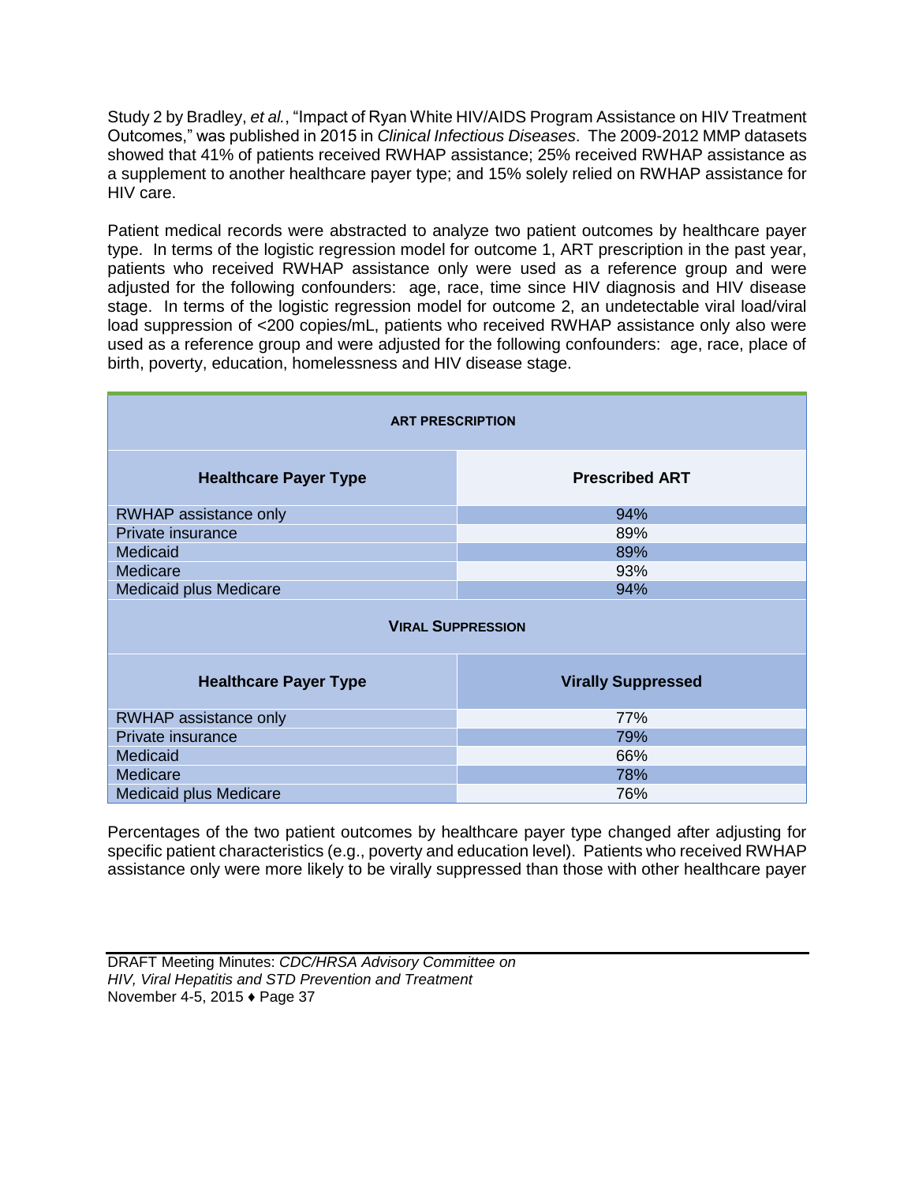Study 2 by Bradley, *et al.*, "Impact of Ryan White HIV/AIDS Program Assistance on HIV Treatment Outcomes," was published in 2015 in *Clinical Infectious Diseases*. The 2009-2012 MMP datasets showed that 41% of patients received RWHAP assistance; 25% received RWHAP assistance as a supplement to another healthcare payer type; and 15% solely relied on RWHAP assistance for HIV care.

Patient medical records were abstracted to analyze two patient outcomes by healthcare payer type. In terms of the logistic regression model for outcome 1, ART prescription in the past year, patients who received RWHAP assistance only were used as a reference group and were adjusted for the following confounders: age, race, time since HIV diagnosis and HIV disease stage. In terms of the logistic regression model for outcome 2, an undetectable viral load/viral load suppression of <200 copies/mL, patients who received RWHAP assistance only also were used as a reference group and were adjusted for the following confounders: age, race, place of birth, poverty, education, homelessness and HIV disease stage.

| **ART PRESCRIPTION** | |
|---|---|
| **Healthcare Payer Type** | **Prescribed ART** |
| RWHAP assistance only | 94% |
| Private insurance | 89% |
| Medicaid | 89% |
| Medicare | 93% |
| Medicaid plus Medicare | 94% |
| **VIRAL SUPPRESSION** | |
| **Healthcare Payer Type** | **Virally Suppressed** |
| RWHAP assistance only | 77% |
| Private insurance | 79% |
| Medicaid | 66% |
| Medicare | 78% |
| Medicaid plus Medicare | 76% |

Percentages of the two patient outcomes by healthcare payer type changed after adjusting for specific patient characteristics (e.g., poverty and education level). Patients who received RWHAP assistance only were more likely to be virally suppressed than those with other healthcare payer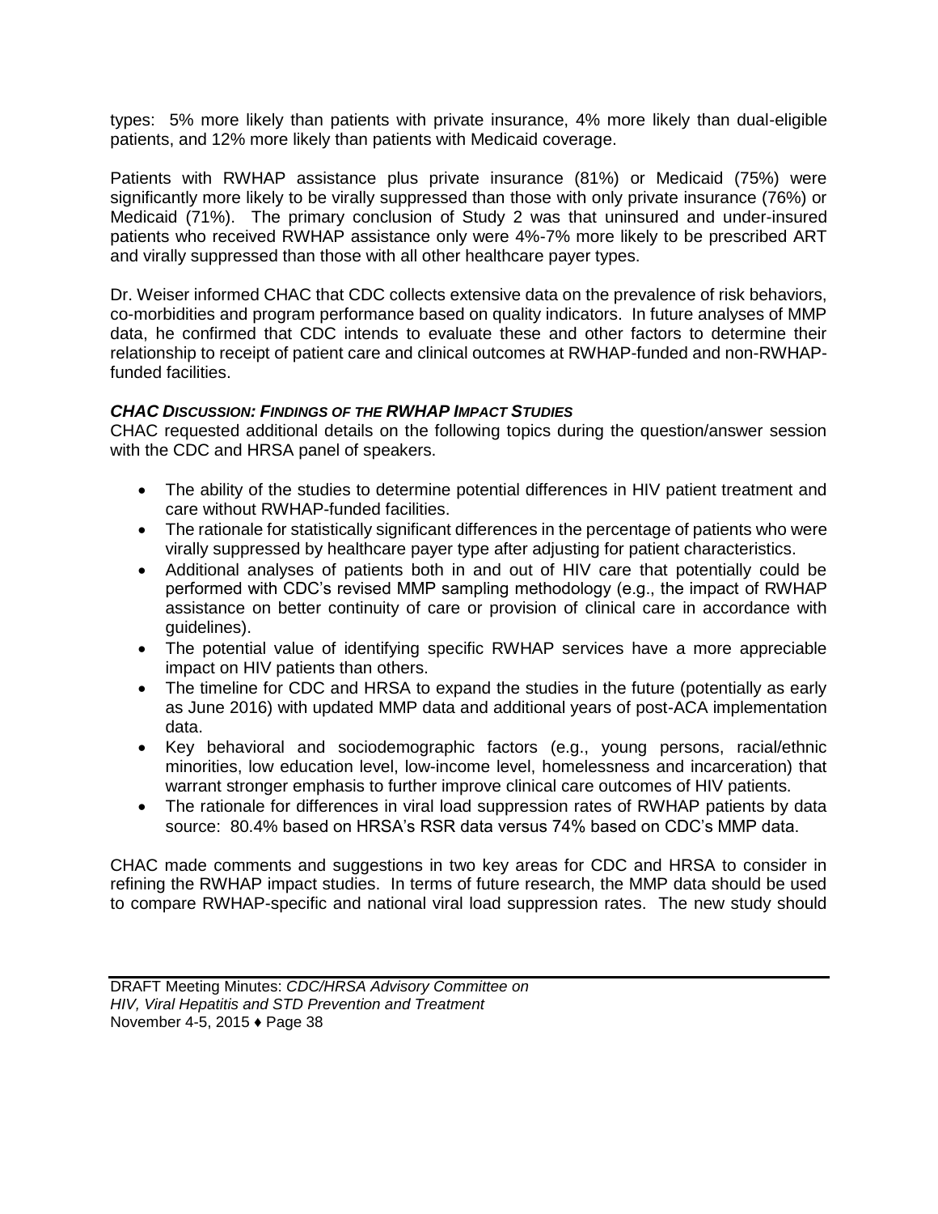types: 5% more likely than patients with private insurance, 4% more likely than dual-eligible patients, and 12% more likely than patients with Medicaid coverage.

Patients with RWHAP assistance plus private insurance (81%) or Medicaid (75%) were significantly more likely to be virally suppressed than those with only private insurance (76%) or Medicaid (71%). The primary conclusion of Study 2 was that uninsured and under-insured patients who received RWHAP assistance only were 4%-7% more likely to be prescribed ART and virally suppressed than those with all other healthcare payer types.

Dr. Weiser informed CHAC that CDC collects extensive data on the prevalence of risk behaviors, co-morbidities and program performance based on quality indicators. In future analyses of MMP data, he confirmed that CDC intends to evaluate these and other factors to determine their relationship to receipt of patient care and clinical outcomes at RWHAP-funded and non-RWHAP-funded facilities.

### *CHAC DISCUSSION: FINDINGS OF THE RWHAP IMPACT STUDIES*

CHAC requested additional details on the following topics during the question/answer session with the CDC and HRSA panel of speakers.

- The ability of the studies to determine potential differences in HIV patient treatment and care without RWHAP-funded facilities.
- The rationale for statistically significant differences in the percentage of patients who were virally suppressed by healthcare payer type after adjusting for patient characteristics.
- Additional analyses of patients both in and out of HIV care that potentially could be performed with CDC's revised MMP sampling methodology (e.g., the impact of RWHAP assistance on better continuity of care or provision of clinical care in accordance with guidelines).
- The potential value of identifying specific RWHAP services have a more appreciable impact on HIV patients than others.
- The timeline for CDC and HRSA to expand the studies in the future (potentially as early as June 2016) with updated MMP data and additional years of post-ACA implementation data.
- Key behavioral and sociodemographic factors (e.g., young persons, racial/ethnic minorities, low education level, low-income level, homelessness and incarceration) that warrant stronger emphasis to further improve clinical care outcomes of HIV patients.
- The rationale for differences in viral load suppression rates of RWHAP patients by data source: 80.4% based on HRSA's RSR data versus 74% based on CDC's MMP data.

CHAC made comments and suggestions in two key areas for CDC and HRSA to consider in refining the RWHAP impact studies. In terms of future research, the MMP data should be used to compare RWHAP-specific and national viral load suppression rates. The new study should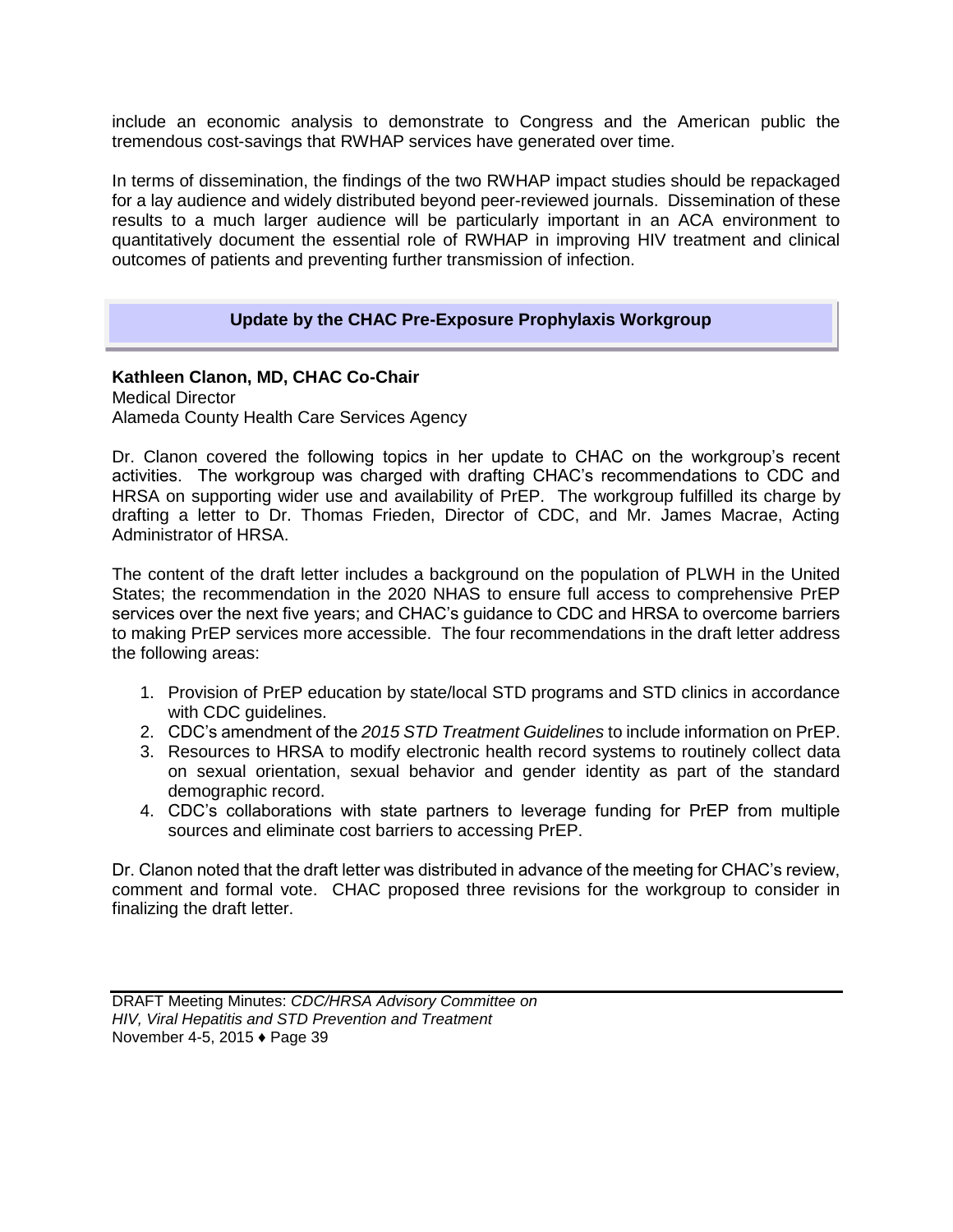include an economic analysis to demonstrate to Congress and the American public the tremendous cost-savings that RWHAP services have generated over time.

In terms of dissemination, the findings of the two RWHAP impact studies should be repackaged for a lay audience and widely distributed beyond peer-reviewed journals. Dissemination of these results to a much larger audience will be particularly important in an ACA environment to quantitatively document the essential role of RWHAP in improving HIV treatment and clinical outcomes of patients and preventing further transmission of infection.

## Update by the CHAC Pre-Exposure Prophylaxis Workgroup

**Kathleen Clanon, MD, CHAC Co-Chair**
Medical Director
Alameda County Health Care Services Agency

Dr. Clanon covered the following topics in her update to CHAC on the workgroup's recent activities. The workgroup was charged with drafting CHAC's recommendations to CDC and HRSA on supporting wider use and availability of PrEP. The workgroup fulfilled its charge by drafting a letter to Dr. Thomas Frieden, Director of CDC, and Mr. James Macrae, Acting Administrator of HRSA.

The content of the draft letter includes a background on the population of PLWH in the United States; the recommendation in the 2020 NHAS to ensure full access to comprehensive PrEP services over the next five years; and CHAC's guidance to CDC and HRSA to overcome barriers to making PrEP services more accessible. The four recommendations in the draft letter address the following areas:

1. Provision of PrEP education by state/local STD programs and STD clinics in accordance with CDC guidelines.
2. CDC's amendment of the *2015 STD Treatment Guidelines* to include information on PrEP.
3. Resources to HRSA to modify electronic health record systems to routinely collect data on sexual orientation, sexual behavior and gender identity as part of the standard demographic record.
4. CDC's collaborations with state partners to leverage funding for PrEP from multiple sources and eliminate cost barriers to accessing PrEP.

Dr. Clanon noted that the draft letter was distributed in advance of the meeting for CHAC's review, comment and formal vote. CHAC proposed three revisions for the workgroup to consider in finalizing the draft letter.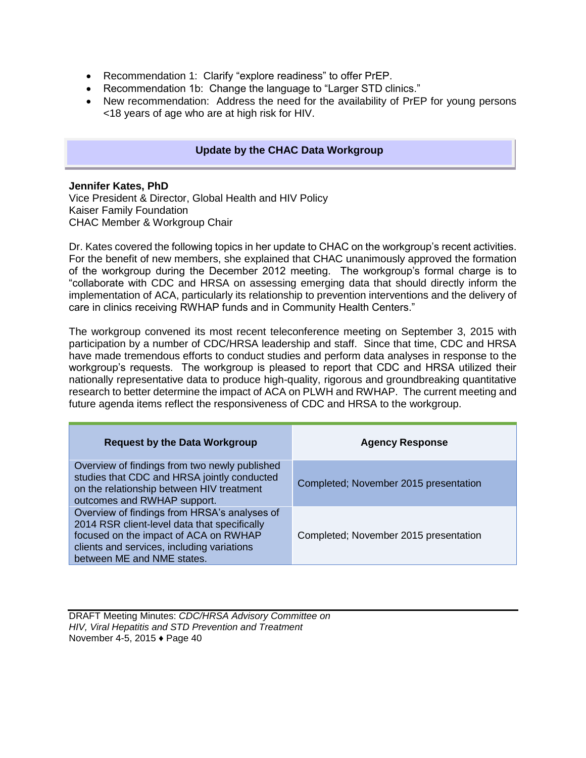- Recommendation 1: Clarify "explore readiness" to offer PrEP.
- Recommendation 1b: Change the language to "Larger STD clinics."
- New recommendation: Address the need for the availability of PrEP for young persons <18 years of age who are at high risk for HIV.

## Update by the CHAC Data Workgroup

**Jennifer Kates, PhD**
Vice President & Director, Global Health and HIV Policy
Kaiser Family Foundation
CHAC Member & Workgroup Chair

Dr. Kates covered the following topics in her update to CHAC on the workgroup's recent activities. For the benefit of new members, she explained that CHAC unanimously approved the formation of the workgroup during the December 2012 meeting. The workgroup's formal charge is to "collaborate with CDC and HRSA on assessing emerging data that should directly inform the implementation of ACA, particularly its relationship to prevention interventions and the delivery of care in clinics receiving RWHAP funds and in Community Health Centers."

The workgroup convened its most recent teleconference meeting on September 3, 2015 with participation by a number of CDC/HRSA leadership and staff. Since that time, CDC and HRSA have made tremendous efforts to conduct studies and perform data analyses in response to the workgroup's requests. The workgroup is pleased to report that CDC and HRSA utilized their nationally representative data to produce high-quality, rigorous and groundbreaking quantitative research to better determine the impact of ACA on PLWH and RWHAP. The current meeting and future agenda items reflect the responsiveness of CDC and HRSA to the workgroup.

| Request by the Data Workgroup | Agency Response |
|---|---|
| Overview of findings from two newly published studies that CDC and HRSA jointly conducted on the relationship between HIV treatment outcomes and RWHAP support. | Completed; November 2015 presentation |
| Overview of findings from HRSA's analyses of 2014 RSR client-level data that specifically focused on the impact of ACA on RWHAP clients and services, including variations between ME and NME states. | Completed; November 2015 presentation |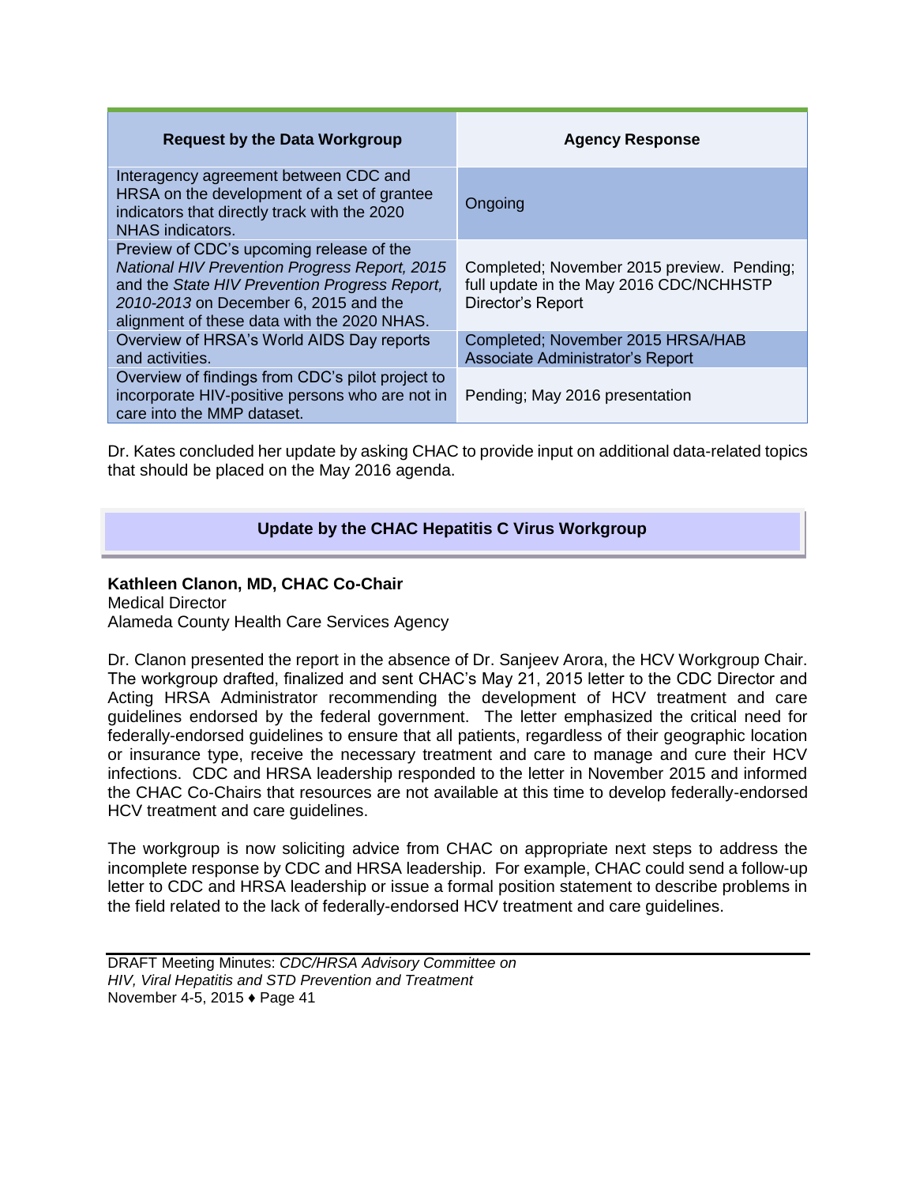| Request by the Data Workgroup | Agency Response |
|---|---|
| Interagency agreement between CDC and HRSA on the development of a set of grantee indicators that directly track with the 2020 NHAS indicators. | Ongoing |
| Preview of CDC's upcoming release of the *National HIV Prevention Progress Report, 2015* and the *State HIV Prevention Progress Report, 2010-2013* on December 6, 2015 and the alignment of these data with the 2020 NHAS. | Completed; November 2015 preview. Pending; full update in the May 2016 CDC/NCHHSTP Director's Report |
| Overview of HRSA's World AIDS Day reports and activities. | Completed; November 2015 HRSA/HAB Associate Administrator's Report |
| Overview of findings from CDC's pilot project to incorporate HIV-positive persons who are not in care into the MMP dataset. | Pending; May 2016 presentation |

Dr. Kates concluded her update by asking CHAC to provide input on additional data-related topics that should be placed on the May 2016 agenda.

## Update by the CHAC Hepatitis C Virus Workgroup

**Kathleen Clanon, MD, CHAC Co-Chair**
Medical Director
Alameda County Health Care Services Agency

Dr. Clanon presented the report in the absence of Dr. Sanjeev Arora, the HCV Workgroup Chair. The workgroup drafted, finalized and sent CHAC's May 21, 2015 letter to the CDC Director and Acting HRSA Administrator recommending the development of HCV treatment and care guidelines endorsed by the federal government. The letter emphasized the critical need for federally-endorsed guidelines to ensure that all patients, regardless of their geographic location or insurance type, receive the necessary treatment and care to manage and cure their HCV infections. CDC and HRSA leadership responded to the letter in November 2015 and informed the CHAC Co-Chairs that resources are not available at this time to develop federally-endorsed HCV treatment and care guidelines.

The workgroup is now soliciting advice from CHAC on appropriate next steps to address the incomplete response by CDC and HRSA leadership. For example, CHAC could send a follow-up letter to CDC and HRSA leadership or issue a formal position statement to describe problems in the field related to the lack of federally-endorsed HCV treatment and care guidelines.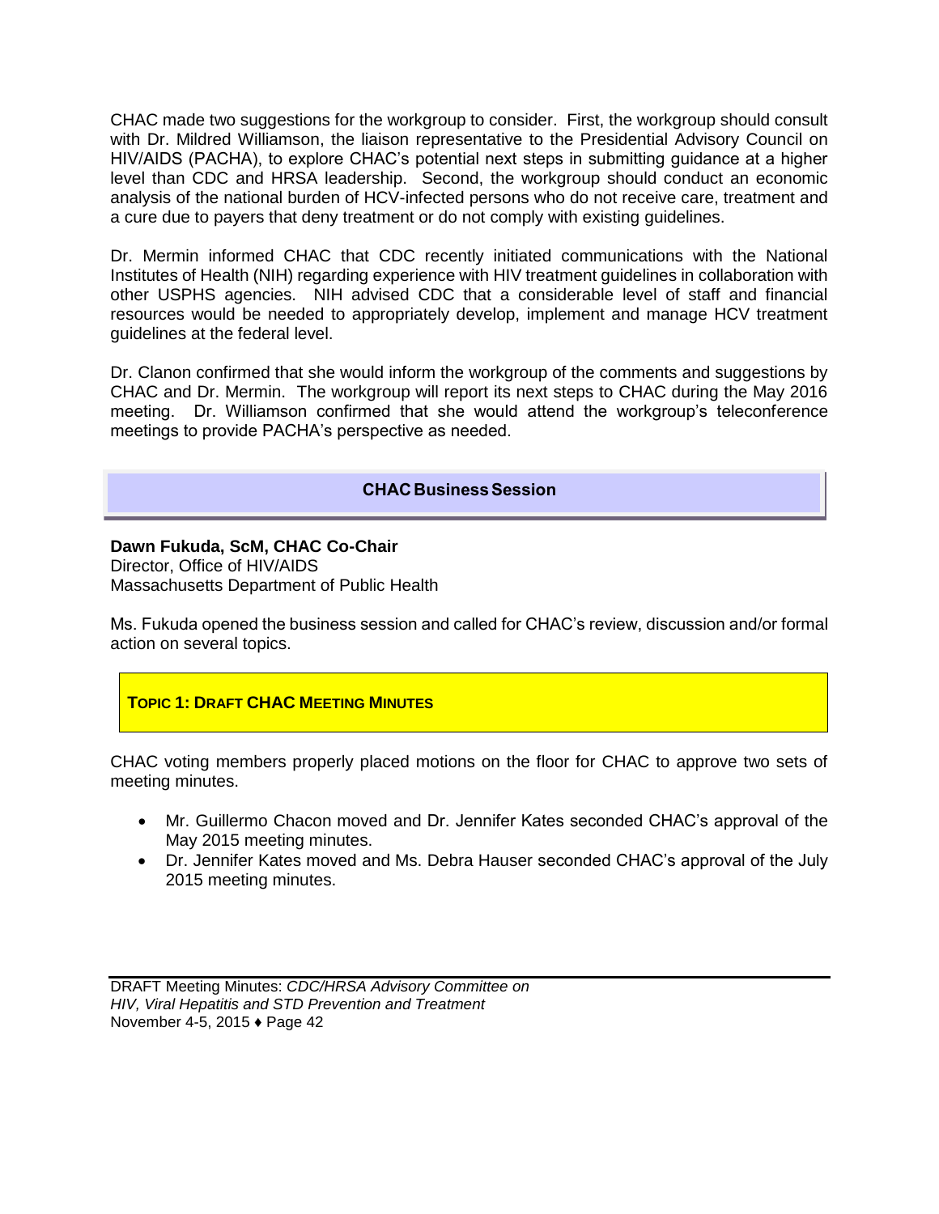CHAC made two suggestions for the workgroup to consider. First, the workgroup should consult with Dr. Mildred Williamson, the liaison representative to the Presidential Advisory Council on HIV/AIDS (PACHA), to explore CHAC's potential next steps in submitting guidance at a higher level than CDC and HRSA leadership. Second, the workgroup should conduct an economic analysis of the national burden of HCV-infected persons who do not receive care, treatment and a cure due to payers that deny treatment or do not comply with existing guidelines.

Dr. Mermin informed CHAC that CDC recently initiated communications with the National Institutes of Health (NIH) regarding experience with HIV treatment guidelines in collaboration with other USPHS agencies. NIH advised CDC that a considerable level of staff and financial resources would be needed to appropriately develop, implement and manage HCV treatment guidelines at the federal level.

Dr. Clanon confirmed that she would inform the workgroup of the comments and suggestions by CHAC and Dr. Mermin. The workgroup will report its next steps to CHAC during the May 2016 meeting. Dr. Williamson confirmed that she would attend the workgroup's teleconference meetings to provide PACHA's perspective as needed.

## CHAC Business Session

**Dawn Fukuda, ScM, CHAC Co-Chair**
Director, Office of HIV/AIDS
Massachusetts Department of Public Health

Ms. Fukuda opened the business session and called for CHAC's review, discussion and/or formal action on several topics.

### TOPIC 1: DRAFT CHAC MEETING MINUTES

CHAC voting members properly placed motions on the floor for CHAC to approve two sets of meeting minutes.

- Mr. Guillermo Chacon moved and Dr. Jennifer Kates seconded CHAC's approval of the May 2015 meeting minutes.
- Dr. Jennifer Kates moved and Ms. Debra Hauser seconded CHAC's approval of the July 2015 meeting minutes.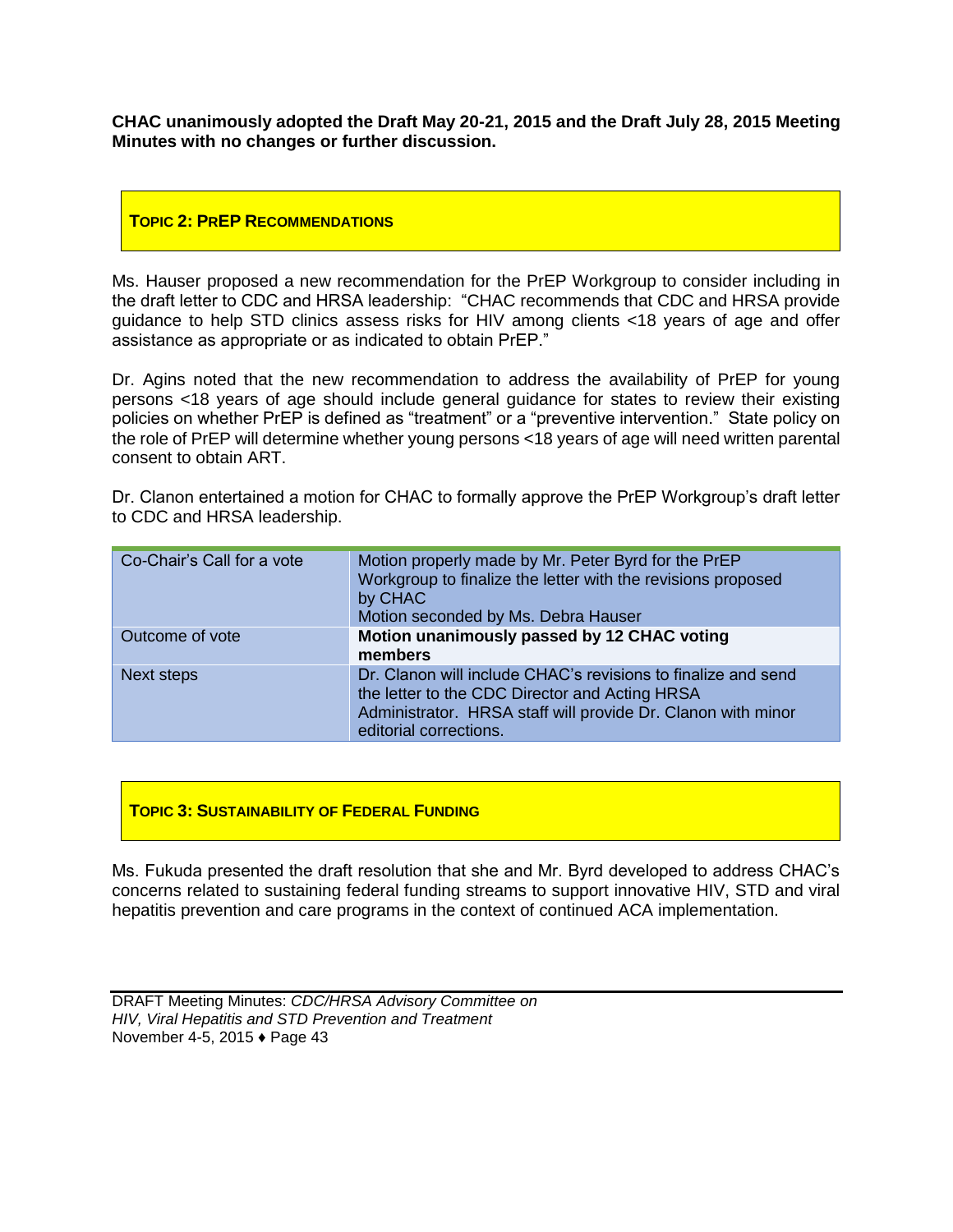**CHAC unanimously adopted the Draft May 20-21, 2015 and the Draft July 28, 2015 Meeting Minutes with no changes or further discussion.**

## TOPIC 2: PREP RECOMMENDATIONS

Ms. Hauser proposed a new recommendation for the PrEP Workgroup to consider including in the draft letter to CDC and HRSA leadership: "CHAC recommends that CDC and HRSA provide guidance to help STD clinics assess risks for HIV among clients <18 years of age and offer assistance as appropriate or as indicated to obtain PrEP."

Dr. Agins noted that the new recommendation to address the availability of PrEP for young persons <18 years of age should include general guidance for states to review their existing policies on whether PrEP is defined as "treatment" or a "preventive intervention." State policy on the role of PrEP will determine whether young persons <18 years of age will need written parental consent to obtain ART.

Dr. Clanon entertained a motion for CHAC to formally approve the PrEP Workgroup's draft letter to CDC and HRSA leadership.

| | |
|---|---|
| Co-Chair's Call for a vote | Motion properly made by Mr. Peter Byrd for the PrEP Workgroup to finalize the letter with the revisions proposed by CHAC<br>Motion seconded by Ms. Debra Hauser |
| Outcome of vote | **Motion unanimously passed by 12 CHAC voting members** |
| Next steps | Dr. Clanon will include CHAC's revisions to finalize and send the letter to the CDC Director and Acting HRSA Administrator. HRSA staff will provide Dr. Clanon with minor editorial corrections. |

## TOPIC 3: SUSTAINABILITY OF FEDERAL FUNDING

Ms. Fukuda presented the draft resolution that she and Mr. Byrd developed to address CHAC's concerns related to sustaining federal funding streams to support innovative HIV, STD and viral hepatitis prevention and care programs in the context of continued ACA implementation.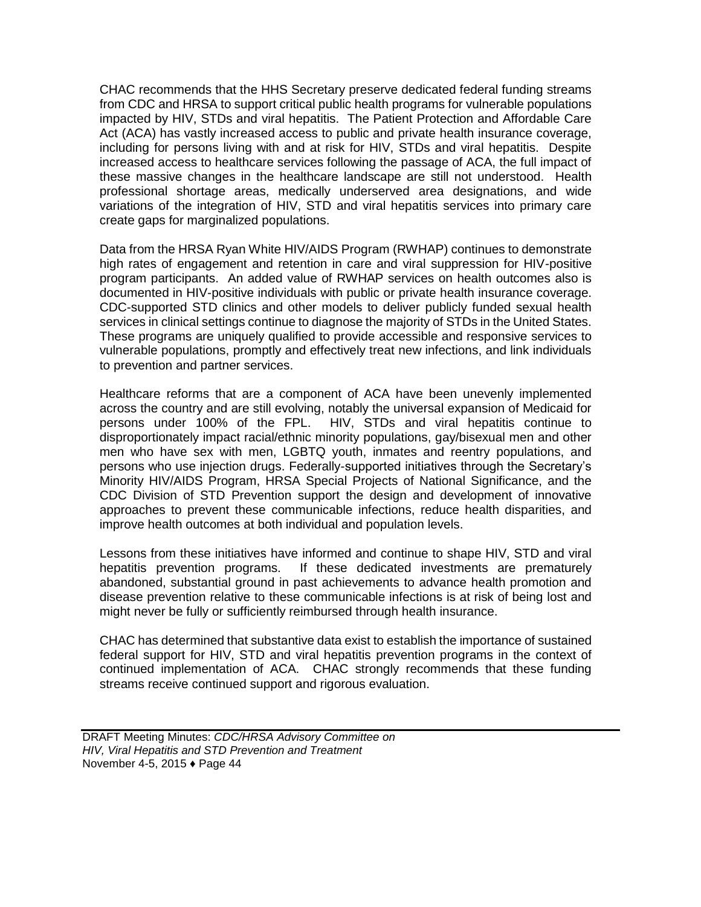CHAC recommends that the HHS Secretary preserve dedicated federal funding streams from CDC and HRSA to support critical public health programs for vulnerable populations impacted by HIV, STDs and viral hepatitis. The Patient Protection and Affordable Care Act (ACA) has vastly increased access to public and private health insurance coverage, including for persons living with and at risk for HIV, STDs and viral hepatitis. Despite increased access to healthcare services following the passage of ACA, the full impact of these massive changes in the healthcare landscape are still not understood. Health professional shortage areas, medically underserved area designations, and wide variations of the integration of HIV, STD and viral hepatitis services into primary care create gaps for marginalized populations.

Data from the HRSA Ryan White HIV/AIDS Program (RWHAP) continues to demonstrate high rates of engagement and retention in care and viral suppression for HIV-positive program participants. An added value of RWHAP services on health outcomes also is documented in HIV-positive individuals with public or private health insurance coverage. CDC-supported STD clinics and other models to deliver publicly funded sexual health services in clinical settings continue to diagnose the majority of STDs in the United States. These programs are uniquely qualified to provide accessible and responsive services to vulnerable populations, promptly and effectively treat new infections, and link individuals to prevention and partner services.

Healthcare reforms that are a component of ACA have been unevenly implemented across the country and are still evolving, notably the universal expansion of Medicaid for persons under 100% of the FPL. HIV, STDs and viral hepatitis continue to disproportionately impact racial/ethnic minority populations, gay/bisexual men and other men who have sex with men, LGBTQ youth, inmates and reentry populations, and persons who use injection drugs. Federally-supported initiatives through the Secretary's Minority HIV/AIDS Program, HRSA Special Projects of National Significance, and the CDC Division of STD Prevention support the design and development of innovative approaches to prevent these communicable infections, reduce health disparities, and improve health outcomes at both individual and population levels.

Lessons from these initiatives have informed and continue to shape HIV, STD and viral hepatitis prevention programs. If these dedicated investments are prematurely abandoned, substantial ground in past achievements to advance health promotion and disease prevention relative to these communicable infections is at risk of being lost and might never be fully or sufficiently reimbursed through health insurance.

CHAC has determined that substantive data exist to establish the importance of sustained federal support for HIV, STD and viral hepatitis prevention programs in the context of continued implementation of ACA. CHAC strongly recommends that these funding streams receive continued support and rigorous evaluation.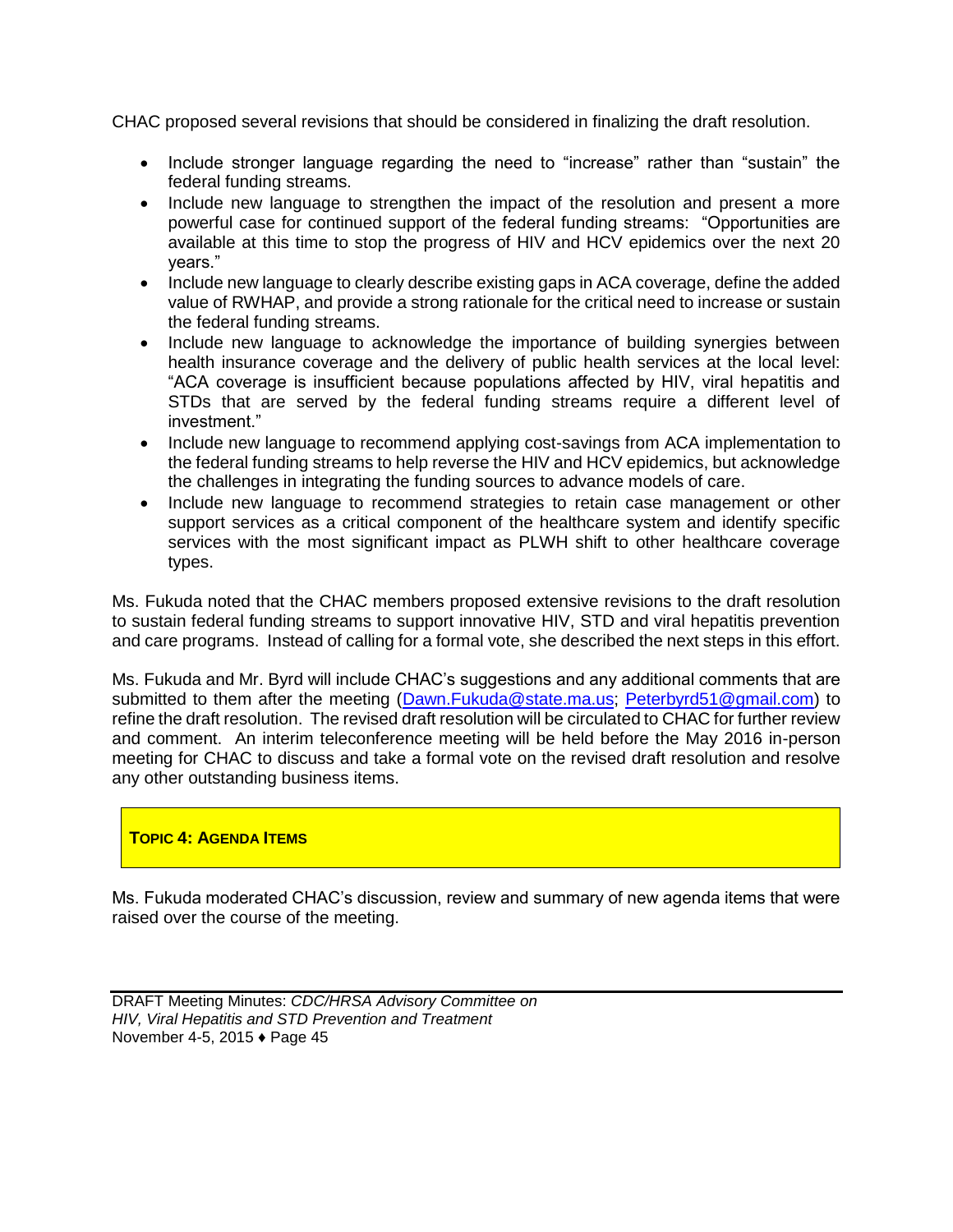CHAC proposed several revisions that should be considered in finalizing the draft resolution.

- Include stronger language regarding the need to "increase" rather than "sustain" the federal funding streams.
- Include new language to strengthen the impact of the resolution and present a more powerful case for continued support of the federal funding streams: "Opportunities are available at this time to stop the progress of HIV and HCV epidemics over the next 20 years."
- Include new language to clearly describe existing gaps in ACA coverage, define the added value of RWHAP, and provide a strong rationale for the critical need to increase or sustain the federal funding streams.
- Include new language to acknowledge the importance of building synergies between health insurance coverage and the delivery of public health services at the local level: "ACA coverage is insufficient because populations affected by HIV, viral hepatitis and STDs that are served by the federal funding streams require a different level of investment."
- Include new language to recommend applying cost-savings from ACA implementation to the federal funding streams to help reverse the HIV and HCV epidemics, but acknowledge the challenges in integrating the funding sources to advance models of care.
- Include new language to recommend strategies to retain case management or other support services as a critical component of the healthcare system and identify specific services with the most significant impact as PLWH shift to other healthcare coverage types.

Ms. Fukuda noted that the CHAC members proposed extensive revisions to the draft resolution to sustain federal funding streams to support innovative HIV, STD and viral hepatitis prevention and care programs. Instead of calling for a formal vote, she described the next steps in this effort.

Ms. Fukuda and Mr. Byrd will include CHAC's suggestions and any additional comments that are submitted to them after the meeting (Dawn.Fukuda@state.ma.us; Peterbyrd51@gmail.com) to refine the draft resolution. The revised draft resolution will be circulated to CHAC for further review and comment. An interim teleconference meeting will be held before the May 2016 in-person meeting for CHAC to discuss and take a formal vote on the revised draft resolution and resolve any other outstanding business items.

## TOPIC 4: AGENDA ITEMS

Ms. Fukuda moderated CHAC's discussion, review and summary of new agenda items that were raised over the course of the meeting.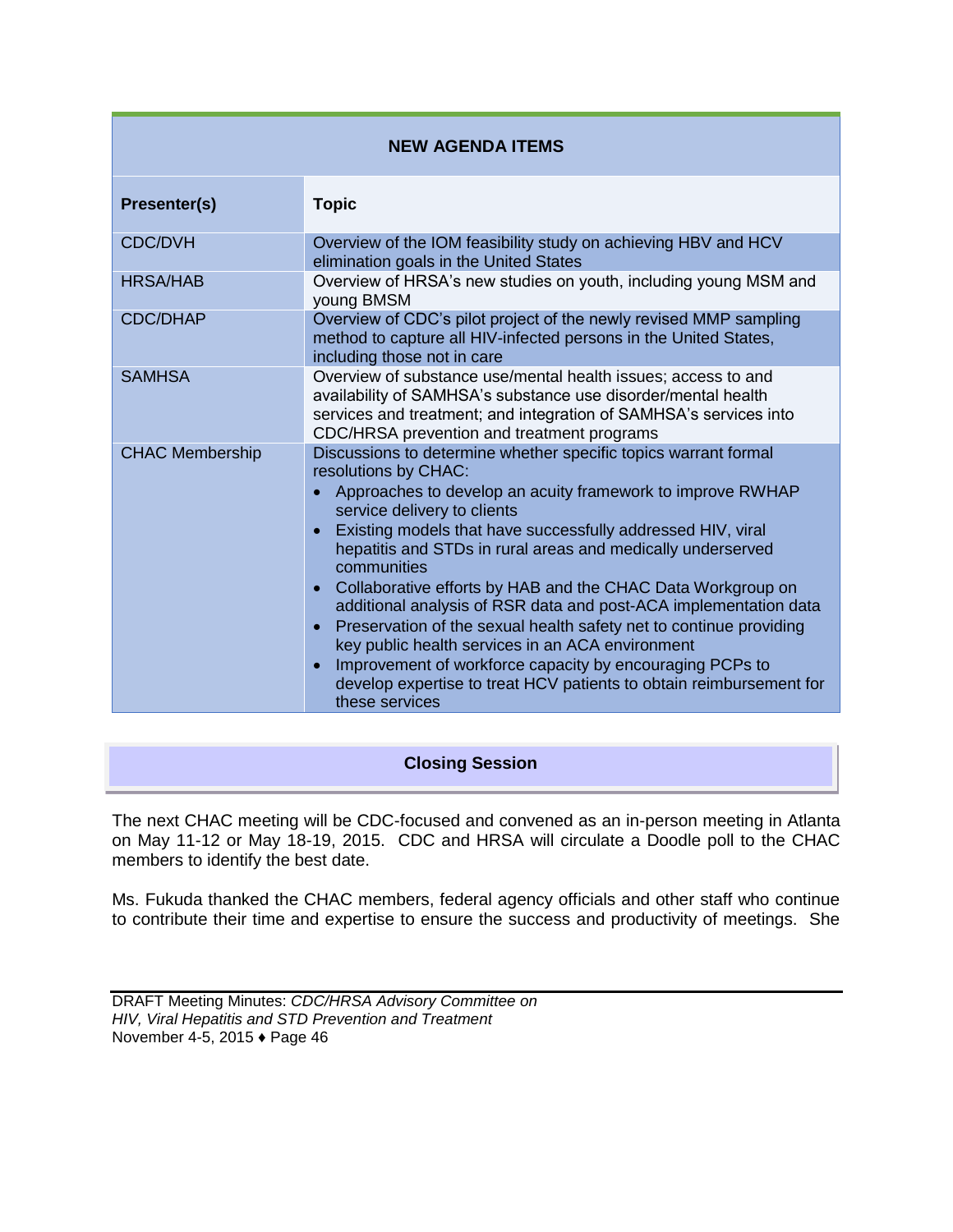| NEW AGENDA ITEMS | |
|---|---|
| **Presenter(s)** | **Topic** |
| CDC/DVH | Overview of the IOM feasibility study on achieving HBV and HCV elimination goals in the United States |
| HRSA/HAB | Overview of HRSA's new studies on youth, including young MSM and young BMSM |
| CDC/DHAP | Overview of CDC's pilot project of the newly revised MMP sampling method to capture all HIV-infected persons in the United States, including those not in care |
| SAMHSA | Overview of substance use/mental health issues; access to and availability of SAMHSA's substance use disorder/mental health services and treatment; and integration of SAMHSA's services into CDC/HRSA prevention and treatment programs |
| CHAC Membership | Discussions to determine whether specific topics warrant formal resolutions by CHAC:<br>• Approaches to develop an acuity framework to improve RWHAP service delivery to clients<br>• Existing models that have successfully addressed HIV, viral hepatitis and STDs in rural areas and medically underserved communities<br>• Collaborative efforts by HAB and the CHAC Data Workgroup on additional analysis of RSR data and post-ACA implementation data<br>• Preservation of the sexual health safety net to continue providing key public health services in an ACA environment<br>• Improvement of workforce capacity by encouraging PCPs to develop expertise to treat HCV patients to obtain reimbursement for these services |

## Closing Session

The next CHAC meeting will be CDC-focused and convened as an in-person meeting in Atlanta on May 11-12 or May 18-19, 2015. CDC and HRSA will circulate a Doodle poll to the CHAC members to identify the best date.

Ms. Fukuda thanked the CHAC members, federal agency officials and other staff who continue to contribute their time and expertise to ensure the success and productivity of meetings. She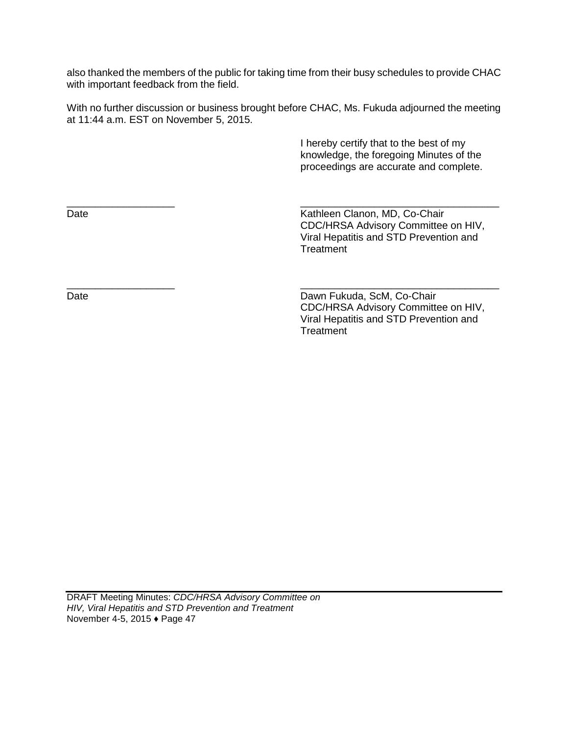also thanked the members of the public for taking time from their busy schedules to provide CHAC with important feedback from the field.

With no further discussion or business brought before CHAC, Ms. Fukuda adjourned the meeting at 11:44 a.m. EST on November 5, 2015.

I hereby certify that to the best of my knowledge, the foregoing Minutes of the proceedings are accurate and complete.

| | |
|---|---|
| ____________________ | ____________________________________ |
| Date | Kathleen Clanon, MD, Co-Chair<br>CDC/HRSA Advisory Committee on HIV, Viral Hepatitis and STD Prevention and Treatment |
| ____________________ | ____________________________________ |
| Date | Dawn Fukuda, ScM, Co-Chair<br>CDC/HRSA Advisory Committee on HIV, Viral Hepatitis and STD Prevention and Treatment |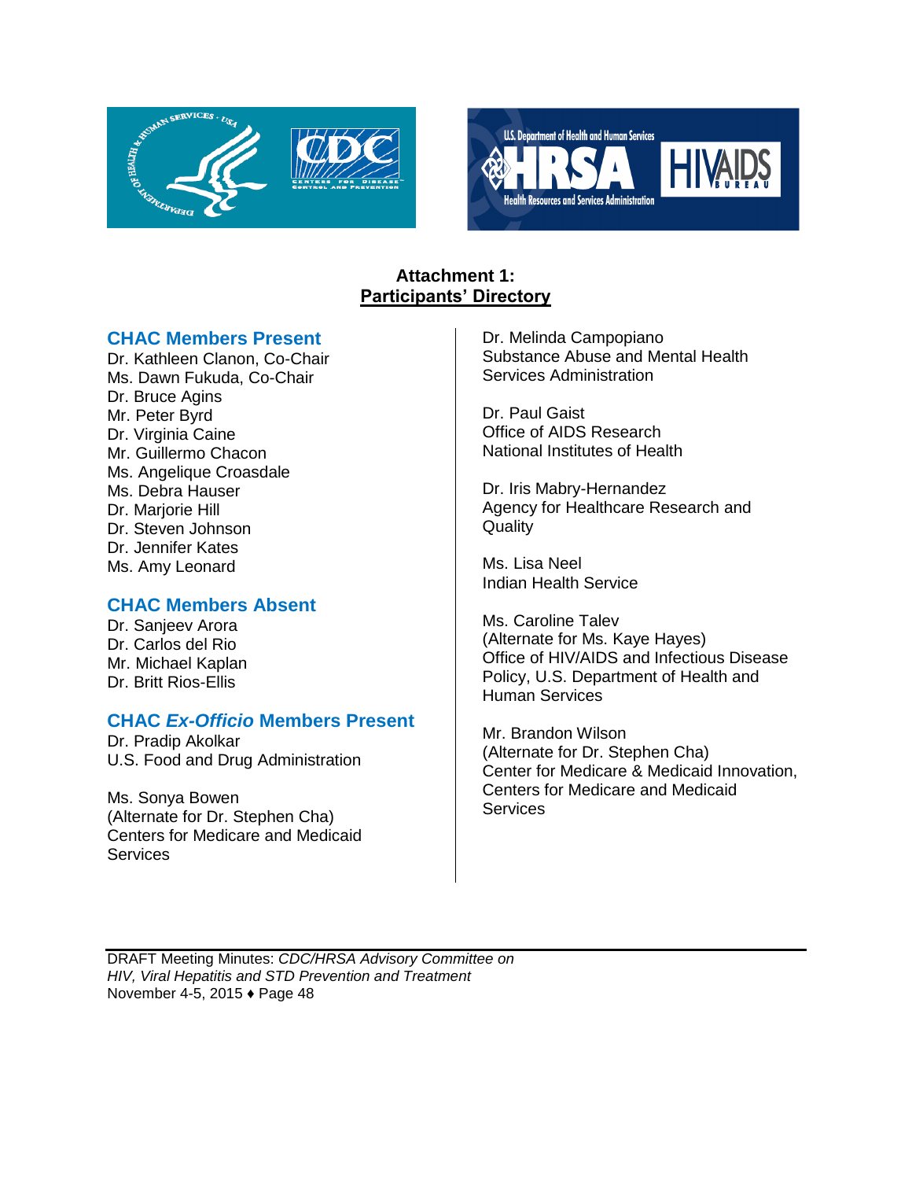# Attachment 1:
## Participants' Directory

### CHAC Members Present

Dr. Kathleen Clanon, Co-Chair
Ms. Dawn Fukuda, Co-Chair
Dr. Bruce Agins
Mr. Peter Byrd
Dr. Virginia Caine
Mr. Guillermo Chacon
Ms. Angelique Croasdale
Ms. Debra Hauser
Dr. Marjorie Hill
Dr. Steven Johnson
Dr. Jennifer Kates
Ms. Amy Leonard

### CHAC Members Absent

Dr. Sanjeev Arora
Dr. Carlos del Rio
Mr. Michael Kaplan
Dr. Britt Rios-Ellis

### CHAC *Ex-Officio* Members Present

Dr. Pradip Akolkar
U.S. Food and Drug Administration

Ms. Sonya Bowen
(Alternate for Dr. Stephen Cha)
Centers for Medicare and Medicaid Services

Dr. Melinda Campopiano
Substance Abuse and Mental Health Services Administration

Dr. Paul Gaist
Office of AIDS Research
National Institutes of Health

Dr. Iris Mabry-Hernandez
Agency for Healthcare Research and Quality

Ms. Lisa Neel
Indian Health Service

Ms. Caroline Talev
(Alternate for Ms. Kaye Hayes)
Office of HIV/AIDS and Infectious Disease Policy, U.S. Department of Health and Human Services

Mr. Brandon Wilson
(Alternate for Dr. Stephen Cha)
Center for Medicare & Medicaid Innovation, Centers for Medicare and Medicaid Services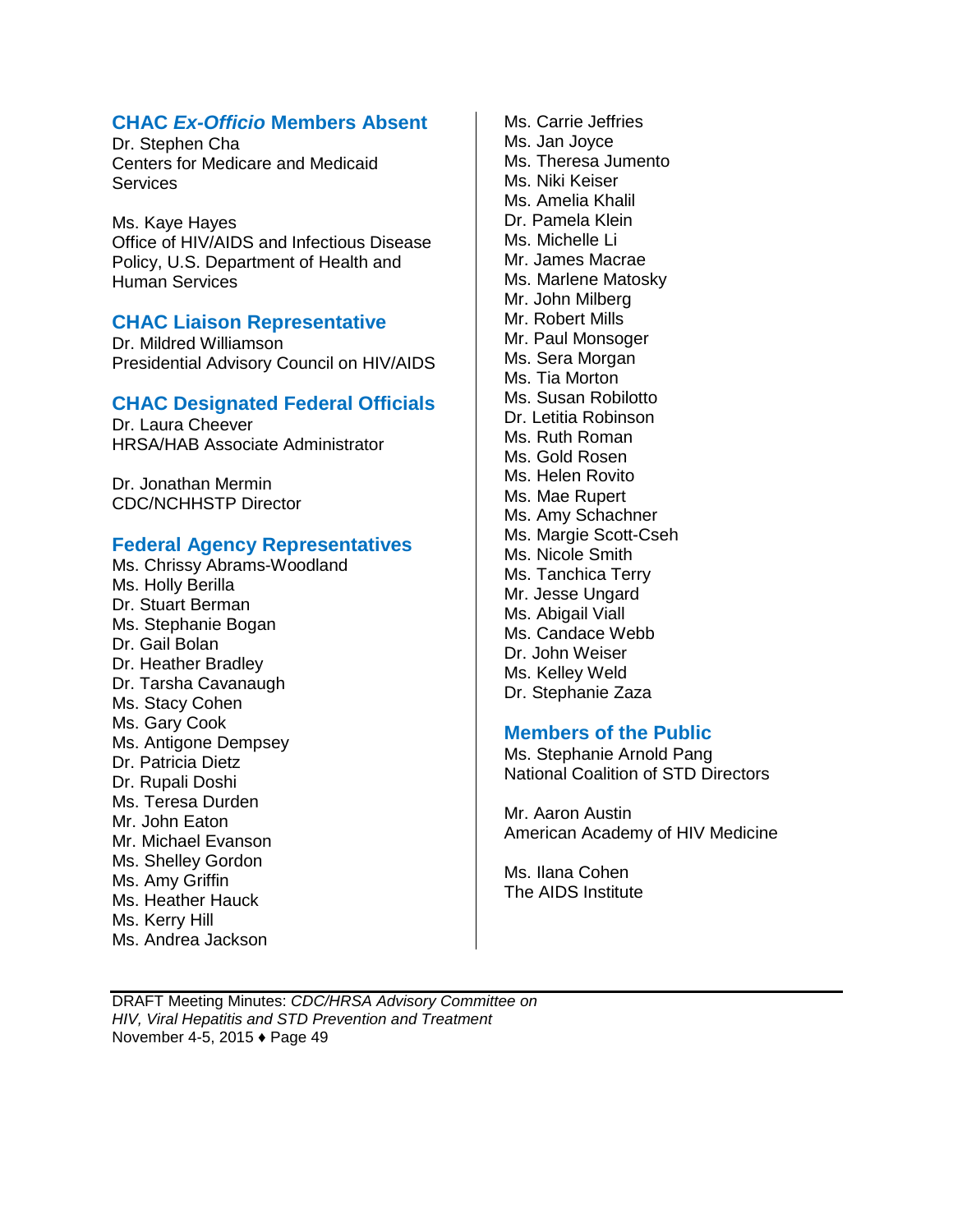## CHAC *Ex-Officio* Members Absent

Dr. Stephen Cha
Centers for Medicare and Medicaid Services

Ms. Kaye Hayes
Office of HIV/AIDS and Infectious Disease Policy, U.S. Department of Health and Human Services

## CHAC Liaison Representative

Dr. Mildred Williamson
Presidential Advisory Council on HIV/AIDS

## CHAC Designated Federal Officials

Dr. Laura Cheever
HRSA/HAB Associate Administrator

Dr. Jonathan Mermin
CDC/NCHHSTP Director

## Federal Agency Representatives

Ms. Chrissy Abrams-Woodland
Ms. Holly Berilla
Dr. Stuart Berman
Ms. Stephanie Bogan
Dr. Gail Bolan
Dr. Heather Bradley
Dr. Tarsha Cavanaugh
Ms. Stacy Cohen
Ms. Gary Cook
Ms. Antigone Dempsey
Dr. Patricia Dietz
Dr. Rupali Doshi
Ms. Teresa Durden
Mr. John Eaton
Mr. Michael Evanson
Ms. Shelley Gordon
Ms. Amy Griffin
Ms. Heather Hauck
Ms. Kerry Hill
Ms. Andrea Jackson
Ms. Carrie Jeffries
Ms. Jan Joyce
Ms. Theresa Jumento
Ms. Niki Keiser
Ms. Amelia Khalil
Dr. Pamela Klein
Ms. Michelle Li
Mr. James Macrae
Ms. Marlene Matosky
Mr. John Milberg
Mr. Robert Mills
Mr. Paul Monsoger
Ms. Sera Morgan
Ms. Tia Morton
Ms. Susan Robilotto
Dr. Letitia Robinson
Ms. Ruth Roman
Ms. Gold Rosen
Ms. Helen Rovito
Ms. Mae Rupert
Ms. Amy Schachner
Ms. Margie Scott-Cseh
Ms. Nicole Smith
Ms. Tanchica Terry
Mr. Jesse Ungard
Ms. Abigail Viall
Ms. Candace Webb
Dr. John Weiser
Ms. Kelley Weld
Dr. Stephanie Zaza

## Members of the Public

Ms. Stephanie Arnold Pang
National Coalition of STD Directors

Mr. Aaron Austin
American Academy of HIV Medicine

Ms. Ilana Cohen
The AIDS Institute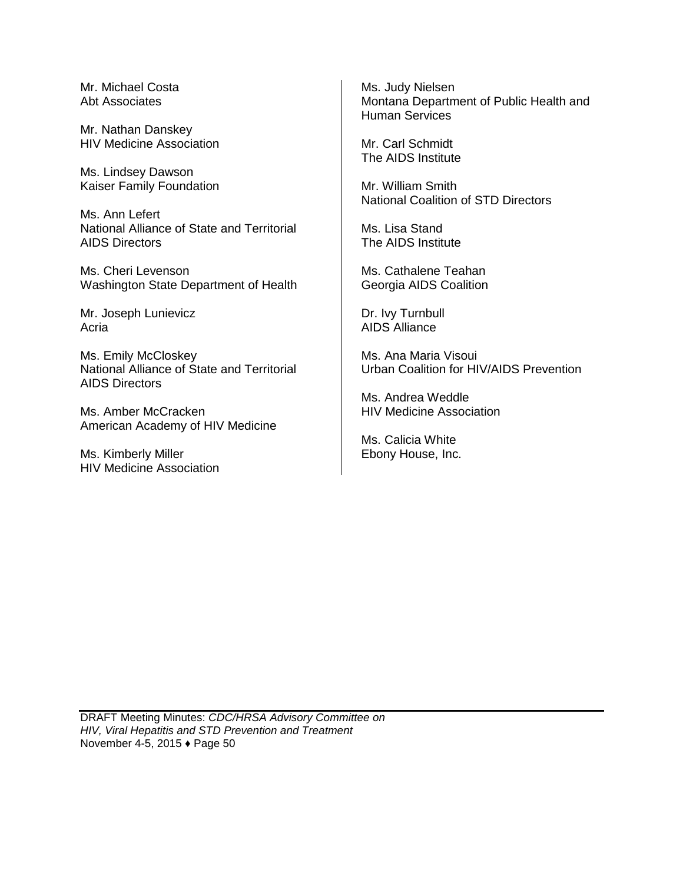Mr. Michael Costa
Abt Associates

Mr. Nathan Danskey
HIV Medicine Association

Ms. Lindsey Dawson
Kaiser Family Foundation

Ms. Ann Lefert
National Alliance of State and Territorial AIDS Directors

Ms. Cheri Levenson
Washington State Department of Health

Mr. Joseph Lunievicz
Acria

Ms. Emily McCloskey
National Alliance of State and Territorial AIDS Directors

Ms. Amber McCracken
American Academy of HIV Medicine

Ms. Kimberly Miller
HIV Medicine Association

Ms. Judy Nielsen
Montana Department of Public Health and Human Services

Mr. Carl Schmidt
The AIDS Institute

Mr. William Smith
National Coalition of STD Directors

Ms. Lisa Stand
The AIDS Institute

Ms. Cathalene Teahan
Georgia AIDS Coalition

Dr. Ivy Turnbull
AIDS Alliance

Ms. Ana Maria Visoui
Urban Coalition for HIV/AIDS Prevention

Ms. Andrea Weddle
HIV Medicine Association

Ms. Calicia White
Ebony House, Inc.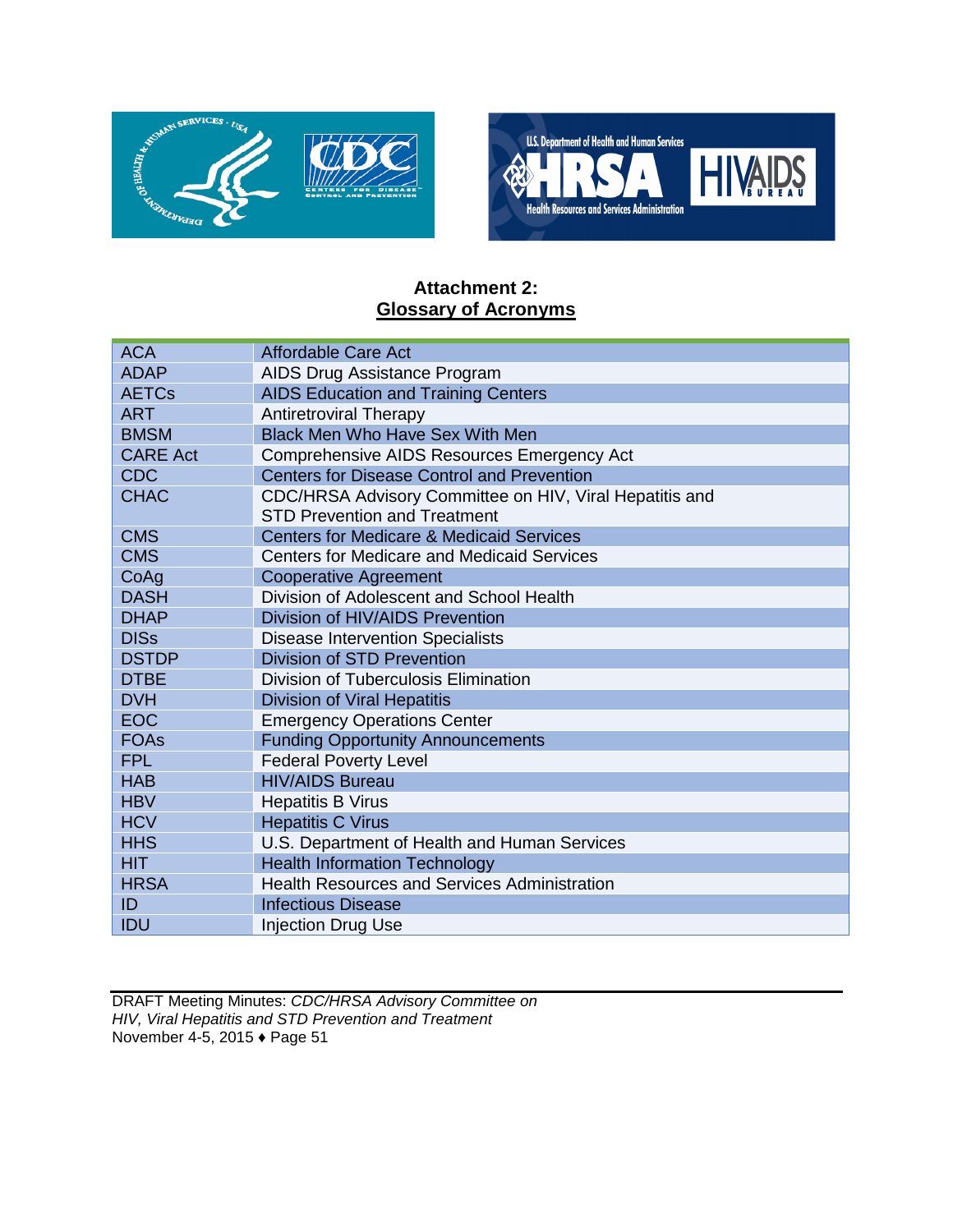**Attachment 2:**
**Glossary of Acronyms**

| | |
|---|---|
| ACA | Affordable Care Act |
| ADAP | AIDS Drug Assistance Program |
| AETCs | AIDS Education and Training Centers |
| ART | Antiretroviral Therapy |
| BMSM | Black Men Who Have Sex With Men |
| CARE Act | Comprehensive AIDS Resources Emergency Act |
| CDC | Centers for Disease Control and Prevention |
| CHAC | CDC/HRSA Advisory Committee on HIV, Viral Hepatitis and STD Prevention and Treatment |
| CMS | Centers for Medicare & Medicaid Services |
| CMS | Centers for Medicare and Medicaid Services |
| CoAg | Cooperative Agreement |
| DASH | Division of Adolescent and School Health |
| DHAP | Division of HIV/AIDS Prevention |
| DISs | Disease Intervention Specialists |
| DSTDP | Division of STD Prevention |
| DTBE | Division of Tuberculosis Elimination |
| DVH | Division of Viral Hepatitis |
| EOC | Emergency Operations Center |
| FOAs | Funding Opportunity Announcements |
| FPL | Federal Poverty Level |
| HAB | HIV/AIDS Bureau |
| HBV | Hepatitis B Virus |
| HCV | Hepatitis C Virus |
| HHS | U.S. Department of Health and Human Services |
| HIT | Health Information Technology |
| HRSA | Health Resources and Services Administration |
| ID | Infectious Disease |
| IDU | Injection Drug Use |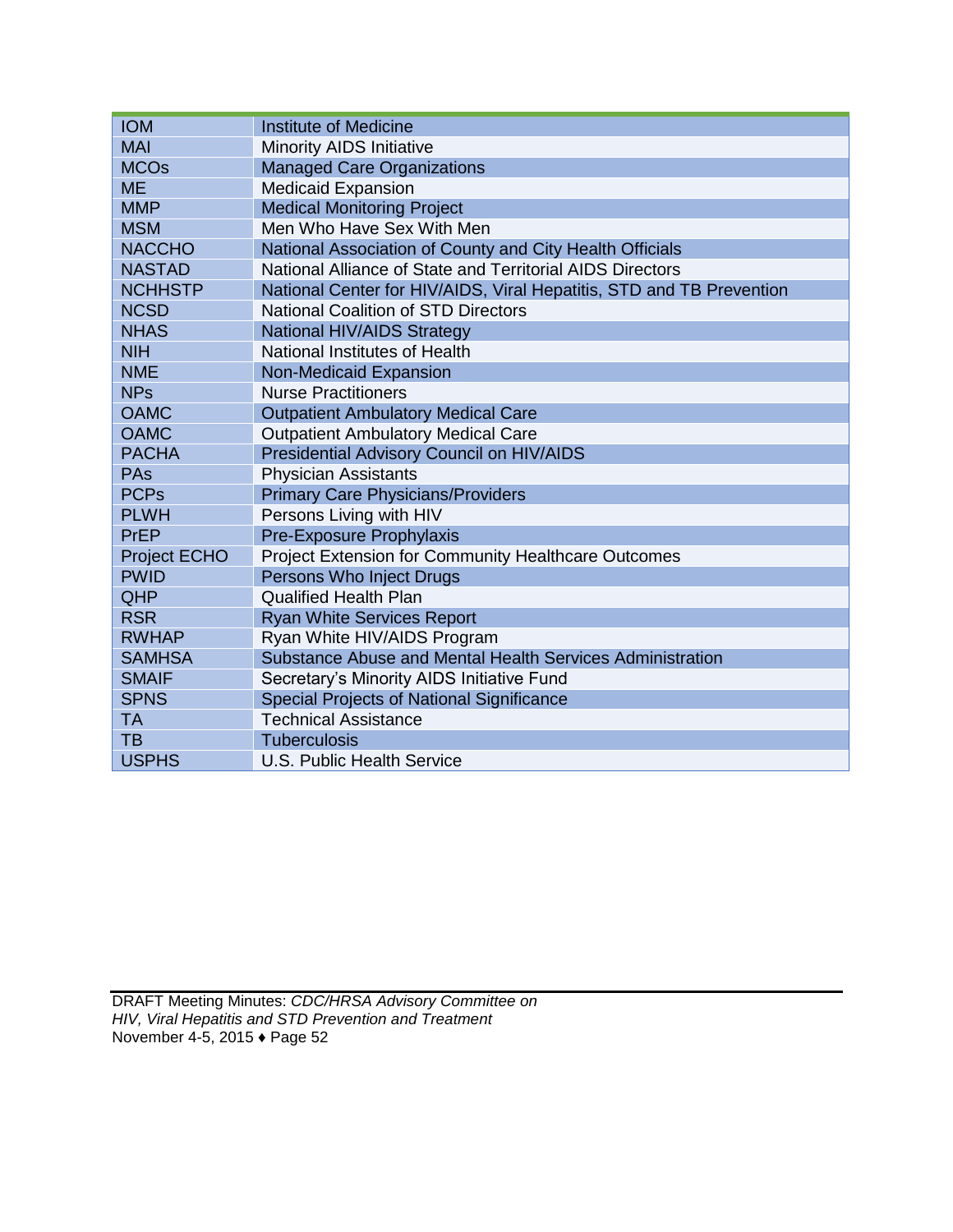| | |
|---|---|
| IOM | Institute of Medicine |
| MAI | Minority AIDS Initiative |
| MCOs | Managed Care Organizations |
| ME | Medicaid Expansion |
| MMP | Medical Monitoring Project |
| MSM | Men Who Have Sex With Men |
| NACCHO | National Association of County and City Health Officials |
| NASTAD | National Alliance of State and Territorial AIDS Directors |
| NCHHSTP | National Center for HIV/AIDS, Viral Hepatitis, STD and TB Prevention |
| NCSD | National Coalition of STD Directors |
| NHAS | National HIV/AIDS Strategy |
| NIH | National Institutes of Health |
| NME | Non-Medicaid Expansion |
| NPs | Nurse Practitioners |
| OAMC | Outpatient Ambulatory Medical Care |
| OAMC | Outpatient Ambulatory Medical Care |
| PACHA | Presidential Advisory Council on HIV/AIDS |
| PAs | Physician Assistants |
| PCPs | Primary Care Physicians/Providers |
| PLWH | Persons Living with HIV |
| PrEP | Pre-Exposure Prophylaxis |
| Project ECHO | Project Extension for Community Healthcare Outcomes |
| PWID | Persons Who Inject Drugs |
| QHP | Qualified Health Plan |
| RSR | Ryan White Services Report |
| RWHAP | Ryan White HIV/AIDS Program |
| SAMHSA | Substance Abuse and Mental Health Services Administration |
| SMAIF | Secretary's Minority AIDS Initiative Fund |
| SPNS | Special Projects of National Significance |
| TA | Technical Assistance |
| TB | Tuberculosis |
| USPHS | U.S. Public Health Service |